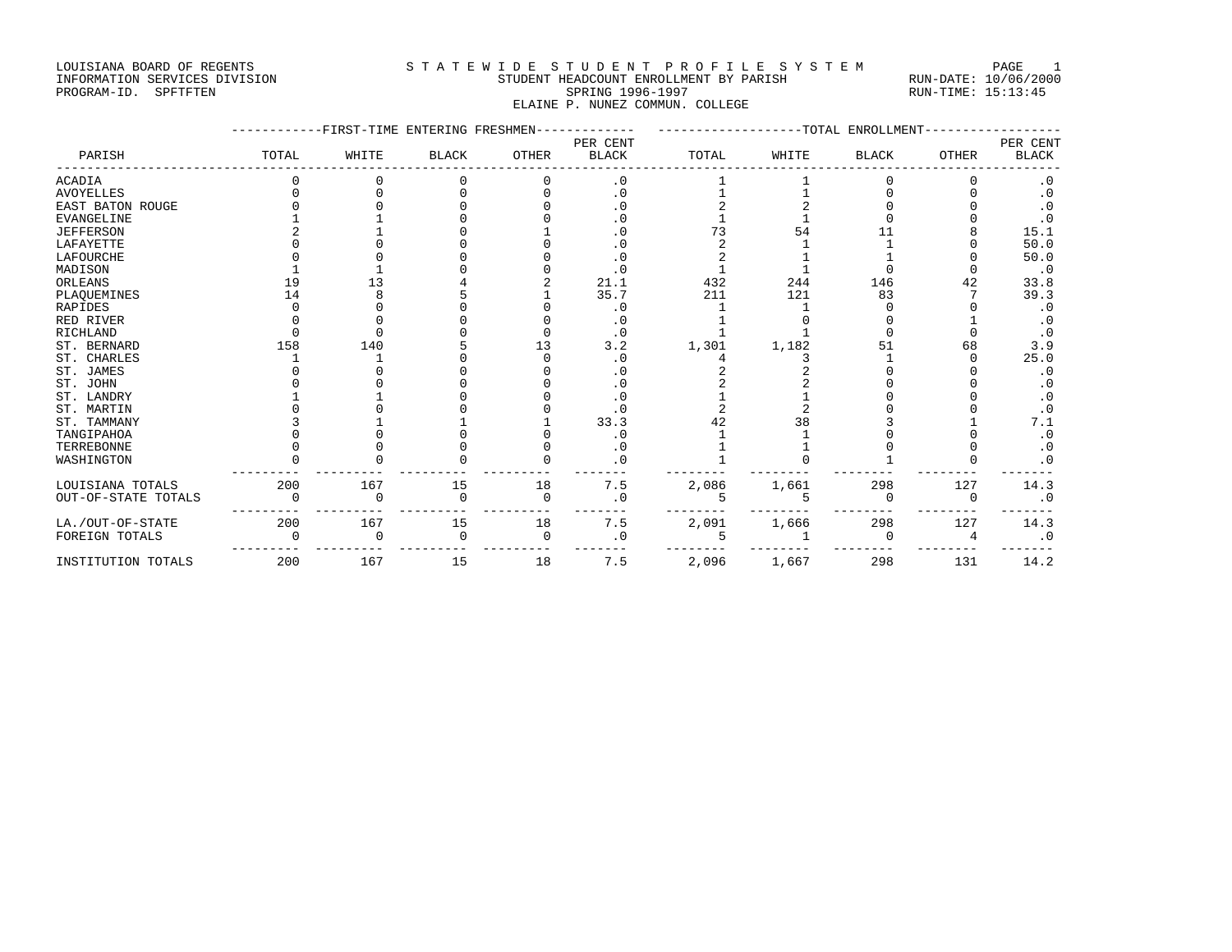LOUISIANA BOARD OF REGENTS
INFORMATION SERVICES DIVISION
PROGRAM-ID. SPFTFTEN

# STATEWIDE STUDENT PROFILE SYSTEM

STUDENT HEADCOUNT ENROLLMENT BY PARISH
SPRING 1996-1997
ELAINE P. NUNEZ COMMUN. COLLEGE

RUN-DATE: 10/06/2000
RUN-TIME: 15:13:45

| PARISH | FIRST-TIME ENTERING FRESHMEN TOTAL | WHITE | BLACK | OTHER | PER CENT BLACK | TOTAL ENROLLMENT TOTAL | WHITE | BLACK | OTHER | PER CENT BLACK |
|---|---|---|---|---|---|---|---|---|---|---|
| ACADIA | 0 | 0 | 0 | 0 | .0 | 1 | 1 | 0 | 0 | .0 |
| AVOYELLES | 0 | 0 | 0 | 0 | .0 | 1 | 1 | 0 | 0 | .0 |
| EAST BATON ROUGE | 0 | 0 | 0 | 0 | .0 | 2 | 2 | 0 | 0 | .0 |
| EVANGELINE | 1 | 1 | 0 | 0 | .0 | 1 | 1 | 0 | 0 | .0 |
| JEFFERSON | 2 | 1 | 0 | 1 | .0 | 73 | 54 | 11 | 8 | 15.1 |
| LAFAYETTE | 0 | 0 | 0 | 0 | .0 | 2 | 1 | 1 | 0 | 50.0 |
| LAFOURCHE | 0 | 0 | 0 | 0 | .0 | 2 | 1 | 1 | 0 | 50.0 |
| MADISON | 1 | 1 | 0 | 0 | .0 | 1 | 1 | 0 | 0 | .0 |
| ORLEANS | 19 | 13 | 4 | 2 | 21.1 | 432 | 244 | 146 | 42 | 33.8 |
| PLAQUEMINES | 14 | 8 | 5 | 1 | 35.7 | 211 | 121 | 83 | 7 | 39.3 |
| RAPIDES | 0 | 0 | 0 | 0 | .0 | 1 | 1 | 0 | 0 | .0 |
| RED RIVER | 0 | 0 | 0 | 0 | .0 | 1 | 0 | 0 | 1 | .0 |
| RICHLAND | 0 | 0 | 0 | 0 | .0 | 1 | 1 | 0 | 0 | .0 |
| ST. BERNARD | 158 | 140 | 5 | 13 | 3.2 | 1,301 | 1,182 | 51 | 68 | 3.9 |
| ST. CHARLES | 1 | 1 | 0 | 0 | .0 | 4 | 3 | 1 | 0 | 25.0 |
| ST. JAMES | 0 | 0 | 0 | 0 | .0 | 2 | 2 | 0 | 0 | .0 |
| ST. JOHN | 0 | 0 | 0 | 0 | .0 | 2 | 2 | 0 | 0 | .0 |
| ST. LANDRY | 1 | 1 | 0 | 0 | .0 | 1 | 1 | 0 | 0 | .0 |
| ST. MARTIN | 0 | 0 | 0 | 0 | .0 | 2 | 2 | 0 | 0 | .0 |
| ST. TAMMANY | 3 | 1 | 1 | 1 | 33.3 | 42 | 38 | 3 | 1 | 7.1 |
| TANGIPAHOA | 0 | 0 | 0 | 0 | .0 | 1 | 1 | 0 | 0 | .0 |
| TERREBONNE | 0 | 0 | 0 | 0 | .0 | 1 | 1 | 0 | 0 | .0 |
| WASHINGTON | 0 | 0 | 0 | 0 | .0 | 1 | 0 | 1 | 0 | .0 |
| LOUISIANA TOTALS | 200 | 167 | 15 | 18 | 7.5 | 2,086 | 1,661 | 298 | 127 | 14.3 |
| OUT-OF-STATE TOTALS | 0 | 0 | 0 | 0 | .0 | 5 | 5 | 0 | 0 | .0 |
| LA./OUT-OF-STATE | 200 | 167 | 15 | 18 | 7.5 | 2,091 | 1,666 | 298 | 127 | 14.3 |
| FOREIGN TOTALS | 0 | 0 | 0 | 0 | .0 | 5 | 1 | 0 | 4 | .0 |
| INSTITUTION TOTALS | 200 | 167 | 15 | 18 | 7.5 | 2,096 | 1,667 | 298 | 131 | 14.2 |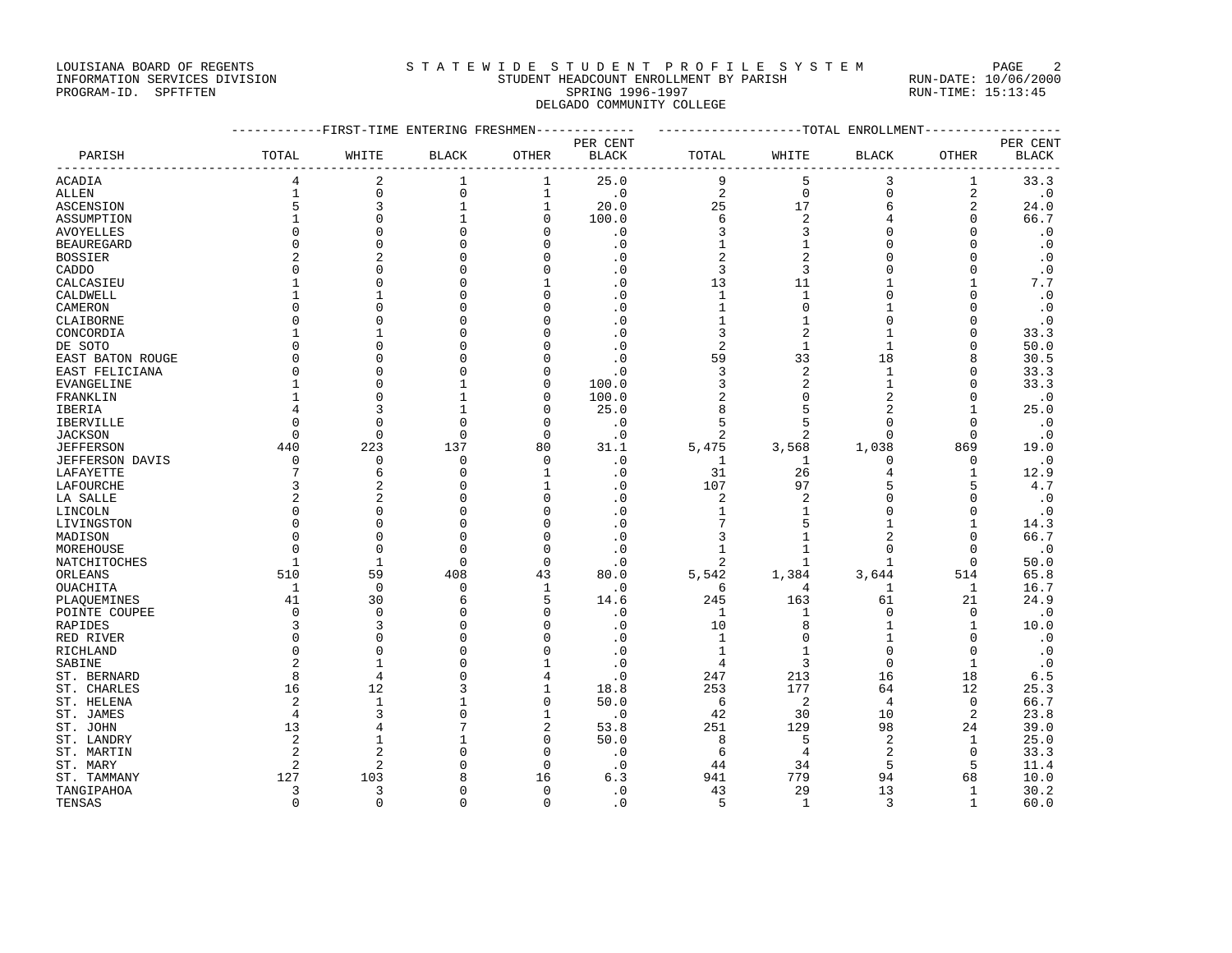LOUISIANA BOARD OF REGENTS
INFORMATION SERVICES DIVISION
PROGRAM-ID. SPFTFTEN

STATEWIDE STUDENT PROFILE SYSTEM
STUDENT HEADCOUNT ENROLLMENT BY PARISH
SPRING 1996-1997
DELGADO COMMUNITY COLLEGE

RUN-DATE: 10/06/2000
RUN-TIME: 15:13:45

| | FIRST-TIME ENTERING FRESHMEN | | | | | TOTAL ENROLLMENT | | | | |
|---|---|---|---|---|---|---|---|---|---|---|
| PARISH | TOTAL | WHITE | BLACK | OTHER | PER CENT BLACK | TOTAL | WHITE | BLACK | OTHER | PER CENT BLACK |
| ACADIA | 4 | 2 | 1 | 1 | 25.0 | 9 | 5 | 3 | 1 | 33.3 |
| ALLEN | 1 | 0 | 0 | 1 | .0 | 2 | 0 | 0 | 2 | .0 |
| ASCENSION | 5 | 3 | 1 | 1 | 20.0 | 25 | 17 | 6 | 2 | 24.0 |
| ASSUMPTION | 1 | 0 | 1 | 0 | 100.0 | 6 | 2 | 4 | 0 | 66.7 |
| AVOYELLES | 0 | 0 | 0 | 0 | .0 | 3 | 3 | 0 | 0 | .0 |
| BEAUREGARD | 0 | 0 | 0 | 0 | .0 | 1 | 1 | 0 | 0 | .0 |
| BOSSIER | 2 | 2 | 0 | 0 | .0 | 2 | 2 | 0 | 0 | .0 |
| CADDO | 0 | 0 | 0 | 0 | .0 | 3 | 3 | 0 | 0 | .0 |
| CALCASIEU | 1 | 0 | 0 | 1 | .0 | 13 | 11 | 1 | 1 | 7.7 |
| CALDWELL | 1 | 1 | 0 | 0 | .0 | 1 | 1 | 0 | 0 | .0 |
| CAMERON | 0 | 0 | 0 | 0 | .0 | 1 | 0 | 1 | 0 | .0 |
| CLAIBORNE | 0 | 0 | 0 | 0 | .0 | 1 | 1 | 0 | 0 | .0 |
| CONCORDIA | 1 | 1 | 0 | 0 | .0 | 3 | 2 | 1 | 0 | 33.3 |
| DE SOTO | 0 | 0 | 0 | 0 | .0 | 2 | 1 | 1 | 0 | 50.0 |
| EAST BATON ROUGE | 0 | 0 | 0 | 0 | .0 | 59 | 33 | 18 | 8 | 30.5 |
| EAST FELICIANA | 0 | 0 | 0 | 0 | .0 | 3 | 2 | 1 | 0 | 33.3 |
| EVANGELINE | 1 | 0 | 1 | 0 | 100.0 | 3 | 2 | 1 | 0 | 33.3 |
| FRANKLIN | 1 | 0 | 1 | 0 | 100.0 | 2 | 0 | 2 | 0 | .0 |
| IBERIA | 4 | 3 | 1 | 0 | 25.0 | 8 | 5 | 2 | 1 | 25.0 |
| IBERVILLE | 0 | 0 | 0 | 0 | .0 | 5 | 5 | 0 | 0 | .0 |
| JACKSON | 0 | 0 | 0 | 0 | .0 | 2 | 2 | 0 | 0 | .0 |
| JEFFERSON | 440 | 223 | 137 | 80 | 31.1 | 5,475 | 3,568 | 1,038 | 869 | 19.0 |
| JEFFERSON DAVIS | 0 | 0 | 0 | 0 | .0 | 1 | 1 | 0 | 0 | .0 |
| LAFAYETTE | 7 | 6 | 0 | 1 | .0 | 31 | 26 | 4 | 1 | 12.9 |
| LAFOURCHE | 3 | 2 | 0 | 1 | .0 | 107 | 97 | 5 | 5 | 4.7 |
| LA SALLE | 2 | 2 | 0 | 0 | .0 | 2 | 2 | 0 | 0 | .0 |
| LINCOLN | 0 | 0 | 0 | 0 | .0 | 1 | 1 | 0 | 0 | .0 |
| LIVINGSTON | 0 | 0 | 0 | 0 | .0 | 7 | 5 | 1 | 1 | 14.3 |
| MADISON | 0 | 0 | 0 | 0 | .0 | 3 | 1 | 2 | 0 | 66.7 |
| MOREHOUSE | 0 | 0 | 0 | 0 | .0 | 1 | 1 | 0 | 0 | .0 |
| NATCHITOCHES | 1 | 1 | 0 | 0 | .0 | 2 | 1 | 1 | 0 | 50.0 |
| ORLEANS | 510 | 59 | 408 | 43 | 80.0 | 5,542 | 1,384 | 3,644 | 514 | 65.8 |
| OUACHITA | 1 | 0 | 0 | 1 | .0 | 6 | 4 | 1 | 1 | 16.7 |
| PLAQUEMINES | 41 | 30 | 6 | 5 | 14.6 | 245 | 163 | 61 | 21 | 24.9 |
| POINTE COUPEE | 0 | 0 | 0 | 0 | .0 | 1 | 1 | 0 | 0 | .0 |
| RAPIDES | 3 | 3 | 0 | 0 | .0 | 10 | 8 | 1 | 1 | 10.0 |
| RED RIVER | 0 | 0 | 0 | 0 | .0 | 1 | 0 | 1 | 0 | .0 |
| RICHLAND | 0 | 0 | 0 | 0 | .0 | 1 | 1 | 0 | 0 | .0 |
| SABINE | 2 | 1 | 0 | 1 | .0 | 4 | 3 | 0 | 1 | .0 |
| ST. BERNARD | 8 | 4 | 0 | 4 | .0 | 247 | 213 | 16 | 18 | 6.5 |
| ST. CHARLES | 16 | 12 | 3 | 1 | 18.8 | 253 | 177 | 64 | 12 | 25.3 |
| ST. HELENA | 2 | 1 | 1 | 0 | 50.0 | 6 | 2 | 4 | 0 | 66.7 |
| ST. JAMES | 4 | 3 | 0 | 1 | .0 | 42 | 30 | 10 | 2 | 23.8 |
| ST. JOHN | 13 | 4 | 7 | 2 | 53.8 | 251 | 129 | 98 | 24 | 39.0 |
| ST. LANDRY | 2 | 1 | 1 | 0 | 50.0 | 8 | 5 | 2 | 1 | 25.0 |
| ST. MARTIN | 2 | 2 | 0 | 0 | .0 | 6 | 4 | 2 | 0 | 33.3 |
| ST. MARY | 2 | 2 | 0 | 0 | .0 | 44 | 34 | 5 | 5 | 11.4 |
| ST. TAMMANY | 127 | 103 | 8 | 16 | 6.3 | 941 | 779 | 94 | 68 | 10.0 |
| TANGIPAHOA | 3 | 3 | 0 | 0 | .0 | 43 | 29 | 13 | 1 | 30.2 |
| TENSAS | 0 | 0 | 0 | 0 | .0 | 5 | 1 | 3 | 1 | 60.0 |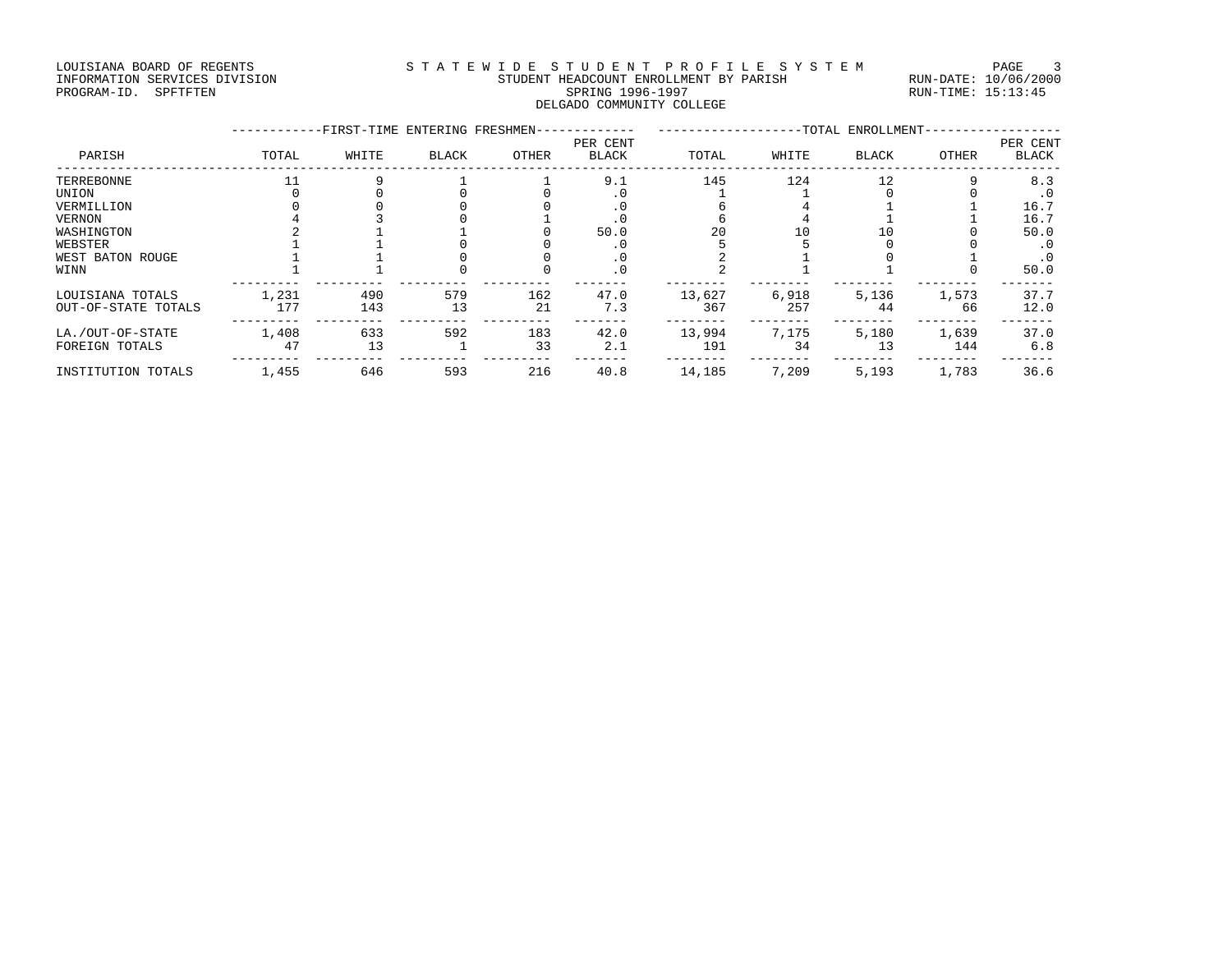LOUISIANA BOARD OF REGENTS
INFORMATION SERVICES DIVISION
PROGRAM-ID. SPFTFTEN

STATEWIDE STUDENT PROFILE SYSTEM
STUDENT HEADCOUNT ENROLLMENT BY PARISH
SPRING 1996-1997
DELGADO COMMUNITY COLLEGE

RUN-DATE: 10/06/2000
RUN-TIME: 15:13:45

| PARISH | FIRST-TIME ENTERING FRESHMEN TOTAL | WHITE | BLACK | OTHER | PER CENT BLACK | TOTAL ENROLLMENT TOTAL | WHITE | BLACK | OTHER | PER CENT BLACK |
|---|---|---|---|---|---|---|---|---|---|---|
| TERREBONNE | 11 | 9 | 1 | 1 | 9.1 | 145 | 124 | 12 | 9 | 8.3 |
| UNION | 0 | 0 | 0 | 0 | .0 | 1 | 1 | 0 | 0 | .0 |
| VERMILLION | 0 | 0 | 0 | 0 | .0 | 6 | 4 | 1 | 1 | 16.7 |
| VERNON | 4 | 3 | 0 | 1 | .0 | 6 | 4 | 1 | 1 | 16.7 |
| WASHINGTON | 2 | 1 | 1 | 0 | 50.0 | 20 | 10 | 10 | 0 | 50.0 |
| WEBSTER | 1 | 1 | 0 | 0 | .0 | 5 | 5 | 0 | 0 | .0 |
| WEST BATON ROUGE | 1 | 1 | 0 | 0 | .0 | 2 | 1 | 0 | 1 | .0 |
| WINN | 1 | 1 | 0 | 0 | .0 | 2 | 1 | 1 | 0 | 50.0 |
| LOUISIANA TOTALS | 1,231 | 490 | 579 | 162 | 47.0 | 13,627 | 6,918 | 5,136 | 1,573 | 37.7 |
| OUT-OF-STATE TOTALS | 177 | 143 | 13 | 21 | 7.3 | 367 | 257 | 44 | 66 | 12.0 |
| LA./OUT-OF-STATE | 1,408 | 633 | 592 | 183 | 42.0 | 13,994 | 7,175 | 5,180 | 1,639 | 37.0 |
| FOREIGN TOTALS | 47 | 13 | 1 | 33 | 2.1 | 191 | 34 | 13 | 144 | 6.8 |
| INSTITUTION TOTALS | 1,455 | 646 | 593 | 216 | 40.8 | 14,185 | 7,209 | 5,193 | 1,783 | 36.6 |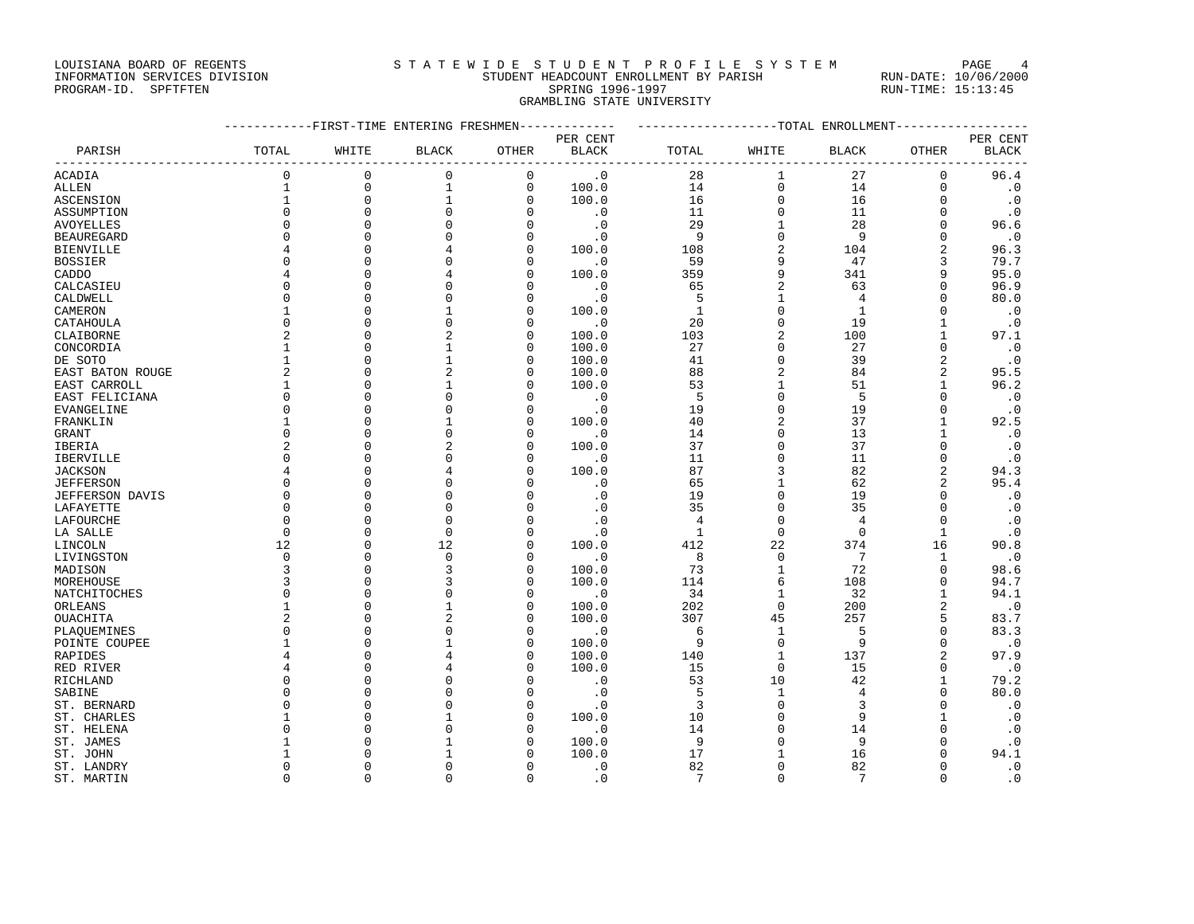LOUISIANA BOARD OF REGENTS
INFORMATION SERVICES DIVISION
PROGRAM-ID. SPFTFTEN

STATEWIDE STUDENT PROFILE SYSTEM
STUDENT HEADCOUNT ENROLLMENT BY PARISH
SPRING 1996-1997
GRAMBLING STATE UNIVERSITY

RUN-DATE: 10/06/2000
RUN-TIME: 15:13:45

| PARISH | FIRST-TIME ENTERING FRESHMEN | | | | | TOTAL ENROLLMENT | | | | |
|---|---|---|---|---|---|---|---|---|---|---|
| | TOTAL | WHITE | BLACK | OTHER | PER CENT BLACK | TOTAL | WHITE | BLACK | OTHER | PER CENT BLACK |
| ACADIA | 0 | 0 | 0 | 0 | .0 | 28 | 1 | 27 | 0 | 96.4 |
| ALLEN | 1 | 0 | 1 | 0 | 100.0 | 14 | 0 | 14 | 0 | .0 |
| ASCENSION | 1 | 0 | 1 | 0 | 100.0 | 16 | 0 | 16 | 0 | .0 |
| ASSUMPTION | 0 | 0 | 0 | 0 | .0 | 11 | 0 | 11 | 0 | .0 |
| AVOYELLES | 0 | 0 | 0 | 0 | .0 | 29 | 1 | 28 | 0 | 96.6 |
| BEAUREGARD | 0 | 0 | 0 | 0 | .0 | 9 | 0 | 9 | 0 | .0 |
| BIENVILLE | 4 | 0 | 4 | 0 | 100.0 | 108 | 2 | 104 | 2 | 96.3 |
| BOSSIER | 0 | 0 | 0 | 0 | .0 | 59 | 9 | 47 | 3 | 79.7 |
| CADDO | 4 | 0 | 4 | 0 | 100.0 | 359 | 9 | 341 | 9 | 95.0 |
| CALCASIEU | 0 | 0 | 0 | 0 | .0 | 65 | 2 | 63 | 0 | 96.9 |
| CALDWELL | 0 | 0 | 0 | 0 | .0 | 5 | 1 | 4 | 0 | 80.0 |
| CAMERON | 1 | 0 | 1 | 0 | 100.0 | 1 | 0 | 1 | 0 | .0 |
| CATAHOULA | 0 | 0 | 0 | 0 | .0 | 20 | 0 | 19 | 1 | .0 |
| CLAIBORNE | 2 | 0 | 2 | 0 | 100.0 | 103 | 2 | 100 | 1 | 97.1 |
| CONCORDIA | 1 | 0 | 1 | 0 | 100.0 | 27 | 0 | 27 | 0 | .0 |
| DE SOTO | 1 | 0 | 1 | 0 | 100.0 | 41 | 0 | 39 | 2 | .0 |
| EAST BATON ROUGE | 2 | 0 | 2 | 0 | 100.0 | 88 | 2 | 84 | 2 | 95.5 |
| EAST CARROLL | 1 | 0 | 1 | 0 | 100.0 | 53 | 1 | 51 | 1 | 96.2 |
| EAST FELICIANA | 0 | 0 | 0 | 0 | .0 | 5 | 0 | 5 | 0 | .0 |
| EVANGELINE | 0 | 0 | 0 | 0 | .0 | 19 | 0 | 19 | 0 | .0 |
| FRANKLIN | 1 | 0 | 1 | 0 | 100.0 | 40 | 2 | 37 | 1 | 92.5 |
| GRANT | 0 | 0 | 0 | 0 | .0 | 14 | 0 | 13 | 1 | .0 |
| IBERIA | 2 | 0 | 2 | 0 | 100.0 | 37 | 0 | 37 | 0 | .0 |
| IBERVILLE | 0 | 0 | 0 | 0 | .0 | 11 | 0 | 11 | 0 | .0 |
| JACKSON | 4 | 0 | 4 | 0 | 100.0 | 87 | 3 | 82 | 2 | 94.3 |
| JEFFERSON | 0 | 0 | 0 | 0 | .0 | 65 | 1 | 62 | 2 | 95.4 |
| JEFFERSON DAVIS | 0 | 0 | 0 | 0 | .0 | 19 | 0 | 19 | 0 | .0 |
| LAFAYETTE | 0 | 0 | 0 | 0 | .0 | 35 | 0 | 35 | 0 | .0 |
| LAFOURCHE | 0 | 0 | 0 | 0 | .0 | 4 | 0 | 4 | 0 | .0 |
| LA SALLE | 0 | 0 | 0 | 0 | .0 | 1 | 0 | 0 | 1 | .0 |
| LINCOLN | 12 | 0 | 12 | 0 | 100.0 | 412 | 22 | 374 | 16 | 90.8 |
| LIVINGSTON | 0 | 0 | 0 | 0 | .0 | 8 | 0 | 7 | 1 | .0 |
| MADISON | 3 | 0 | 3 | 0 | 100.0 | 73 | 1 | 72 | 0 | 98.6 |
| MOREHOUSE | 3 | 0 | 3 | 0 | 100.0 | 114 | 6 | 108 | 0 | 94.7 |
| NATCHITOCHES | 0 | 0 | 0 | 0 | .0 | 34 | 1 | 32 | 1 | 94.1 |
| ORLEANS | 1 | 0 | 1 | 0 | 100.0 | 202 | 0 | 200 | 2 | .0 |
| OUACHITA | 2 | 0 | 2 | 0 | 100.0 | 307 | 45 | 257 | 5 | 83.7 |
| PLAQUEMINES | 0 | 0 | 0 | 0 | .0 | 6 | 1 | 5 | 0 | 83.3 |
| POINTE COUPEE | 1 | 0 | 1 | 0 | 100.0 | 9 | 0 | 9 | 0 | .0 |
| RAPIDES | 4 | 0 | 4 | 0 | 100.0 | 140 | 1 | 137 | 2 | 97.9 |
| RED RIVER | 4 | 0 | 4 | 0 | 100.0 | 15 | 0 | 15 | 0 | .0 |
| RICHLAND | 0 | 0 | 0 | 0 | .0 | 53 | 10 | 42 | 1 | 79.2 |
| SABINE | 0 | 0 | 0 | 0 | .0 | 5 | 1 | 4 | 0 | 80.0 |
| ST. BERNARD | 0 | 0 | 0 | 0 | .0 | 3 | 0 | 3 | 0 | .0 |
| ST. CHARLES | 1 | 0 | 1 | 0 | 100.0 | 10 | 0 | 9 | 1 | .0 |
| ST. HELENA | 0 | 0 | 0 | 0 | .0 | 14 | 0 | 14 | 0 | .0 |
| ST. JAMES | 1 | 0 | 1 | 0 | 100.0 | 9 | 0 | 9 | 0 | .0 |
| ST. JOHN | 1 | 0 | 1 | 0 | 100.0 | 17 | 1 | 16 | 0 | 94.1 |
| ST. LANDRY | 0 | 0 | 0 | 0 | .0 | 82 | 0 | 82 | 0 | .0 |
| ST. MARTIN | 0 | 0 | 0 | 0 | .0 | 7 | 0 | 7 | 0 | .0 |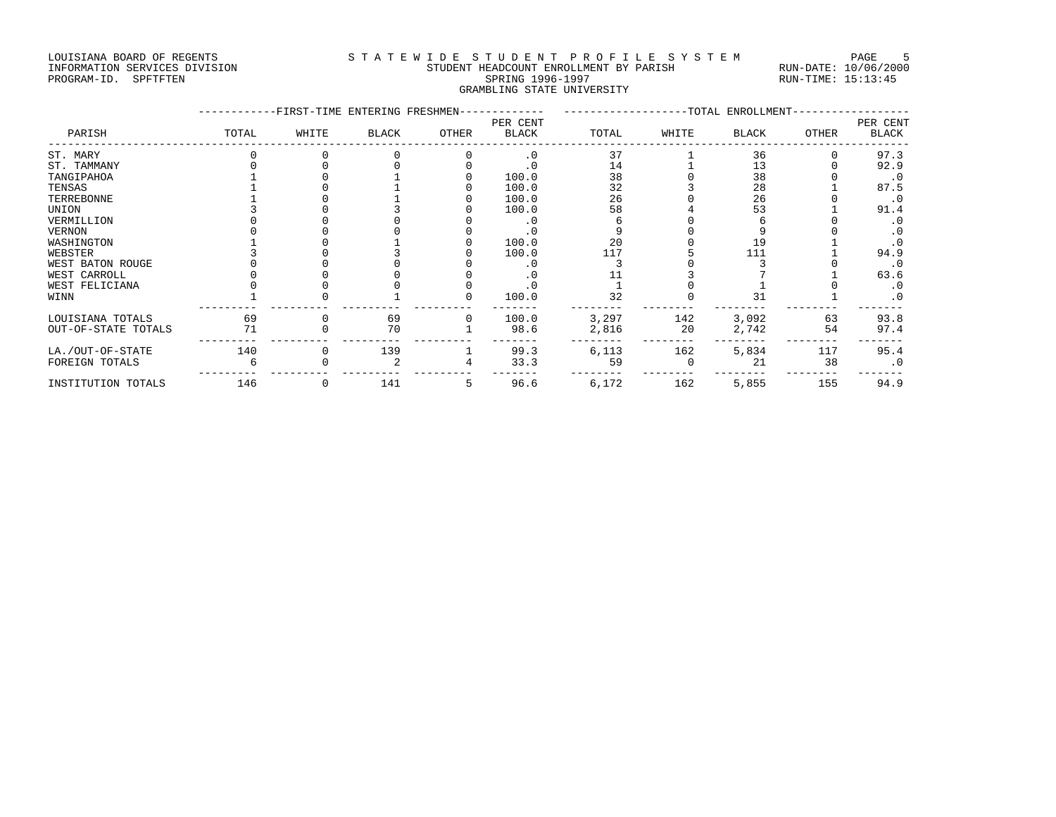LOUISIANA BOARD OF REGENTS
INFORMATION SERVICES DIVISION
PROGRAM-ID. SPFTFTEN

STATEWIDE STUDENT PROFILE SYSTEM
STUDENT HEADCOUNT ENROLLMENT BY PARISH
SPRING 1996-1997
GRAMBLING STATE UNIVERSITY

RUN-DATE: 10/06/2000
RUN-TIME: 15:13:45

| PARISH | FIRST-TIME ENTERING FRESHMEN | | | | | TOTAL ENROLLMENT | | | | |
|---|---|---|---|---|---|---|---|---|---|---|
| | TOTAL | WHITE | BLACK | OTHER | PER CENT BLACK | TOTAL | WHITE | BLACK | OTHER | PER CENT BLACK |
| ST. MARY | 0 | 0 | 0 | 0 | .0 | 37 | 1 | 36 | 0 | 97.3 |
| ST. TAMMANY | 0 | 0 | 0 | 0 | .0 | 14 | 1 | 13 | 0 | 92.9 |
| TANGIPAHOA | 1 | 0 | 1 | 0 | 100.0 | 38 | 0 | 38 | 0 | .0 |
| TENSAS | 1 | 0 | 1 | 0 | 100.0 | 32 | 3 | 28 | 1 | 87.5 |
| TERREBONNE | 1 | 0 | 1 | 0 | 100.0 | 26 | 0 | 26 | 0 | .0 |
| UNION | 3 | 0 | 3 | 0 | 100.0 | 58 | 4 | 53 | 1 | 91.4 |
| VERMILLION | 0 | 0 | 0 | 0 | .0 | 6 | 0 | 6 | 0 | .0 |
| VERNON | 0 | 0 | 0 | 0 | .0 | 9 | 0 | 9 | 0 | .0 |
| WASHINGTON | 1 | 0 | 1 | 0 | 100.0 | 20 | 0 | 19 | 1 | .0 |
| WEBSTER | 3 | 0 | 3 | 0 | 100.0 | 117 | 5 | 111 | 1 | 94.9 |
| WEST BATON ROUGE | 0 | 0 | 0 | 0 | .0 | 3 | 0 | 3 | 0 | .0 |
| WEST CARROLL | 0 | 0 | 0 | 0 | .0 | 11 | 3 | 7 | 1 | 63.6 |
| WEST FELICIANA | 0 | 0 | 0 | 0 | .0 | 1 | 0 | 1 | 0 | .0 |
| WINN | 1 | 0 | 1 | 0 | 100.0 | 32 | 0 | 31 | 1 | .0 |
| LOUISIANA TOTALS | 69 | 0 | 69 | 0 | 100.0 | 3,297 | 142 | 3,092 | 63 | 93.8 |
| OUT-OF-STATE TOTALS | 71 | 0 | 70 | 1 | 98.6 | 2,816 | 20 | 2,742 | 54 | 97.4 |
| LA./OUT-OF-STATE | 140 | 0 | 139 | 1 | 99.3 | 6,113 | 162 | 5,834 | 117 | 95.4 |
| FOREIGN TOTALS | 6 | 0 | 2 | 4 | 33.3 | 59 | 0 | 21 | 38 | .0 |
| INSTITUTION TOTALS | 146 | 0 | 141 | 5 | 96.6 | 6,172 | 162 | 5,855 | 155 | 94.9 |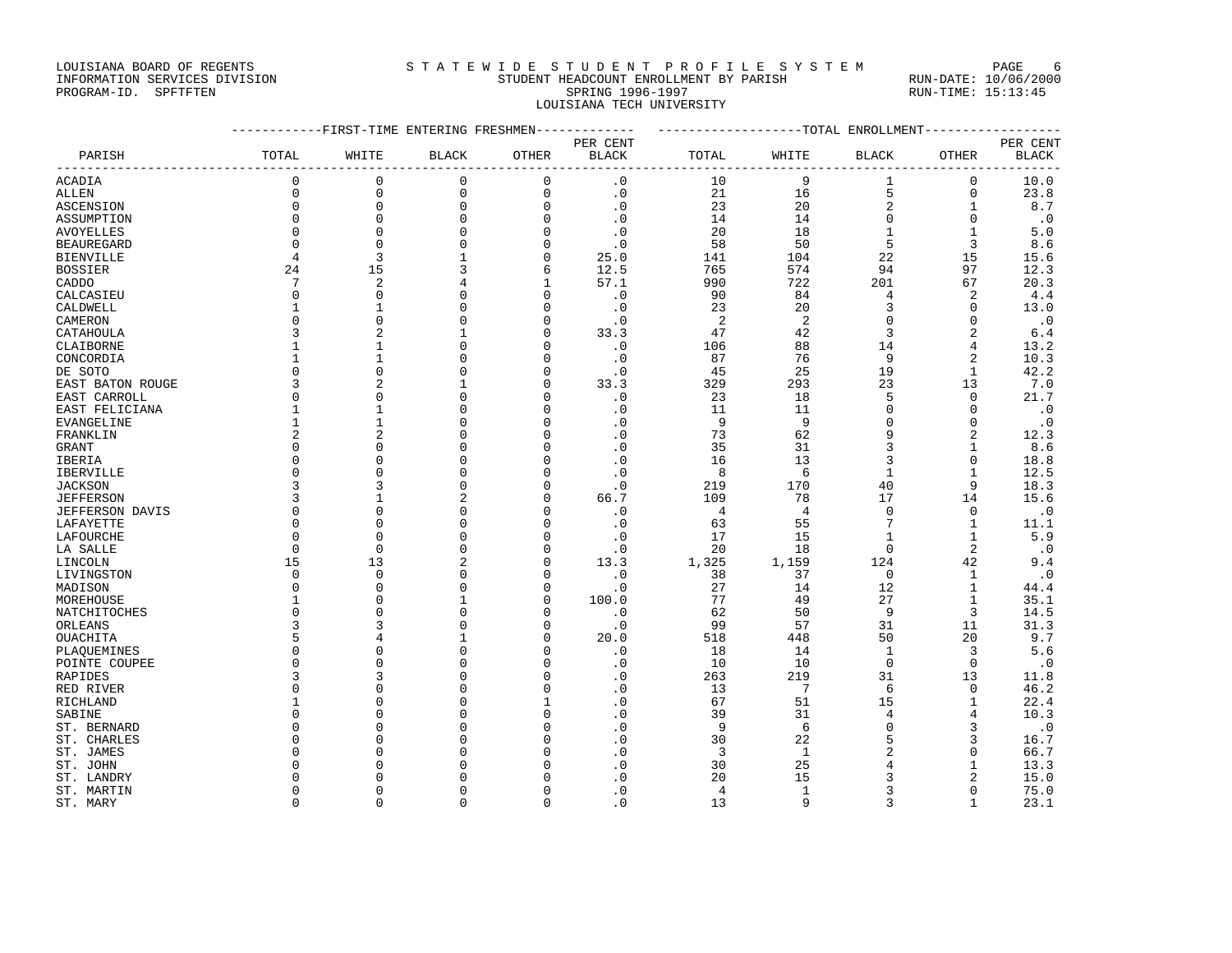LOUISIANA BOARD OF REGENTS
INFORMATION SERVICES DIVISION
PROGRAM-ID. SPFTFTEN

S T A T E W I D E S T U D E N T P R O F I L E S Y S T E M
STUDENT HEADCOUNT ENROLLMENT BY PARISH
SPRING 1996-1997
LOUISIANA TECH UNIVERSITY

RUN-DATE: 10/06/2000
RUN-TIME: 15:13:45

| PARISH | FIRST-TIME ENTERING FRESHMEN | | | | | TOTAL ENROLLMENT | | | | |
|---|---|---|---|---|---|---|---|---|---|---|
| | TOTAL | WHITE | BLACK | OTHER | PER CENT BLACK | TOTAL | WHITE | BLACK | OTHER | PER CENT BLACK |
| ACADIA | 0 | 0 | 0 | 0 | .0 | 10 | 9 | 1 | 0 | 10.0 |
| ALLEN | 0 | 0 | 0 | 0 | .0 | 21 | 16 | 5 | 0 | 23.8 |
| ASCENSION | 0 | 0 | 0 | 0 | .0 | 23 | 20 | 2 | 1 | 8.7 |
| ASSUMPTION | 0 | 0 | 0 | 0 | .0 | 14 | 14 | 0 | 0 | .0 |
| AVOYELLES | 0 | 0 | 0 | 0 | .0 | 20 | 18 | 1 | 1 | 5.0 |
| BEAUREGARD | 0 | 0 | 0 | 0 | .0 | 58 | 50 | 5 | 3 | 8.6 |
| BIENVILLE | 4 | 3 | 1 | 0 | 25.0 | 141 | 104 | 22 | 15 | 15.6 |
| BOSSIER | 24 | 15 | 3 | 6 | 12.5 | 765 | 574 | 94 | 97 | 12.3 |
| CADDO | 7 | 2 | 4 | 1 | 57.1 | 990 | 722 | 201 | 67 | 20.3 |
| CALCASIEU | 0 | 0 | 0 | 0 | .0 | 90 | 84 | 4 | 2 | 4.4 |
| CALDWELL | 1 | 1 | 0 | 0 | .0 | 23 | 20 | 3 | 0 | 13.0 |
| CAMERON | 0 | 0 | 0 | 0 | .0 | 2 | 2 | 0 | 0 | .0 |
| CATAHOULA | 3 | 2 | 1 | 0 | 33.3 | 47 | 42 | 3 | 2 | 6.4 |
| CLAIBORNE | 1 | 1 | 0 | 0 | .0 | 106 | 88 | 14 | 4 | 13.2 |
| CONCORDIA | 1 | 1 | 0 | 0 | .0 | 87 | 76 | 9 | 2 | 10.3 |
| DE SOTO | 0 | 0 | 0 | 0 | .0 | 45 | 25 | 19 | 1 | 42.2 |
| EAST BATON ROUGE | 3 | 2 | 1 | 0 | 33.3 | 329 | 293 | 23 | 13 | 7.0 |
| EAST CARROLL | 0 | 0 | 0 | 0 | .0 | 23 | 18 | 5 | 0 | 21.7 |
| EAST FELICIANA | 1 | 1 | 0 | 0 | .0 | 11 | 11 | 0 | 0 | .0 |
| EVANGELINE | 1 | 1 | 0 | 0 | .0 | 9 | 9 | 0 | 0 | .0 |
| FRANKLIN | 2 | 2 | 0 | 0 | .0 | 73 | 62 | 9 | 2 | 12.3 |
| GRANT | 0 | 0 | 0 | 0 | .0 | 35 | 31 | 3 | 1 | 8.6 |
| IBERIA | 0 | 0 | 0 | 0 | .0 | 16 | 13 | 3 | 0 | 18.8 |
| IBERVILLE | 0 | 0 | 0 | 0 | .0 | 8 | 6 | 1 | 1 | 12.5 |
| JACKSON | 3 | 3 | 0 | 0 | .0 | 219 | 170 | 40 | 9 | 18.3 |
| JEFFERSON | 3 | 1 | 2 | 0 | 66.7 | 109 | 78 | 17 | 14 | 15.6 |
| JEFFERSON DAVIS | 0 | 0 | 0 | 0 | .0 | 4 | 4 | 0 | 0 | .0 |
| LAFAYETTE | 0 | 0 | 0 | 0 | .0 | 63 | 55 | 7 | 1 | 11.1 |
| LAFOURCHE | 0 | 0 | 0 | 0 | .0 | 17 | 15 | 1 | 1 | 5.9 |
| LA SALLE | 0 | 0 | 0 | 0 | .0 | 20 | 18 | 0 | 2 | .0 |
| LINCOLN | 15 | 13 | 2 | 0 | 13.3 | 1,325 | 1,159 | 124 | 42 | 9.4 |
| LIVINGSTON | 0 | 0 | 0 | 0 | .0 | 38 | 37 | 0 | 1 | .0 |
| MADISON | 0 | 0 | 0 | 0 | .0 | 27 | 14 | 12 | 1 | 44.4 |
| MOREHOUSE | 1 | 0 | 1 | 0 | 100.0 | 77 | 49 | 27 | 1 | 35.1 |
| NATCHITOCHES | 0 | 0 | 0 | 0 | .0 | 62 | 50 | 9 | 3 | 14.5 |
| ORLEANS | 3 | 3 | 0 | 0 | .0 | 99 | 57 | 31 | 11 | 31.3 |
| OUACHITA | 5 | 4 | 1 | 0 | 20.0 | 518 | 448 | 50 | 20 | 9.7 |
| PLAQUEMINES | 0 | 0 | 0 | 0 | .0 | 18 | 14 | 1 | 3 | 5.6 |
| POINTE COUPEE | 0 | 0 | 0 | 0 | .0 | 10 | 10 | 0 | 0 | .0 |
| RAPIDES | 3 | 3 | 0 | 0 | .0 | 263 | 219 | 31 | 13 | 11.8 |
| RED RIVER | 0 | 0 | 0 | 0 | .0 | 13 | 7 | 6 | 0 | 46.2 |
| RICHLAND | 1 | 0 | 0 | 1 | .0 | 67 | 51 | 15 | 1 | 22.4 |
| SABINE | 0 | 0 | 0 | 0 | .0 | 39 | 31 | 4 | 4 | 10.3 |
| ST. BERNARD | 0 | 0 | 0 | 0 | .0 | 9 | 6 | 0 | 3 | .0 |
| ST. CHARLES | 0 | 0 | 0 | 0 | .0 | 30 | 22 | 5 | 3 | 16.7 |
| ST. JAMES | 0 | 0 | 0 | 0 | .0 | 3 | 1 | 2 | 0 | 66.7 |
| ST. JOHN | 0 | 0 | 0 | 0 | .0 | 30 | 25 | 4 | 1 | 13.3 |
| ST. LANDRY | 0 | 0 | 0 | 0 | .0 | 20 | 15 | 3 | 2 | 15.0 |
| ST. MARTIN | 0 | 0 | 0 | 0 | .0 | 4 | 1 | 3 | 0 | 75.0 |
| ST. MARY | 0 | 0 | 0 | 0 | .0 | 13 | 9 | 3 | 1 | 23.1 |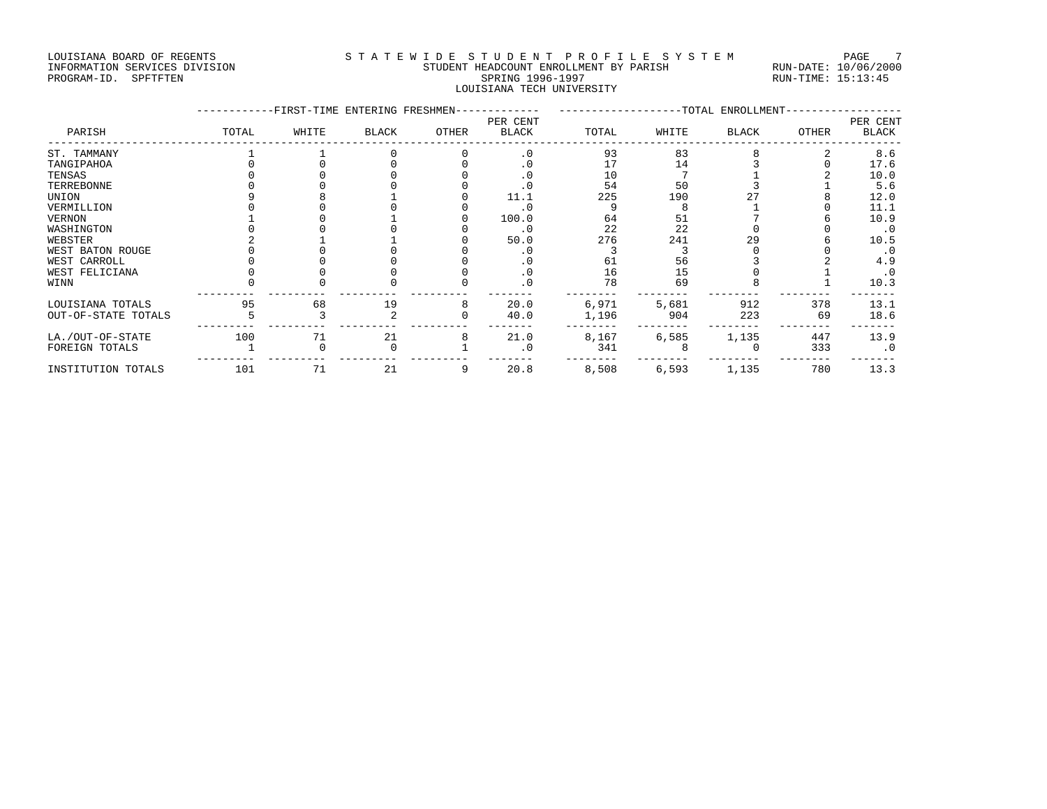LOUISIANA BOARD OF REGENTS
INFORMATION SERVICES DIVISION
PROGRAM-ID. SPFTFTEN

STATEWIDE STUDENT PROFILE SYSTEM
STUDENT HEADCOUNT ENROLLMENT BY PARISH
SPRING 1996-1997
LOUISIANA TECH UNIVERSITY

RUN-DATE: 10/06/2000
RUN-TIME: 15:13:45

| PARISH | FIRST-TIME ENTERING FRESHMEN | | | | | TOTAL ENROLLMENT | | | | |
|---|---|---|---|---|---|---|---|---|---|---|
| | TOTAL | WHITE | BLACK | OTHER | PER CENT BLACK | TOTAL | WHITE | BLACK | OTHER | PER CENT BLACK |
| ST. TAMMANY | 1 | 1 | 0 | 0 | .0 | 93 | 83 | 8 | 2 | 8.6 |
| TANGIPAHOA | 0 | 0 | 0 | 0 | .0 | 17 | 14 | 3 | 0 | 17.6 |
| TENSAS | 0 | 0 | 0 | 0 | .0 | 10 | 7 | 1 | 2 | 10.0 |
| TERREBONNE | 0 | 0 | 0 | 0 | .0 | 54 | 50 | 3 | 1 | 5.6 |
| UNION | 9 | 8 | 1 | 0 | 11.1 | 225 | 190 | 27 | 8 | 12.0 |
| VERMILLION | 0 | 0 | 0 | 0 | .0 | 9 | 8 | 1 | 0 | 11.1 |
| VERNON | 1 | 0 | 1 | 0 | 100.0 | 64 | 51 | 7 | 6 | 10.9 |
| WASHINGTON | 0 | 0 | 0 | 0 | .0 | 22 | 22 | 0 | 0 | .0 |
| WEBSTER | 2 | 1 | 1 | 0 | 50.0 | 276 | 241 | 29 | 6 | 10.5 |
| WEST BATON ROUGE | 0 | 0 | 0 | 0 | .0 | 3 | 3 | 0 | 0 | .0 |
| WEST CARROLL | 0 | 0 | 0 | 0 | .0 | 61 | 56 | 3 | 2 | 4.9 |
| WEST FELICIANA | 0 | 0 | 0 | 0 | .0 | 16 | 15 | 0 | 1 | .0 |
| WINN | 0 | 0 | 0 | 0 | .0 | 78 | 69 | 8 | 1 | 10.3 |
| LOUISIANA TOTALS | 95 | 68 | 19 | 8 | 20.0 | 6,971 | 5,681 | 912 | 378 | 13.1 |
| OUT-OF-STATE TOTALS | 5 | 3 | 2 | 0 | 40.0 | 1,196 | 904 | 223 | 69 | 18.6 |
| LA./OUT-OF-STATE | 100 | 71 | 21 | 8 | 21.0 | 8,167 | 6,585 | 1,135 | 447 | 13.9 |
| FOREIGN TOTALS | 1 | 0 | 0 | 1 | .0 | 341 | 8 | 0 | 333 | .0 |
| INSTITUTION TOTALS | 101 | 71 | 21 | 9 | 20.8 | 8,508 | 6,593 | 1,135 | 780 | 13.3 |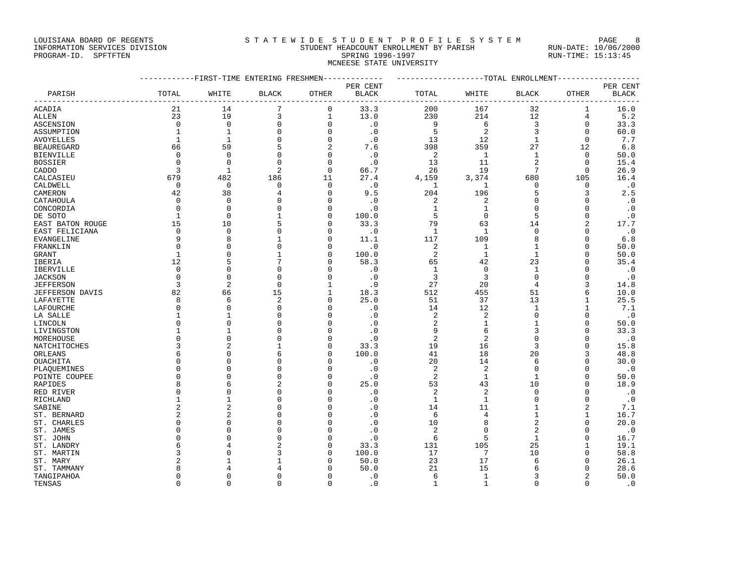LOUISIANA BOARD OF REGENTS
INFORMATION SERVICES DIVISION
PROGRAM-ID. SPFTFTEN

# STATEWIDE STUDENT PROFILE SYSTEM

STUDENT HEADCOUNT ENROLLMENT BY PARISH
SPRING 1996-1997
MCNEESE STATE UNIVERSITY

RUN-DATE: 10/06/2000
RUN-TIME: 15:13:45

| PARISH | FIRST-TIME ENTERING FRESHMEN TOTAL | WHITE | BLACK | OTHER | PER CENT BLACK | TOTAL ENROLLMENT TOTAL | WHITE | BLACK | OTHER | PER CENT BLACK |
|---|---|---|---|---|---|---|---|---|---|---|
| ACADIA | 21 | 14 | 7 | 0 | 33.3 | 200 | 167 | 32 | 1 | 16.0 |
| ALLEN | 23 | 19 | 3 | 1 | 13.0 | 230 | 214 | 12 | 4 | 5.2 |
| ASCENSION | 0 | 0 | 0 | 0 | .0 | 9 | 6 | 3 | 0 | 33.3 |
| ASSUMPTION | 1 | 1 | 0 | 0 | .0 | 5 | 2 | 3 | 0 | 60.0 |
| AVOYELLES | 1 | 1 | 0 | 0 | .0 | 13 | 12 | 1 | 0 | 7.7 |
| BEAUREGARD | 66 | 59 | 5 | 2 | 7.6 | 398 | 359 | 27 | 12 | 6.8 |
| BIENVILLE | 0 | 0 | 0 | 0 | .0 | 2 | 1 | 1 | 0 | 50.0 |
| BOSSIER | 0 | 0 | 0 | 0 | .0 | 13 | 11 | 2 | 0 | 15.4 |
| CADDO | 3 | 1 | 2 | 0 | 66.7 | 26 | 19 | 7 | 0 | 26.9 |
| CALCASIEU | 679 | 482 | 186 | 11 | 27.4 | 4,159 | 3,374 | 680 | 105 | 16.4 |
| CALDWELL | 0 | 0 | 0 | 0 | .0 | 1 | 1 | 0 | 0 | .0 |
| CAMERON | 42 | 38 | 4 | 0 | 9.5 | 204 | 196 | 5 | 3 | 2.5 |
| CATAHOULA | 0 | 0 | 0 | 0 | .0 | 2 | 2 | 0 | 0 | .0 |
| CONCORDIA | 0 | 0 | 0 | 0 | .0 | 1 | 1 | 0 | 0 | .0 |
| DE SOTO | 1 | 0 | 1 | 0 | 100.0 | 5 | 0 | 5 | 0 | .0 |
| EAST BATON ROUGE | 15 | 10 | 5 | 0 | 33.3 | 79 | 63 | 14 | 2 | 17.7 |
| EAST FELICIANA | 0 | 0 | 0 | 0 | .0 | 1 | 1 | 0 | 0 | .0 |
| EVANGELINE | 9 | 8 | 1 | 0 | 11.1 | 117 | 109 | 8 | 0 | 6.8 |
| FRANKLIN | 0 | 0 | 0 | 0 | .0 | 2 | 1 | 1 | 0 | 50.0 |
| GRANT | 1 | 0 | 1 | 0 | 100.0 | 2 | 1 | 1 | 0 | 50.0 |
| IBERIA | 12 | 5 | 7 | 0 | 58.3 | 65 | 42 | 23 | 0 | 35.4 |
| IBERVILLE | 0 | 0 | 0 | 0 | .0 | 1 | 0 | 1 | 0 | .0 |
| JACKSON | 0 | 0 | 0 | 0 | .0 | 3 | 3 | 0 | 0 | .0 |
| JEFFERSON | 3 | 2 | 0 | 1 | .0 | 27 | 20 | 4 | 3 | 14.8 |
| JEFFERSON DAVIS | 82 | 66 | 15 | 1 | 18.3 | 512 | 455 | 51 | 6 | 10.0 |
| LAFAYETTE | 8 | 6 | 2 | 0 | 25.0 | 51 | 37 | 13 | 1 | 25.5 |
| LAFOURCHE | 0 | 0 | 0 | 0 | .0 | 14 | 12 | 1 | 1 | 7.1 |
| LA SALLE | 1 | 1 | 0 | 0 | .0 | 2 | 2 | 0 | 0 | .0 |
| LINCOLN | 0 | 0 | 0 | 0 | .0 | 2 | 1 | 1 | 0 | 50.0 |
| LIVINGSTON | 1 | 1 | 0 | 0 | .0 | 9 | 6 | 3 | 0 | 33.3 |
| MOREHOUSE | 0 | 0 | 0 | 0 | .0 | 2 | 2 | 0 | 0 | .0 |
| NATCHITOCHES | 3 | 2 | 1 | 0 | 33.3 | 19 | 16 | 3 | 0 | 15.8 |
| ORLEANS | 6 | 0 | 6 | 0 | 100.0 | 41 | 18 | 20 | 3 | 48.8 |
| OUACHITA | 0 | 0 | 0 | 0 | .0 | 20 | 14 | 6 | 0 | 30.0 |
| PLAQUEMINES | 0 | 0 | 0 | 0 | .0 | 2 | 2 | 0 | 0 | .0 |
| POINTE COUPEE | 0 | 0 | 0 | 0 | .0 | 2 | 1 | 1 | 0 | 50.0 |
| RAPIDES | 8 | 6 | 2 | 0 | 25.0 | 53 | 43 | 10 | 0 | 18.9 |
| RED RIVER | 0 | 0 | 0 | 0 | .0 | 2 | 2 | 0 | 0 | .0 |
| RICHLAND | 1 | 1 | 0 | 0 | .0 | 1 | 1 | 0 | 0 | .0 |
| SABINE | 2 | 2 | 0 | 0 | .0 | 14 | 11 | 1 | 2 | 7.1 |
| ST. BERNARD | 2 | 2 | 0 | 0 | .0 | 6 | 4 | 1 | 1 | 16.7 |
| ST. CHARLES | 0 | 0 | 0 | 0 | .0 | 10 | 8 | 2 | 0 | 20.0 |
| ST. JAMES | 0 | 0 | 0 | 0 | .0 | 2 | 0 | 2 | 0 | .0 |
| ST. JOHN | 0 | 0 | 0 | 0 | .0 | 6 | 5 | 1 | 0 | 16.7 |
| ST. LANDRY | 6 | 4 | 2 | 0 | 33.3 | 131 | 105 | 25 | 1 | 19.1 |
| ST. MARTIN | 3 | 0 | 3 | 0 | 100.0 | 17 | 7 | 10 | 0 | 58.8 |
| ST. MARY | 2 | 1 | 1 | 0 | 50.0 | 23 | 17 | 6 | 0 | 26.1 |
| ST. TAMMANY | 8 | 4 | 4 | 0 | 50.0 | 21 | 15 | 6 | 0 | 28.6 |
| TANGIPAHOA | 0 | 0 | 0 | 0 | .0 | 6 | 1 | 3 | 2 | 50.0 |
| TENSAS | 0 | 0 | 0 | 0 | .0 | 1 | 1 | 0 | 0 | .0 |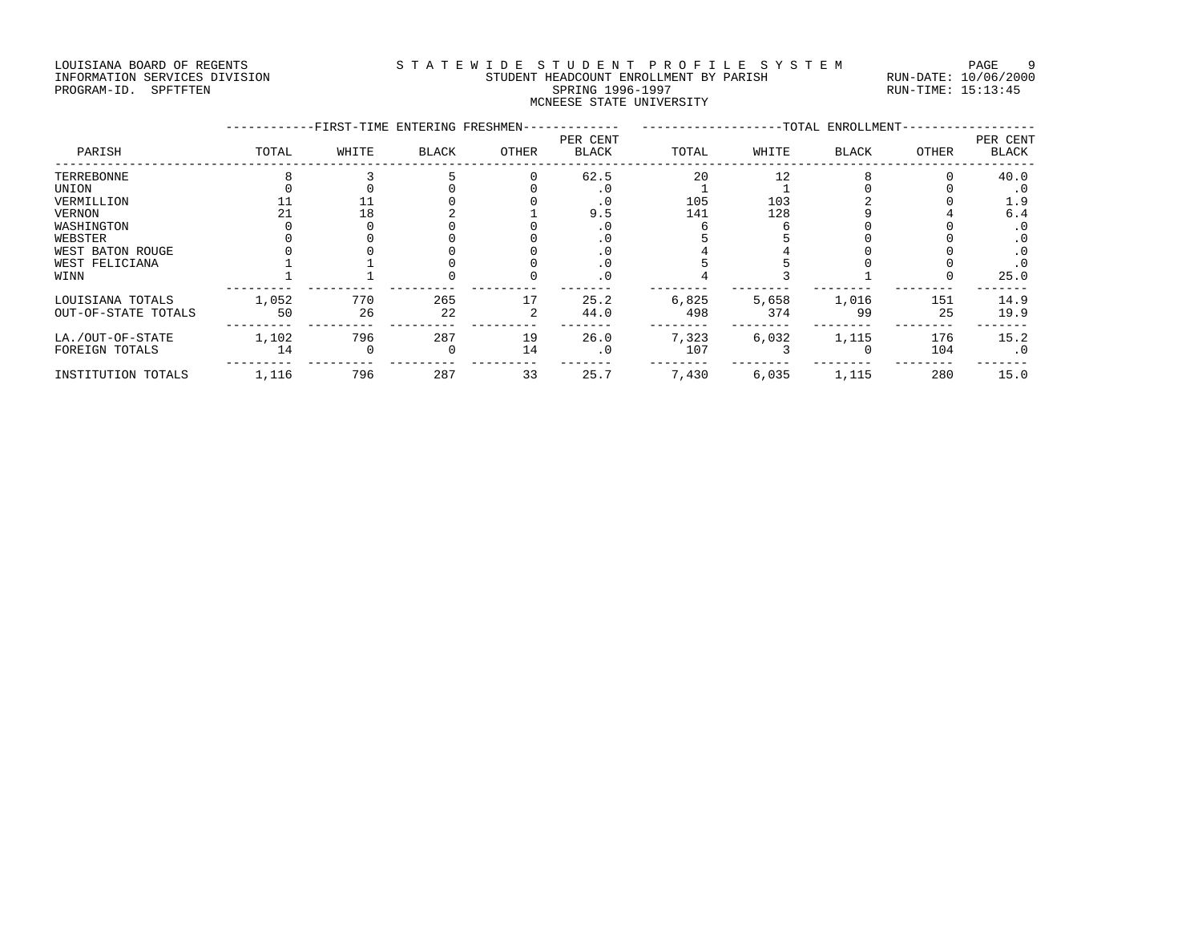LOUISIANA BOARD OF REGENTS
INFORMATION SERVICES DIVISION
PROGRAM-ID. SPFTFTEN

STATEWIDE STUDENT PROFILE SYSTEM
STUDENT HEADCOUNT ENROLLMENT BY PARISH
SPRING 1996-1997
MCNEESE STATE UNIVERSITY

RUN-DATE: 10/06/2000
RUN-TIME: 15:13:45

| PARISH | FIRST-TIME ENTERING FRESHMEN | | | | | TOTAL ENROLLMENT | | | | |
|---|---|---|---|---|---|---|---|---|---|---|
| | TOTAL | WHITE | BLACK | OTHER | PER CENT BLACK | TOTAL | WHITE | BLACK | OTHER | PER CENT BLACK |
| TERREBONNE | 8 | 3 | 5 | 0 | 62.5 | 20 | 12 | 8 | 0 | 40.0 |
| UNION | 0 | 0 | 0 | 0 | .0 | 1 | 1 | 0 | 0 | .0 |
| VERMILLION | 11 | 11 | 0 | 0 | .0 | 105 | 103 | 2 | 0 | 1.9 |
| VERNON | 21 | 18 | 2 | 1 | 9.5 | 141 | 128 | 9 | 4 | 6.4 |
| WASHINGTON | 0 | 0 | 0 | 0 | .0 | 6 | 6 | 0 | 0 | .0 |
| WEBSTER | 0 | 0 | 0 | 0 | .0 | 5 | 5 | 0 | 0 | .0 |
| WEST BATON ROUGE | 0 | 0 | 0 | 0 | .0 | 4 | 4 | 0 | 0 | .0 |
| WEST FELICIANA | 1 | 1 | 0 | 0 | .0 | 5 | 5 | 0 | 0 | .0 |
| WINN | 1 | 1 | 0 | 0 | .0 | 4 | 3 | 1 | 0 | 25.0 |
| LOUISIANA TOTALS | 1,052 | 770 | 265 | 17 | 25.2 | 6,825 | 5,658 | 1,016 | 151 | 14.9 |
| OUT-OF-STATE TOTALS | 50 | 26 | 22 | 2 | 44.0 | 498 | 374 | 99 | 25 | 19.9 |
| LA./OUT-OF-STATE | 1,102 | 796 | 287 | 19 | 26.0 | 7,323 | 6,032 | 1,115 | 176 | 15.2 |
| FOREIGN TOTALS | 14 | 0 | 0 | 14 | .0 | 107 | 3 | 0 | 104 | .0 |
| INSTITUTION TOTALS | 1,116 | 796 | 287 | 33 | 25.7 | 7,430 | 6,035 | 1,115 | 280 | 15.0 |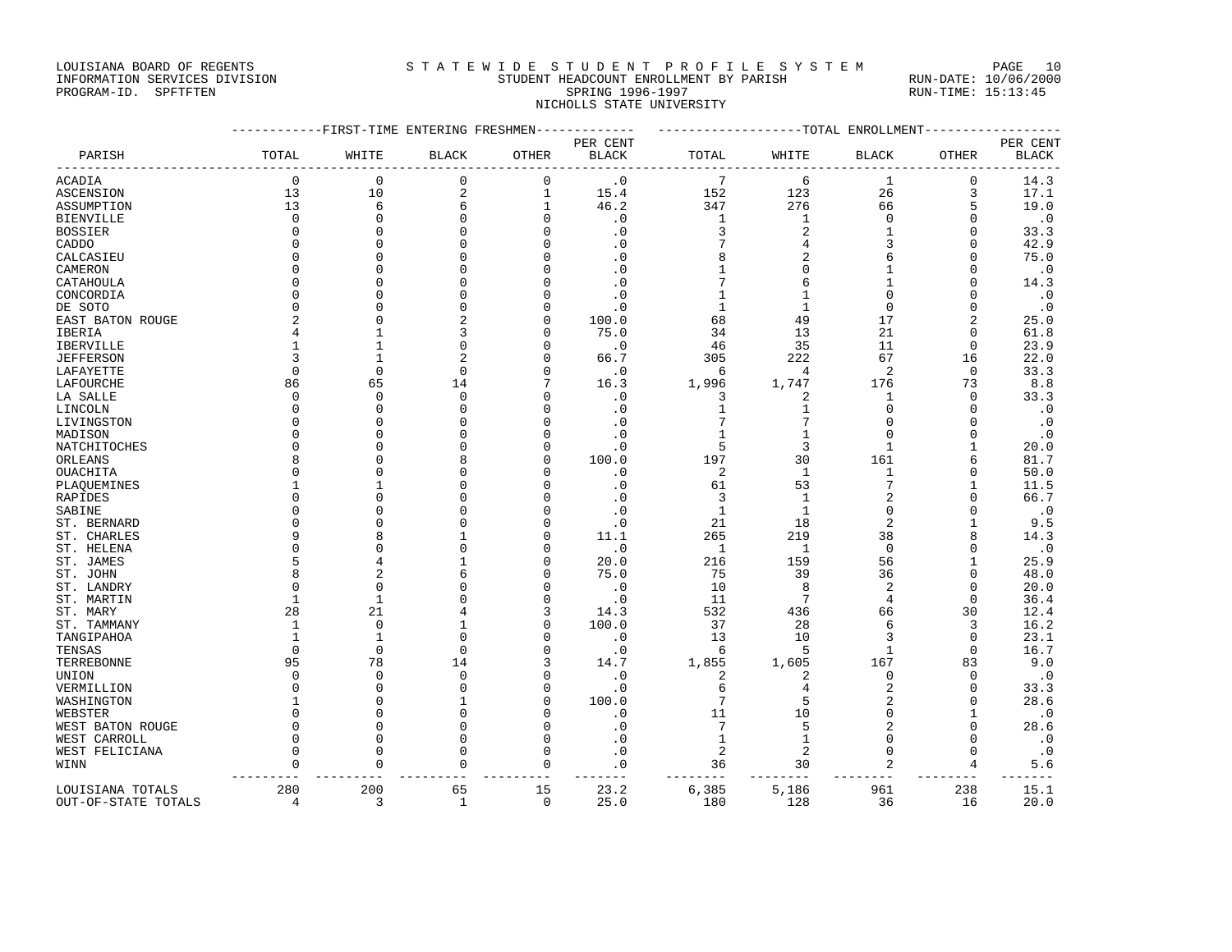LOUISIANA BOARD OF REGENTS
INFORMATION SERVICES DIVISION
PROGRAM-ID. SPFTFTEN

STATEWIDE STUDENT PROFILE SYSTEM
STUDENT HEADCOUNT ENROLLMENT BY PARISH
SPRING 1996-1997
NICHOLLS STATE UNIVERSITY

RUN-DATE: 10/06/2000
RUN-TIME: 15:13:45

| PARISH | FIRST-TIME ENTERING FRESHMEN | | | | | TOTAL ENROLLMENT | | | | |
|---|---|---|---|---|---|---|---|---|---|---|
| | TOTAL | WHITE | BLACK | OTHER | PER CENT BLACK | TOTAL | WHITE | BLACK | OTHER | PER CENT BLACK |
| ACADIA | 0 | 0 | 0 | 0 | .0 | 7 | 6 | 1 | 0 | 14.3 |
| ASCENSION | 13 | 10 | 2 | 1 | 15.4 | 152 | 123 | 26 | 3 | 17.1 |
| ASSUMPTION | 13 | 6 | 6 | 1 | 46.2 | 347 | 276 | 66 | 5 | 19.0 |
| BIENVILLE | 0 | 0 | 0 | 0 | .0 | 1 | 1 | 0 | 0 | .0 |
| BOSSIER | 0 | 0 | 0 | 0 | .0 | 3 | 2 | 1 | 0 | 33.3 |
| CADDO | 0 | 0 | 0 | 0 | .0 | 7 | 4 | 3 | 0 | 42.9 |
| CALCASIEU | 0 | 0 | 0 | 0 | .0 | 8 | 2 | 6 | 0 | 75.0 |
| CAMERON | 0 | 0 | 0 | 0 | .0 | 1 | 0 | 1 | 0 | .0 |
| CATAHOULA | 0 | 0 | 0 | 0 | .0 | 7 | 6 | 1 | 0 | 14.3 |
| CONCORDIA | 0 | 0 | 0 | 0 | .0 | 1 | 1 | 0 | 0 | .0 |
| DE SOTO | 0 | 0 | 0 | 0 | .0 | 1 | 1 | 0 | 0 | .0 |
| EAST BATON ROUGE | 2 | 0 | 2 | 0 | 100.0 | 68 | 49 | 17 | 2 | 25.0 |
| IBERIA | 4 | 1 | 3 | 0 | 75.0 | 34 | 13 | 21 | 0 | 61.8 |
| IBERVILLE | 1 | 1 | 0 | 0 | .0 | 46 | 35 | 11 | 0 | 23.9 |
| JEFFERSON | 3 | 1 | 2 | 0 | 66.7 | 305 | 222 | 67 | 16 | 22.0 |
| LAFAYETTE | 0 | 0 | 0 | 0 | .0 | 6 | 4 | 2 | 0 | 33.3 |
| LAFOURCHE | 86 | 65 | 14 | 7 | 16.3 | 1,996 | 1,747 | 176 | 73 | 8.8 |
| LA SALLE | 0 | 0 | 0 | 0 | .0 | 3 | 2 | 1 | 0 | 33.3 |
| LINCOLN | 0 | 0 | 0 | 0 | .0 | 1 | 1 | 0 | 0 | .0 |
| LIVINGSTON | 0 | 0 | 0 | 0 | .0 | 7 | 7 | 0 | 0 | .0 |
| MADISON | 0 | 0 | 0 | 0 | .0 | 1 | 1 | 0 | 0 | .0 |
| NATCHITOCHES | 0 | 0 | 0 | 0 | .0 | 5 | 3 | 1 | 1 | 20.0 |
| ORLEANS | 8 | 0 | 8 | 0 | 100.0 | 197 | 30 | 161 | 6 | 81.7 |
| OUACHITA | 0 | 0 | 0 | 0 | .0 | 2 | 1 | 1 | 0 | 50.0 |
| PLAQUEMINES | 1 | 1 | 0 | 0 | .0 | 61 | 53 | 7 | 1 | 11.5 |
| RAPIDES | 0 | 0 | 0 | 0 | .0 | 3 | 1 | 2 | 0 | 66.7 |
| SABINE | 0 | 0 | 0 | 0 | .0 | 1 | 1 | 0 | 0 | .0 |
| ST. BERNARD | 0 | 0 | 0 | 0 | .0 | 21 | 18 | 2 | 1 | 9.5 |
| ST. CHARLES | 9 | 8 | 1 | 0 | 11.1 | 265 | 219 | 38 | 8 | 14.3 |
| ST. HELENA | 0 | 0 | 0 | 0 | .0 | 1 | 1 | 0 | 0 | .0 |
| ST. JAMES | 5 | 4 | 1 | 0 | 20.0 | 216 | 159 | 56 | 1 | 25.9 |
| ST. JOHN | 8 | 2 | 6 | 0 | 75.0 | 75 | 39 | 36 | 0 | 48.0 |
| ST. LANDRY | 0 | 0 | 0 | 0 | .0 | 10 | 8 | 2 | 0 | 20.0 |
| ST. MARTIN | 1 | 1 | 0 | 0 | .0 | 11 | 7 | 4 | 0 | 36.4 |
| ST. MARY | 28 | 21 | 4 | 3 | 14.3 | 532 | 436 | 66 | 30 | 12.4 |
| ST. TAMMANY | 1 | 0 | 1 | 0 | 100.0 | 37 | 28 | 6 | 3 | 16.2 |
| TANGIPAHOA | 1 | 1 | 0 | 0 | .0 | 13 | 10 | 3 | 0 | 23.1 |
| TENSAS | 0 | 0 | 0 | 0 | .0 | 6 | 5 | 1 | 0 | 16.7 |
| TERREBONNE | 95 | 78 | 14 | 3 | 14.7 | 1,855 | 1,605 | 167 | 83 | 9.0 |
| UNION | 0 | 0 | 0 | 0 | .0 | 2 | 2 | 0 | 0 | .0 |
| VERMILLION | 0 | 0 | 0 | 0 | .0 | 6 | 4 | 2 | 0 | 33.3 |
| WASHINGTON | 1 | 0 | 1 | 0 | 100.0 | 7 | 5 | 2 | 0 | 28.6 |
| WEBSTER | 0 | 0 | 0 | 0 | .0 | 11 | 10 | 0 | 1 | .0 |
| WEST BATON ROUGE | 0 | 0 | 0 | 0 | .0 | 7 | 5 | 2 | 0 | 28.6 |
| WEST CARROLL | 0 | 0 | 0 | 0 | .0 | 1 | 1 | 0 | 0 | .0 |
| WEST FELICIANA | 0 | 0 | 0 | 0 | .0 | 2 | 2 | 0 | 0 | .0 |
| WINN | 0 | 0 | 0 | 0 | .0 | 36 | 30 | 2 | 4 | 5.6 |
| LOUISIANA TOTALS | 280 | 200 | 65 | 15 | 23.2 | 6,385 | 5,186 | 961 | 238 | 15.1 |
| OUT-OF-STATE TOTALS | 4 | 3 | 1 | 0 | 25.0 | 180 | 128 | 36 | 16 | 20.0 |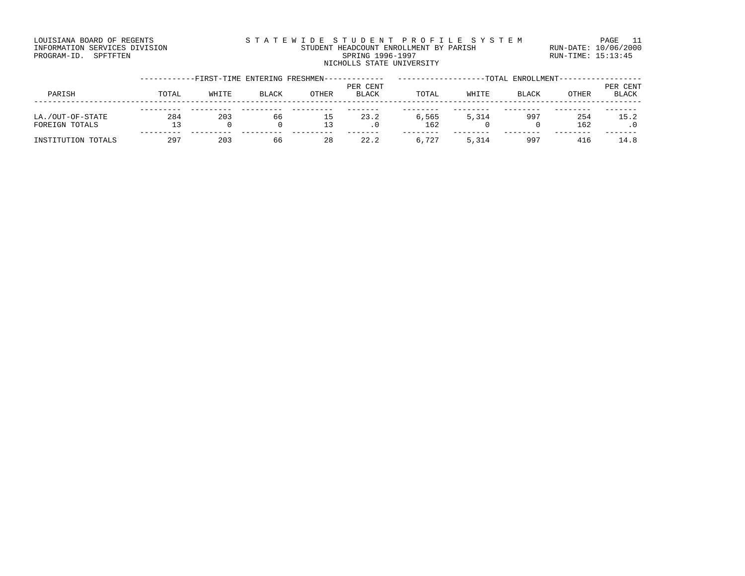LOUISIANA BOARD OF REGENTS
INFORMATION SERVICES DIVISION
PROGRAM-ID. SPFTFTEN

STATEWIDE STUDENT PROFILE SYSTEM
STUDENT HEADCOUNT ENROLLMENT BY PARISH
SPRING 1996-1997
NICHOLLS STATE UNIVERSITY

RUN-DATE: 10/06/2000
RUN-TIME: 15:13:45

| PARISH | FIRST-TIME ENTERING FRESHMEN | | | | | TOTAL ENROLLMENT | | | | |
|---|---|---|---|---|---|---|---|---|---|---|
| | TOTAL | WHITE | BLACK | OTHER | PER CENT BLACK | TOTAL | WHITE | BLACK | OTHER | PER CENT BLACK |
| LA./OUT-OF-STATE | 284 | 203 | 66 | 15 | 23.2 | 6,565 | 5,314 | 997 | 254 | 15.2 |
| FOREIGN TOTALS | 13 | 0 | 0 | 13 | .0 | 162 | 0 | 0 | 162 | .0 |
| INSTITUTION TOTALS | 297 | 203 | 66 | 28 | 22.2 | 6,727 | 5,314 | 997 | 416 | 14.8 |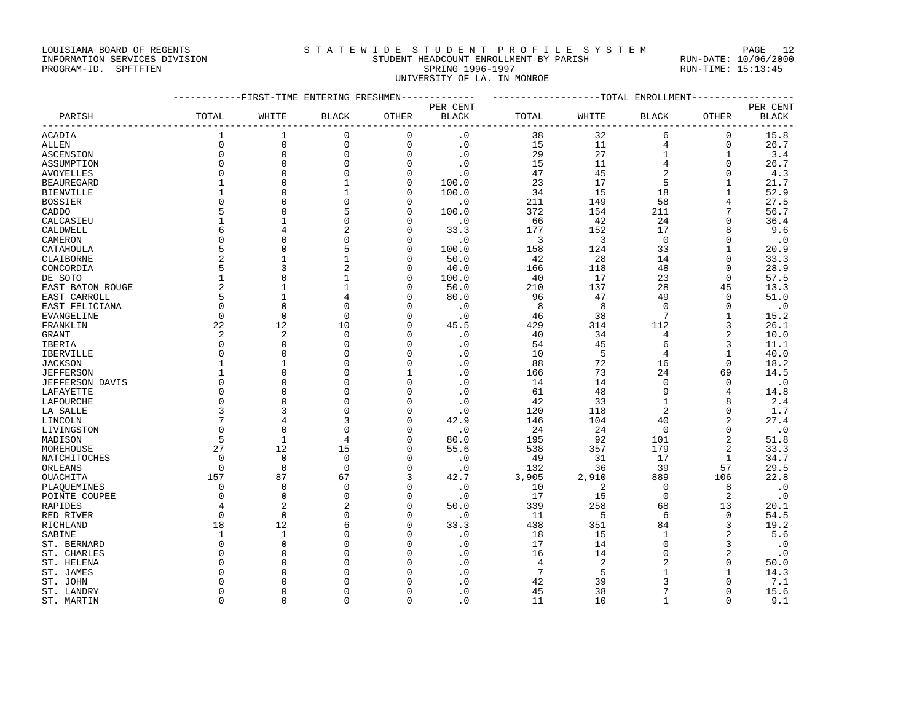LOUISIANA BOARD OF REGENTS — STATEWIDE STUDENT PROFILE SYSTEM
INFORMATION SERVICES DIVISION — STUDENT HEADCOUNT ENROLLMENT BY PARISH — RUN-DATE: 10/06/2000
PROGRAM-ID. SPFTFTEN — SPRING 1996-1997 — RUN-TIME: 15:13:45

UNIVERSITY OF LA. IN MONROE

| PARISH | FIRST-TIME ENTERING FRESHMEN TOTAL | WHITE | BLACK | OTHER | PER CENT BLACK | TOTAL ENROLLMENT TOTAL | WHITE | BLACK | OTHER | PER CENT BLACK |
|---|---|---|---|---|---|---|---|---|---|---|
| ACADIA | 1 | 1 | 0 | 0 | .0 | 38 | 32 | 6 | 0 | 15.8 |
| ALLEN | 0 | 0 | 0 | 0 | .0 | 15 | 11 | 4 | 0 | 26.7 |
| ASCENSION | 0 | 0 | 0 | 0 | .0 | 29 | 27 | 1 | 1 | 3.4 |
| ASSUMPTION | 0 | 0 | 0 | 0 | .0 | 15 | 11 | 4 | 0 | 26.7 |
| AVOYELLES | 0 | 0 | 0 | 0 | .0 | 47 | 45 | 2 | 0 | 4.3 |
| BEAUREGARD | 1 | 0 | 1 | 0 | 100.0 | 23 | 17 | 5 | 1 | 21.7 |
| BIENVILLE | 1 | 0 | 1 | 0 | 100.0 | 34 | 15 | 18 | 1 | 52.9 |
| BOSSIER | 0 | 0 | 0 | 0 | .0 | 211 | 149 | 58 | 4 | 27.5 |
| CADDO | 5 | 0 | 5 | 0 | 100.0 | 372 | 154 | 211 | 7 | 56.7 |
| CALCASIEU | 1 | 1 | 0 | 0 | .0 | 66 | 42 | 24 | 0 | 36.4 |
| CALDWELL | 6 | 4 | 2 | 0 | 33.3 | 177 | 152 | 17 | 8 | 9.6 |
| CAMERON | 0 | 0 | 0 | 0 | .0 | 3 | 3 | 0 | 0 | .0 |
| CATAHOULA | 5 | 0 | 5 | 0 | 100.0 | 158 | 124 | 33 | 1 | 20.9 |
| CLAIBORNE | 2 | 1 | 1 | 0 | 50.0 | 42 | 28 | 14 | 0 | 33.3 |
| CONCORDIA | 5 | 3 | 2 | 0 | 40.0 | 166 | 118 | 48 | 0 | 28.9 |
| DE SOTO | 1 | 0 | 1 | 0 | 100.0 | 40 | 17 | 23 | 0 | 57.5 |
| EAST BATON ROUGE | 2 | 1 | 1 | 0 | 50.0 | 210 | 137 | 28 | 45 | 13.3 |
| EAST CARROLL | 5 | 1 | 4 | 0 | 80.0 | 96 | 47 | 49 | 0 | 51.0 |
| EAST FELICIANA | 0 | 0 | 0 | 0 | .0 | 8 | 8 | 0 | 0 | .0 |
| EVANGELINE | 0 | 0 | 0 | 0 | .0 | 46 | 38 | 7 | 1 | 15.2 |
| FRANKLIN | 22 | 12 | 10 | 0 | 45.5 | 429 | 314 | 112 | 3 | 26.1 |
| GRANT | 2 | 2 | 0 | 0 | .0 | 40 | 34 | 4 | 2 | 10.0 |
| IBERIA | 0 | 0 | 0 | 0 | .0 | 54 | 45 | 6 | 3 | 11.1 |
| IBERVILLE | 0 | 0 | 0 | 0 | .0 | 10 | 5 | 4 | 1 | 40.0 |
| JACKSON | 1 | 1 | 0 | 0 | .0 | 88 | 72 | 16 | 0 | 18.2 |
| JEFFERSON | 1 | 0 | 0 | 1 | .0 | 166 | 73 | 24 | 69 | 14.5 |
| JEFFERSON DAVIS | 0 | 0 | 0 | 0 | .0 | 14 | 14 | 0 | 0 | .0 |
| LAFAYETTE | 0 | 0 | 0 | 0 | .0 | 61 | 48 | 9 | 4 | 14.8 |
| LAFOURCHE | 0 | 0 | 0 | 0 | .0 | 42 | 33 | 1 | 8 | 2.4 |
| LA SALLE | 3 | 3 | 0 | 0 | .0 | 120 | 118 | 2 | 0 | 1.7 |
| LINCOLN | 7 | 4 | 3 | 0 | 42.9 | 146 | 104 | 40 | 2 | 27.4 |
| LIVINGSTON | 0 | 0 | 0 | 0 | .0 | 24 | 24 | 0 | 0 | .0 |
| MADISON | 5 | 1 | 4 | 0 | 80.0 | 195 | 92 | 101 | 2 | 51.8 |
| MOREHOUSE | 27 | 12 | 15 | 0 | 55.6 | 538 | 357 | 179 | 2 | 33.3 |
| NATCHITOCHES | 0 | 0 | 0 | 0 | .0 | 49 | 31 | 17 | 1 | 34.7 |
| ORLEANS | 0 | 0 | 0 | 0 | .0 | 132 | 36 | 39 | 57 | 29.5 |
| OUACHITA | 157 | 87 | 67 | 3 | 42.7 | 3,905 | 2,910 | 889 | 106 | 22.8 |
| PLAQUEMINES | 0 | 0 | 0 | 0 | .0 | 10 | 2 | 0 | 8 | .0 |
| POINTE COUPEE | 0 | 0 | 0 | 0 | .0 | 17 | 15 | 0 | 2 | .0 |
| RAPIDES | 4 | 2 | 2 | 0 | 50.0 | 339 | 258 | 68 | 13 | 20.1 |
| RED RIVER | 0 | 0 | 0 | 0 | .0 | 11 | 5 | 6 | 0 | 54.5 |
| RICHLAND | 18 | 12 | 6 | 0 | 33.3 | 438 | 351 | 84 | 3 | 19.2 |
| SABINE | 1 | 1 | 0 | 0 | .0 | 18 | 15 | 1 | 2 | 5.6 |
| ST. BERNARD | 0 | 0 | 0 | 0 | .0 | 17 | 14 | 0 | 3 | .0 |
| ST. CHARLES | 0 | 0 | 0 | 0 | .0 | 16 | 14 | 0 | 2 | .0 |
| ST. HELENA | 0 | 0 | 0 | 0 | .0 | 4 | 2 | 2 | 0 | 50.0 |
| ST. JAMES | 0 | 0 | 0 | 0 | .0 | 7 | 5 | 1 | 1 | 14.3 |
| ST. JOHN | 0 | 0 | 0 | 0 | .0 | 42 | 39 | 3 | 0 | 7.1 |
| ST. LANDRY | 0 | 0 | 0 | 0 | .0 | 45 | 38 | 7 | 0 | 15.6 |
| ST. MARTIN | 0 | 0 | 0 | 0 | .0 | 11 | 10 | 1 | 0 | 9.1 |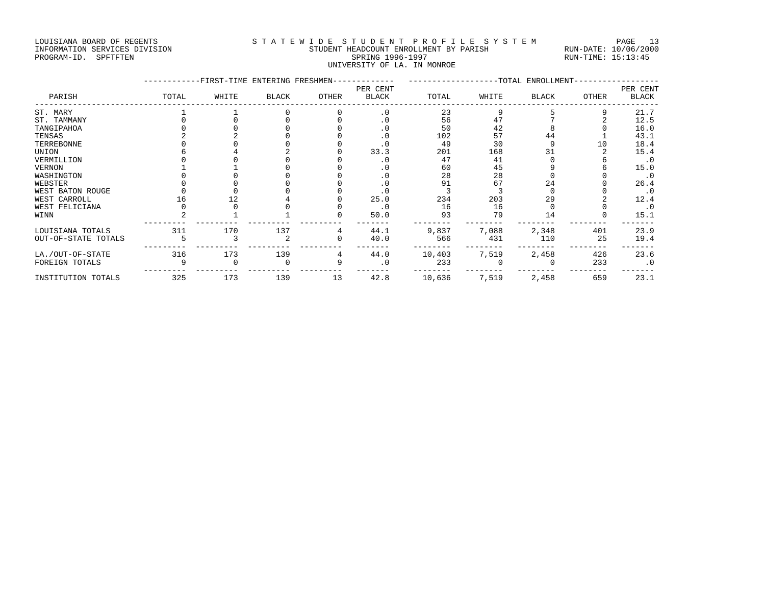LOUISIANA BOARD OF REGENTS
INFORMATION SERVICES DIVISION
PROGRAM-ID. SPFTFTEN

S T A T E W I D E S T U D E N T P R O F I L E S Y S T E M
STUDENT HEADCOUNT ENROLLMENT BY PARISH
SPRING 1996-1997
UNIVERSITY OF LA. IN MONROE

RUN-DATE: 10/06/2000
RUN-TIME: 15:13:45

| PARISH | FIRST-TIME ENTERING FRESHMEN | | | | | TOTAL ENROLLMENT | | | | |
|---|---|---|---|---|---|---|---|---|---|---|
| | TOTAL | WHITE | BLACK | OTHER | PER CENT BLACK | TOTAL | WHITE | BLACK | OTHER | PER CENT BLACK |
| ST. MARY | 1 | 1 | 0 | 0 | .0 | 23 | 9 | 5 | 9 | 21.7 |
| ST. TAMMANY | 0 | 0 | 0 | 0 | .0 | 56 | 47 | 7 | 2 | 12.5 |
| TANGIPAHOA | 0 | 0 | 0 | 0 | .0 | 50 | 42 | 8 | 0 | 16.0 |
| TENSAS | 2 | 2 | 0 | 0 | .0 | 102 | 57 | 44 | 1 | 43.1 |
| TERREBONNE | 0 | 0 | 0 | 0 | .0 | 49 | 30 | 9 | 10 | 18.4 |
| UNION | 6 | 4 | 2 | 0 | 33.3 | 201 | 168 | 31 | 2 | 15.4 |
| VERMILLION | 0 | 0 | 0 | 0 | .0 | 47 | 41 | 0 | 6 | .0 |
| VERNON | 1 | 1 | 0 | 0 | .0 | 60 | 45 | 9 | 6 | 15.0 |
| WASHINGTON | 0 | 0 | 0 | 0 | .0 | 28 | 28 | 0 | 0 | .0 |
| WEBSTER | 0 | 0 | 0 | 0 | .0 | 91 | 67 | 24 | 0 | 26.4 |
| WEST BATON ROUGE | 0 | 0 | 0 | 0 | .0 | 3 | 3 | 0 | 0 | .0 |
| WEST CARROLL | 16 | 12 | 4 | 0 | 25.0 | 234 | 203 | 29 | 2 | 12.4 |
| WEST FELICIANA | 0 | 0 | 0 | 0 | .0 | 16 | 16 | 0 | 0 | .0 |
| WINN | 2 | 1 | 1 | 0 | 50.0 | 93 | 79 | 14 | 0 | 15.1 |
| LOUISIANA TOTALS | 311 | 170 | 137 | 4 | 44.1 | 9,837 | 7,088 | 2,348 | 401 | 23.9 |
| OUT-OF-STATE TOTALS | 5 | 3 | 2 | 0 | 40.0 | 566 | 431 | 110 | 25 | 19.4 |
| LA./OUT-OF-STATE | 316 | 173 | 139 | 4 | 44.0 | 10,403 | 7,519 | 2,458 | 426 | 23.6 |
| FOREIGN TOTALS | 9 | 0 | 0 | 9 | .0 | 233 | 0 | 0 | 233 | .0 |
| INSTITUTION TOTALS | 325 | 173 | 139 | 13 | 42.8 | 10,636 | 7,519 | 2,458 | 659 | 23.1 |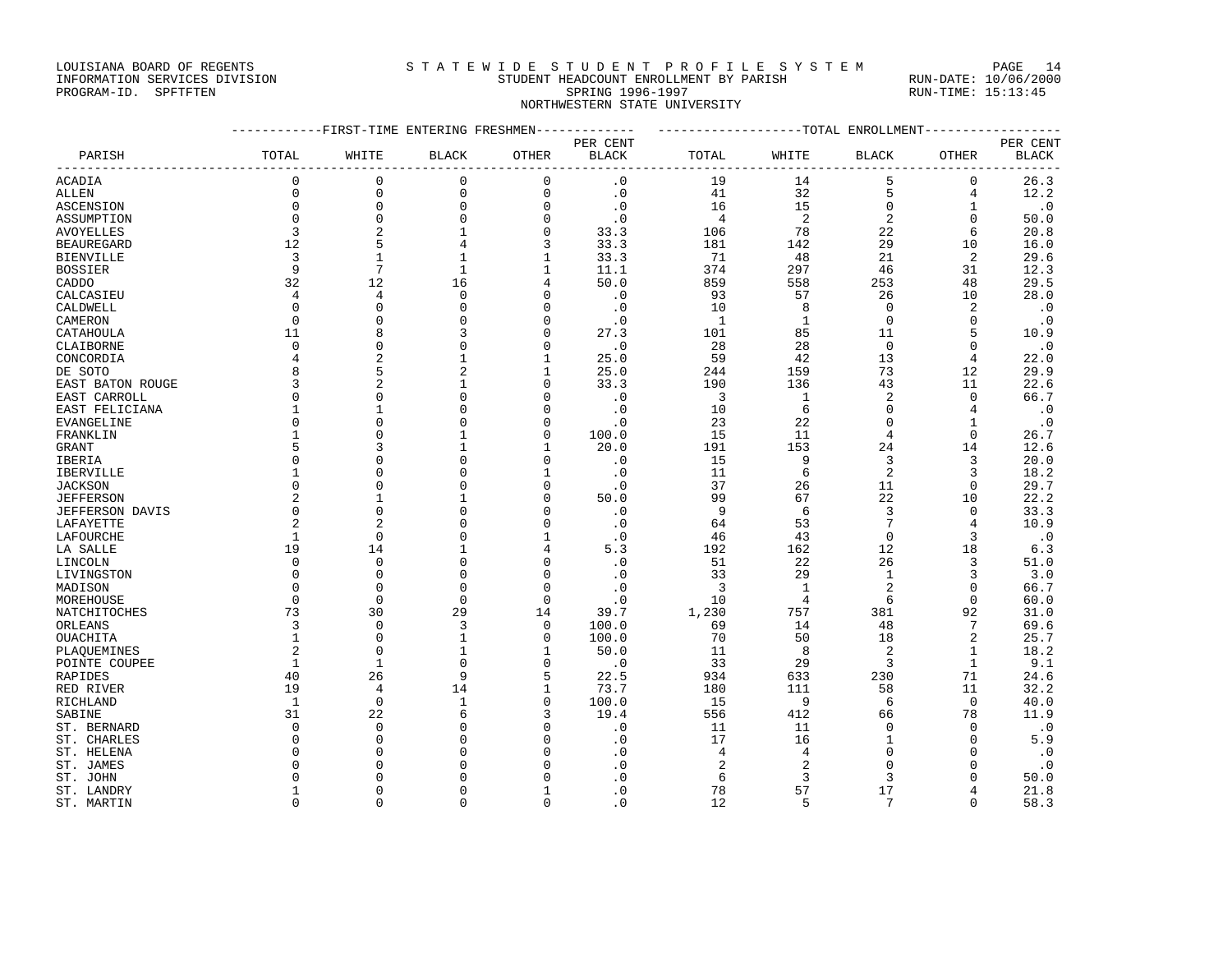LOUISIANA BOARD OF REGENTS
INFORMATION SERVICES DIVISION
PROGRAM-ID. SPFTFTEN

S T A T E W I D E   S T U D E N T   P R O F I L E   S Y S T E M
STUDENT HEADCOUNT ENROLLMENT BY PARISH
SPRING 1996-1997
NORTHWESTERN STATE UNIVERSITY

RUN-DATE: 10/06/2000
RUN-TIME: 15:13:45

| PARISH | FIRST-TIME ENTERING FRESHMEN TOTAL | WHITE | BLACK | OTHER | PER CENT BLACK | TOTAL ENROLLMENT TOTAL | WHITE | BLACK | OTHER | PER CENT BLACK |
|---|---|---|---|---|---|---|---|---|---|---|
| ACADIA | 0 | 0 | 0 | 0 | .0 | 19 | 14 | 5 | 0 | 26.3 |
| ALLEN | 0 | 0 | 0 | 0 | .0 | 41 | 32 | 5 | 4 | 12.2 |
| ASCENSION | 0 | 0 | 0 | 0 | .0 | 16 | 15 | 0 | 1 | .0 |
| ASSUMPTION | 0 | 0 | 0 | 0 | .0 | 4 | 2 | 2 | 0 | 50.0 |
| AVOYELLES | 3 | 2 | 1 | 0 | 33.3 | 106 | 78 | 22 | 6 | 20.8 |
| BEAUREGARD | 12 | 5 | 4 | 3 | 33.3 | 181 | 142 | 29 | 10 | 16.0 |
| BIENVILLE | 3 | 1 | 1 | 1 | 33.3 | 71 | 48 | 21 | 2 | 29.6 |
| BOSSIER | 9 | 7 | 1 | 1 | 11.1 | 374 | 297 | 46 | 31 | 12.3 |
| CADDO | 32 | 12 | 16 | 4 | 50.0 | 859 | 558 | 253 | 48 | 29.5 |
| CALCASIEU | 4 | 4 | 0 | 0 | .0 | 93 | 57 | 26 | 10 | 28.0 |
| CALDWELL | 0 | 0 | 0 | 0 | .0 | 10 | 8 | 0 | 2 | .0 |
| CAMERON | 0 | 0 | 0 | 0 | .0 | 1 | 1 | 0 | 0 | .0 |
| CATAHOULA | 11 | 8 | 3 | 0 | 27.3 | 101 | 85 | 11 | 5 | 10.9 |
| CLAIBORNE | 0 | 0 | 0 | 0 | .0 | 28 | 28 | 0 | 0 | .0 |
| CONCORDIA | 4 | 2 | 1 | 1 | 25.0 | 59 | 42 | 13 | 4 | 22.0 |
| DE SOTO | 8 | 5 | 2 | 1 | 25.0 | 244 | 159 | 73 | 12 | 29.9 |
| EAST BATON ROUGE | 3 | 2 | 1 | 0 | 33.3 | 190 | 136 | 43 | 11 | 22.6 |
| EAST CARROLL | 0 | 0 | 0 | 0 | .0 | 3 | 1 | 2 | 0 | 66.7 |
| EAST FELICIANA | 1 | 1 | 0 | 0 | .0 | 10 | 6 | 0 | 4 | .0 |
| EVANGELINE | 0 | 0 | 0 | 0 | .0 | 23 | 22 | 0 | 1 | .0 |
| FRANKLIN | 1 | 0 | 1 | 0 | 100.0 | 15 | 11 | 4 | 0 | 26.7 |
| GRANT | 5 | 3 | 1 | 1 | 20.0 | 191 | 153 | 24 | 14 | 12.6 |
| IBERIA | 0 | 0 | 0 | 0 | .0 | 15 | 9 | 3 | 3 | 20.0 |
| IBERVILLE | 1 | 0 | 0 | 1 | .0 | 11 | 6 | 2 | 3 | 18.2 |
| JACKSON | 0 | 0 | 0 | 0 | .0 | 37 | 26 | 11 | 0 | 29.7 |
| JEFFERSON | 2 | 1 | 1 | 0 | 50.0 | 99 | 67 | 22 | 10 | 22.2 |
| JEFFERSON DAVIS | 0 | 0 | 0 | 0 | .0 | 9 | 6 | 3 | 0 | 33.3 |
| LAFAYETTE | 2 | 2 | 0 | 0 | .0 | 64 | 53 | 7 | 4 | 10.9 |
| LAFOURCHE | 1 | 0 | 0 | 1 | .0 | 46 | 43 | 0 | 3 | .0 |
| LA SALLE | 19 | 14 | 1 | 4 | 5.3 | 192 | 162 | 12 | 18 | 6.3 |
| LINCOLN | 0 | 0 | 0 | 0 | .0 | 51 | 22 | 26 | 3 | 51.0 |
| LIVINGSTON | 0 | 0 | 0 | 0 | .0 | 33 | 29 | 1 | 3 | 3.0 |
| MADISON | 0 | 0 | 0 | 0 | .0 | 3 | 1 | 2 | 0 | 66.7 |
| MOREHOUSE | 0 | 0 | 0 | 0 | .0 | 10 | 4 | 6 | 0 | 60.0 |
| NATCHITOCHES | 73 | 30 | 29 | 14 | 39.7 | 1,230 | 757 | 381 | 92 | 31.0 |
| ORLEANS | 3 | 0 | 3 | 0 | 100.0 | 69 | 14 | 48 | 7 | 69.6 |
| OUACHITA | 1 | 0 | 1 | 0 | 100.0 | 70 | 50 | 18 | 2 | 25.7 |
| PLAQUEMINES | 2 | 0 | 1 | 1 | 50.0 | 11 | 8 | 2 | 1 | 18.2 |
| POINTE COUPEE | 1 | 1 | 0 | 0 | .0 | 33 | 29 | 3 | 1 | 9.1 |
| RAPIDES | 40 | 26 | 9 | 5 | 22.5 | 934 | 633 | 230 | 71 | 24.6 |
| RED RIVER | 19 | 4 | 14 | 1 | 73.7 | 180 | 111 | 58 | 11 | 32.2 |
| RICHLAND | 1 | 0 | 1 | 0 | 100.0 | 15 | 9 | 6 | 0 | 40.0 |
| SABINE | 31 | 22 | 6 | 3 | 19.4 | 556 | 412 | 66 | 78 | 11.9 |
| ST. BERNARD | 0 | 0 | 0 | 0 | .0 | 11 | 11 | 0 | 0 | .0 |
| ST. CHARLES | 0 | 0 | 0 | 0 | .0 | 17 | 16 | 1 | 0 | 5.9 |
| ST. HELENA | 0 | 0 | 0 | 0 | .0 | 4 | 4 | 0 | 0 | .0 |
| ST. JAMES | 0 | 0 | 0 | 0 | .0 | 2 | 2 | 0 | 0 | .0 |
| ST. JOHN | 0 | 0 | 0 | 0 | .0 | 6 | 3 | 3 | 0 | 50.0 |
| ST. LANDRY | 1 | 0 | 0 | 1 | .0 | 78 | 57 | 17 | 4 | 21.8 |
| ST. MARTIN | 0 | 0 | 0 | 0 | .0 | 12 | 5 | 7 | 0 | 58.3 |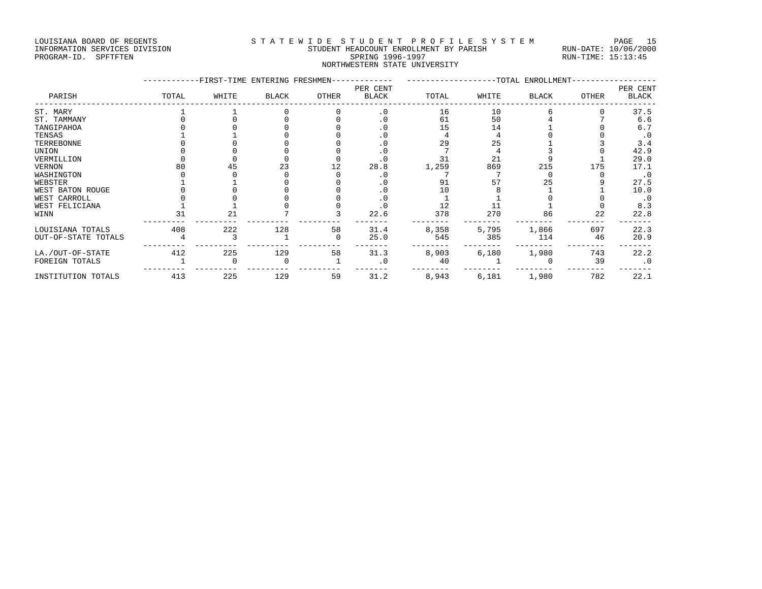LOUISIANA BOARD OF REGENTS
INFORMATION SERVICES DIVISION
PROGRAM-ID. SPFTFTEN

STATEWIDE STUDENT PROFILE SYSTEM
STUDENT HEADCOUNT ENROLLMENT BY PARISH
SPRING 1996-1997
NORTHWESTERN STATE UNIVERSITY

RUN-DATE: 10/06/2000
RUN-TIME: 15:13:45

| PARISH | FIRST-TIME ENTERING FRESHMEN TOTAL | WHITE | BLACK | OTHER | PER CENT BLACK | TOTAL ENROLLMENT TOTAL | WHITE | BLACK | OTHER | PER CENT BLACK |
|---|---|---|---|---|---|---|---|---|---|---|
| ST. MARY | 1 | 1 | 0 | 0 | .0 | 16 | 10 | 6 | 0 | 37.5 |
| ST. TAMMANY | 0 | 0 | 0 | 0 | .0 | 61 | 50 | 4 | 7 | 6.6 |
| TANGIPAHOA | 0 | 0 | 0 | 0 | .0 | 15 | 14 | 1 | 0 | 6.7 |
| TENSAS | 1 | 1 | 0 | 0 | .0 | 4 | 4 | 0 | 0 | .0 |
| TERREBONNE | 0 | 0 | 0 | 0 | .0 | 29 | 25 | 1 | 3 | 3.4 |
| UNION | 0 | 0 | 0 | 0 | .0 | 7 | 4 | 3 | 0 | 42.9 |
| VERMILLION | 0 | 0 | 0 | 0 | .0 | 31 | 21 | 9 | 1 | 29.0 |
| VERNON | 80 | 45 | 23 | 12 | 28.8 | 1,259 | 869 | 215 | 175 | 17.1 |
| WASHINGTON | 0 | 0 | 0 | 0 | .0 | 7 | 7 | 0 | 0 | .0 |
| WEBSTER | 1 | 1 | 0 | 0 | .0 | 91 | 57 | 25 | 9 | 27.5 |
| WEST BATON ROUGE | 0 | 0 | 0 | 0 | .0 | 10 | 8 | 1 | 1 | 10.0 |
| WEST CARROLL | 0 | 0 | 0 | 0 | .0 | 1 | 1 | 0 | 0 | .0 |
| WEST FELICIANA | 1 | 1 | 0 | 0 | .0 | 12 | 11 | 1 | 0 | 8.3 |
| WINN | 31 | 21 | 7 | 3 | 22.6 | 378 | 270 | 86 | 22 | 22.8 |
| LOUISIANA TOTALS | 408 | 222 | 128 | 58 | 31.4 | 8,358 | 5,795 | 1,866 | 697 | 22.3 |
| OUT-OF-STATE TOTALS | 4 | 3 | 1 | 0 | 25.0 | 545 | 385 | 114 | 46 | 20.9 |
| LA./OUT-OF-STATE | 412 | 225 | 129 | 58 | 31.3 | 8,903 | 6,180 | 1,980 | 743 | 22.2 |
| FOREIGN TOTALS | 1 | 0 | 0 | 1 | .0 | 40 | 1 | 0 | 39 | .0 |
| INSTITUTION TOTALS | 413 | 225 | 129 | 59 | 31.2 | 8,943 | 6,181 | 1,980 | 782 | 22.1 |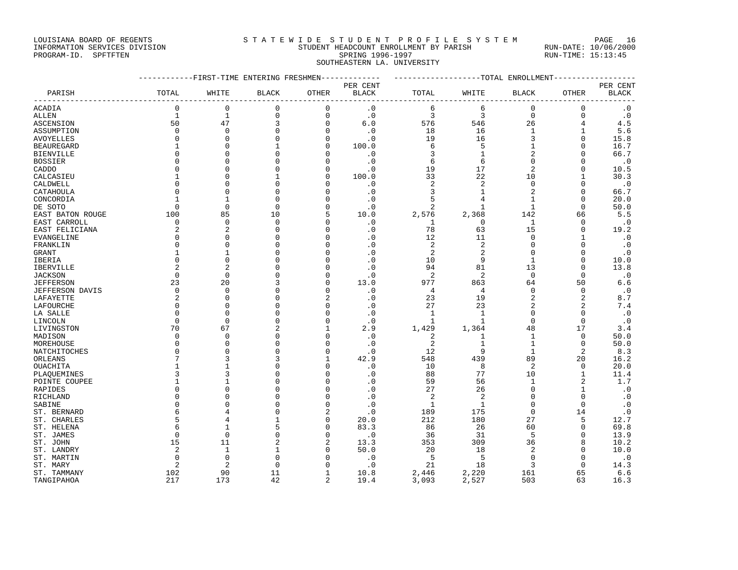LOUISIANA BOARD OF REGENTS
INFORMATION SERVICES DIVISION
PROGRAM-ID. SPFTFTEN

STATEWIDE STUDENT PROFILE SYSTEM
STUDENT HEADCOUNT ENROLLMENT BY PARISH
SPRING 1996-1997
SOUTHEASTERN LA. UNIVERSITY

RUN-DATE: 10/06/2000
RUN-TIME: 15:13:45

| PARISH | FIRST-TIME ENTERING FRESHMEN TOTAL | WHITE | BLACK | OTHER | PER CENT BLACK | TOTAL ENROLLMENT TOTAL | WHITE | BLACK | OTHER | PER CENT BLACK |
|---|---|---|---|---|---|---|---|---|---|---|
| ACADIA | 0 | 0 | 0 | 0 | .0 | 6 | 6 | 0 | 0 | .0 |
| ALLEN | 1 | 1 | 0 | 0 | .0 | 3 | 3 | 0 | 0 | .0 |
| ASCENSION | 50 | 47 | 3 | 0 | 6.0 | 576 | 546 | 26 | 4 | 4.5 |
| ASSUMPTION | 0 | 0 | 0 | 0 | .0 | 18 | 16 | 1 | 1 | 5.6 |
| AVOYELLES | 0 | 0 | 0 | 0 | .0 | 19 | 16 | 3 | 0 | 15.8 |
| BEAUREGARD | 1 | 0 | 1 | 0 | 100.0 | 6 | 5 | 1 | 0 | 16.7 |
| BIENVILLE | 0 | 0 | 0 | 0 | .0 | 3 | 1 | 2 | 0 | 66.7 |
| BOSSIER | 0 | 0 | 0 | 0 | .0 | 6 | 6 | 0 | 0 | .0 |
| CADDO | 0 | 0 | 0 | 0 | .0 | 19 | 17 | 2 | 0 | 10.5 |
| CALCASIEU | 1 | 0 | 1 | 0 | 100.0 | 33 | 22 | 10 | 1 | 30.3 |
| CALDWELL | 0 | 0 | 0 | 0 | .0 | 2 | 2 | 0 | 0 | .0 |
| CATAHOULA | 0 | 0 | 0 | 0 | .0 | 3 | 1 | 2 | 0 | 66.7 |
| CONCORDIA | 1 | 1 | 0 | 0 | .0 | 5 | 4 | 1 | 0 | 20.0 |
| DE SOTO | 0 | 0 | 0 | 0 | .0 | 2 | 1 | 1 | 0 | 50.0 |
| EAST BATON ROUGE | 100 | 85 | 10 | 5 | 10.0 | 2,576 | 2,368 | 142 | 66 | 5.5 |
| EAST CARROLL | 0 | 0 | 0 | 0 | .0 | 1 | 0 | 1 | 0 | .0 |
| EAST FELICIANA | 2 | 2 | 0 | 0 | .0 | 78 | 63 | 15 | 0 | 19.2 |
| EVANGELINE | 0 | 0 | 0 | 0 | .0 | 12 | 11 | 0 | 1 | .0 |
| FRANKLIN | 0 | 0 | 0 | 0 | .0 | 2 | 2 | 0 | 0 | .0 |
| GRANT | 1 | 1 | 0 | 0 | .0 | 2 | 2 | 0 | 0 | .0 |
| IBERIA | 0 | 0 | 0 | 0 | .0 | 10 | 9 | 1 | 0 | 10.0 |
| IBERVILLE | 2 | 2 | 0 | 0 | .0 | 94 | 81 | 13 | 0 | 13.8 |
| JACKSON | 0 | 0 | 0 | 0 | .0 | 2 | 2 | 0 | 0 | .0 |
| JEFFERSON | 23 | 20 | 3 | 0 | 13.0 | 977 | 863 | 64 | 50 | 6.6 |
| JEFFERSON DAVIS | 0 | 0 | 0 | 0 | .0 | 4 | 4 | 0 | 0 | .0 |
| LAFAYETTE | 2 | 0 | 0 | 2 | .0 | 23 | 19 | 2 | 2 | 8.7 |
| LAFOURCHE | 0 | 0 | 0 | 0 | .0 | 27 | 23 | 2 | 2 | 7.4 |
| LA SALLE | 0 | 0 | 0 | 0 | .0 | 1 | 1 | 0 | 0 | .0 |
| LINCOLN | 0 | 0 | 0 | 0 | .0 | 1 | 1 | 0 | 0 | .0 |
| LIVINGSTON | 70 | 67 | 2 | 1 | 2.9 | 1,429 | 1,364 | 48 | 17 | 3.4 |
| MADISON | 0 | 0 | 0 | 0 | .0 | 2 | 1 | 1 | 0 | 50.0 |
| MOREHOUSE | 0 | 0 | 0 | 0 | .0 | 2 | 1 | 1 | 0 | 50.0 |
| NATCHITOCHES | 0 | 0 | 0 | 0 | .0 | 12 | 9 | 1 | 2 | 8.3 |
| ORLEANS | 7 | 3 | 3 | 1 | 42.9 | 548 | 439 | 89 | 20 | 16.2 |
| OUACHITA | 1 | 1 | 0 | 0 | .0 | 10 | 8 | 2 | 0 | 20.0 |
| PLAQUEMINES | 3 | 3 | 0 | 0 | .0 | 88 | 77 | 10 | 1 | 11.4 |
| POINTE COUPEE | 1 | 1 | 0 | 0 | .0 | 59 | 56 | 1 | 2 | 1.7 |
| RAPIDES | 0 | 0 | 0 | 0 | .0 | 27 | 26 | 0 | 1 | .0 |
| RICHLAND | 0 | 0 | 0 | 0 | .0 | 2 | 2 | 0 | 0 | .0 |
| SABINE | 0 | 0 | 0 | 0 | .0 | 1 | 1 | 0 | 0 | .0 |
| ST. BERNARD | 6 | 4 | 0 | 2 | .0 | 189 | 175 | 0 | 14 | .0 |
| ST. CHARLES | 5 | 4 | 1 | 0 | 20.0 | 212 | 180 | 27 | 5 | 12.7 |
| ST. HELENA | 6 | 1 | 5 | 0 | 83.3 | 86 | 26 | 60 | 0 | 69.8 |
| ST. JAMES | 0 | 0 | 0 | 0 | .0 | 36 | 31 | 5 | 0 | 13.9 |
| ST. JOHN | 15 | 11 | 2 | 2 | 13.3 | 353 | 309 | 36 | 8 | 10.2 |
| ST. LANDRY | 2 | 1 | 1 | 0 | 50.0 | 20 | 18 | 2 | 0 | 10.0 |
| ST. MARTIN | 0 | 0 | 0 | 0 | .0 | 5 | 5 | 0 | 0 | .0 |
| ST. MARY | 2 | 2 | 0 | 0 | .0 | 21 | 18 | 3 | 0 | 14.3 |
| ST. TAMMANY | 102 | 90 | 11 | 1 | 10.8 | 2,446 | 2,220 | 161 | 65 | 6.6 |
| TANGIPAHOA | 217 | 173 | 42 | 2 | 19.4 | 3,093 | 2,527 | 503 | 63 | 16.3 |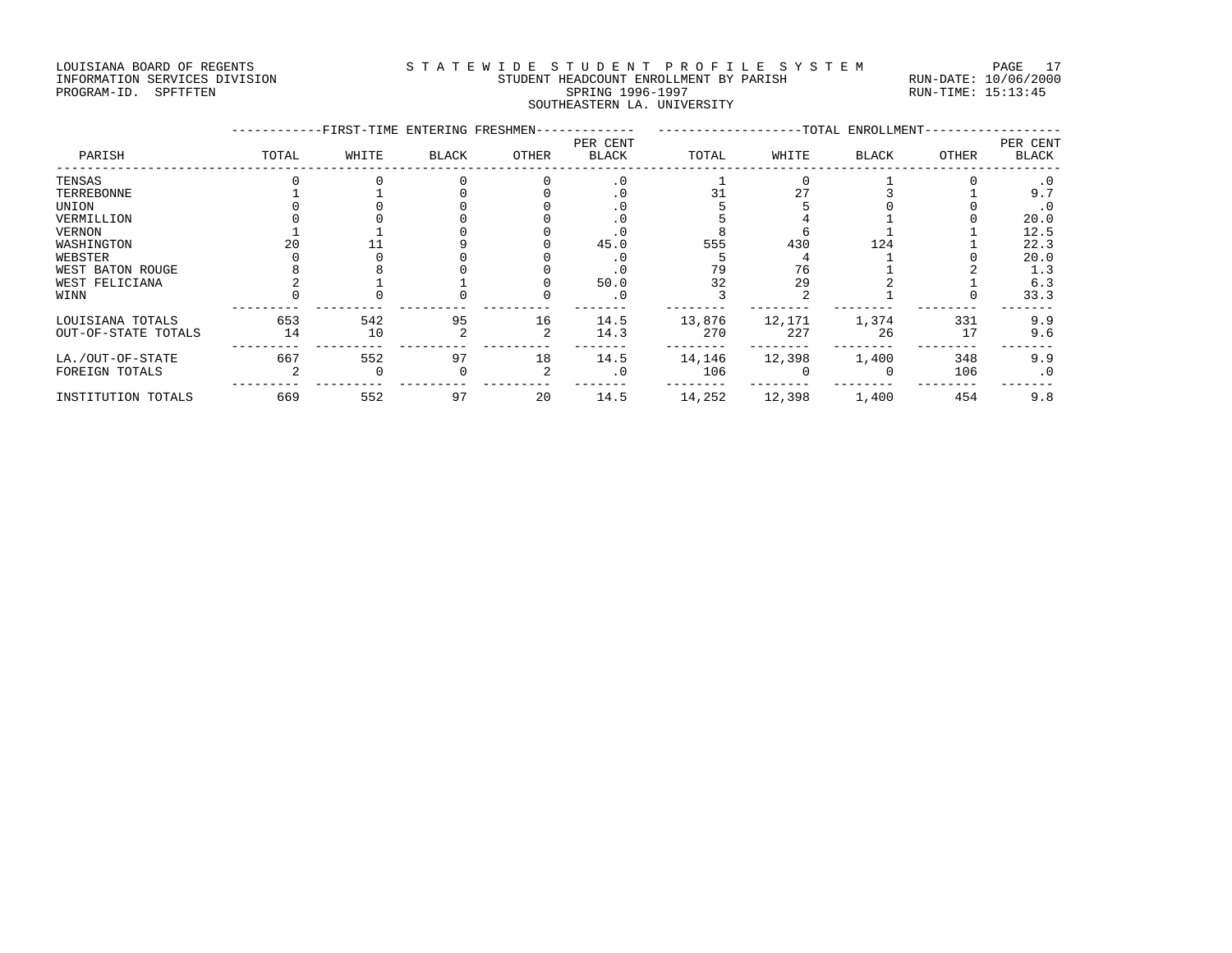LOUISIANA BOARD OF REGENTS
INFORMATION SERVICES DIVISION
PROGRAM-ID. SPFTFTEN

STATEWIDE STUDENT PROFILE SYSTEM
STUDENT HEADCOUNT ENROLLMENT BY PARISH
SPRING 1996-1997
SOUTHEASTERN LA. UNIVERSITY

RUN-DATE: 10/06/2000
RUN-TIME: 15:13:45

| PARISH | FIRST-TIME ENTERING FRESHMEN TOTAL | WHITE | BLACK | OTHER | PER CENT BLACK | TOTAL ENROLLMENT TOTAL | WHITE | BLACK | OTHER | PER CENT BLACK |
|---|---|---|---|---|---|---|---|---|---|---|
| TENSAS | 0 | 0 | 0 | 0 | .0 | 1 | 0 | 1 | 0 | .0 |
| TERREBONNE | 1 | 1 | 0 | 0 | .0 | 31 | 27 | 3 | 1 | 9.7 |
| UNION | 0 | 0 | 0 | 0 | .0 | 5 | 5 | 0 | 0 | .0 |
| VERMILLION | 0 | 0 | 0 | 0 | .0 | 5 | 4 | 1 | 0 | 20.0 |
| VERNON | 1 | 1 | 0 | 0 | .0 | 8 | 6 | 1 | 1 | 12.5 |
| WASHINGTON | 20 | 11 | 9 | 0 | 45.0 | 555 | 430 | 124 | 1 | 22.3 |
| WEBSTER | 0 | 0 | 0 | 0 | .0 | 5 | 4 | 1 | 0 | 20.0 |
| WEST BATON ROUGE | 8 | 8 | 0 | 0 | .0 | 79 | 76 | 1 | 2 | 1.3 |
| WEST FELICIANA | 2 | 1 | 1 | 0 | 50.0 | 32 | 29 | 2 | 1 | 6.3 |
| WINN | 0 | 0 | 0 | 0 | .0 | 3 | 2 | 1 | 0 | 33.3 |
| LOUISIANA TOTALS | 653 | 542 | 95 | 16 | 14.5 | 13,876 | 12,171 | 1,374 | 331 | 9.9 |
| OUT-OF-STATE TOTALS | 14 | 10 | 2 | 2 | 14.3 | 270 | 227 | 26 | 17 | 9.6 |
| LA./OUT-OF-STATE | 667 | 552 | 97 | 18 | 14.5 | 14,146 | 12,398 | 1,400 | 348 | 9.9 |
| FOREIGN TOTALS | 2 | 0 | 0 | 2 | .0 | 106 | 0 | 0 | 106 | .0 |
| INSTITUTION TOTALS | 669 | 552 | 97 | 20 | 14.5 | 14,252 | 12,398 | 1,400 | 454 | 9.8 |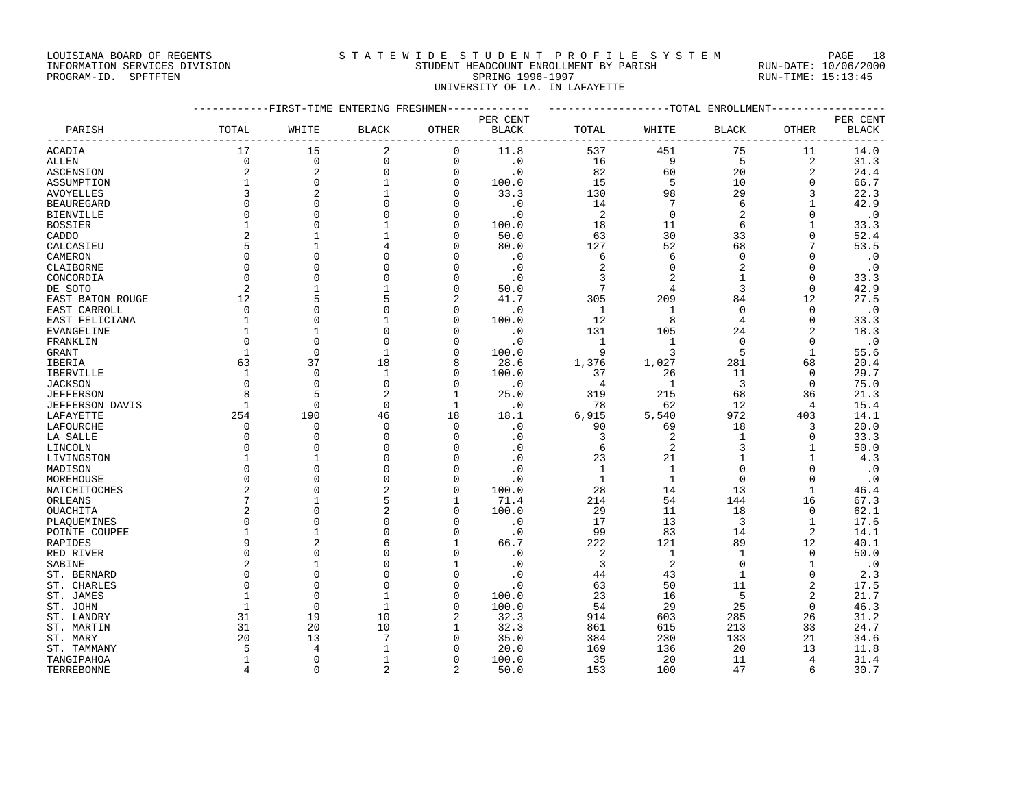LOUISIANA BOARD OF REGENTS — STATEWIDE STUDENT PROFILE SYSTEM
INFORMATION SERVICES DIVISION — STUDENT HEADCOUNT ENROLLMENT BY PARISH — RUN-DATE: 10/06/2000
PROGRAM-ID. SPFTFTEN — SPRING 1996-1997 — RUN-TIME: 15:13:45

UNIVERSITY OF LA. IN LAFAYETTE

| | FIRST-TIME ENTERING FRESHMEN | | | | | TOTAL ENROLLMENT | | | | |
|---|---|---|---|---|---|---|---|---|---|---|
| PARISH | TOTAL | WHITE | BLACK | OTHER | PER CENT BLACK | TOTAL | WHITE | BLACK | OTHER | PER CENT BLACK |
| ACADIA | 17 | 15 | 2 | 0 | 11.8 | 537 | 451 | 75 | 11 | 14.0 |
| ALLEN | 0 | 0 | 0 | 0 | .0 | 16 | 9 | 5 | 2 | 31.3 |
| ASCENSION | 2 | 2 | 0 | 0 | .0 | 82 | 60 | 20 | 2 | 24.4 |
| ASSUMPTION | 1 | 0 | 1 | 0 | 100.0 | 15 | 5 | 10 | 0 | 66.7 |
| AVOYELLES | 3 | 2 | 1 | 0 | 33.3 | 130 | 98 | 29 | 3 | 22.3 |
| BEAUREGARD | 0 | 0 | 0 | 0 | .0 | 14 | 7 | 6 | 1 | 42.9 |
| BIENVILLE | 0 | 0 | 0 | 0 | .0 | 2 | 0 | 2 | 0 | .0 |
| BOSSIER | 1 | 0 | 1 | 0 | 100.0 | 18 | 11 | 6 | 1 | 33.3 |
| CADDO | 2 | 1 | 1 | 0 | 50.0 | 63 | 30 | 33 | 0 | 52.4 |
| CALCASIEU | 5 | 1 | 4 | 0 | 80.0 | 127 | 52 | 68 | 7 | 53.5 |
| CAMERON | 0 | 0 | 0 | 0 | .0 | 6 | 6 | 0 | 0 | .0 |
| CLAIBORNE | 0 | 0 | 0 | 0 | .0 | 2 | 0 | 2 | 0 | .0 |
| CONCORDIA | 0 | 0 | 0 | 0 | .0 | 3 | 2 | 1 | 0 | 33.3 |
| DE SOTO | 2 | 1 | 1 | 0 | 50.0 | 7 | 4 | 3 | 0 | 42.9 |
| EAST BATON ROUGE | 12 | 5 | 5 | 2 | 41.7 | 305 | 209 | 84 | 12 | 27.5 |
| EAST CARROLL | 0 | 0 | 0 | 0 | .0 | 1 | 1 | 0 | 0 | .0 |
| EAST FELICIANA | 1 | 0 | 1 | 0 | 100.0 | 12 | 8 | 4 | 0 | 33.3 |
| EVANGELINE | 1 | 1 | 0 | 0 | .0 | 131 | 105 | 24 | 2 | 18.3 |
| FRANKLIN | 0 | 0 | 0 | 0 | .0 | 1 | 1 | 0 | 0 | .0 |
| GRANT | 1 | 0 | 1 | 0 | 100.0 | 9 | 3 | 5 | 1 | 55.6 |
| IBERIA | 63 | 37 | 18 | 8 | 28.6 | 1,376 | 1,027 | 281 | 68 | 20.4 |
| IBERVILLE | 1 | 0 | 1 | 0 | 100.0 | 37 | 26 | 11 | 0 | 29.7 |
| JACKSON | 0 | 0 | 0 | 0 | .0 | 4 | 1 | 3 | 0 | 75.0 |
| JEFFERSON | 8 | 5 | 2 | 1 | 25.0 | 319 | 215 | 68 | 36 | 21.3 |
| JEFFERSON DAVIS | 1 | 0 | 0 | 1 | .0 | 78 | 62 | 12 | 4 | 15.4 |
| LAFAYETTE | 254 | 190 | 46 | 18 | 18.1 | 6,915 | 5,540 | 972 | 403 | 14.1 |
| LAFOURCHE | 0 | 0 | 0 | 0 | .0 | 90 | 69 | 18 | 3 | 20.0 |
| LA SALLE | 0 | 0 | 0 | 0 | .0 | 3 | 2 | 1 | 0 | 33.3 |
| LINCOLN | 0 | 0 | 0 | 0 | .0 | 6 | 2 | 3 | 1 | 50.0 |
| LIVINGSTON | 1 | 1 | 0 | 0 | .0 | 23 | 21 | 1 | 1 | 4.3 |
| MADISON | 0 | 0 | 0 | 0 | .0 | 1 | 1 | 0 | 0 | .0 |
| MOREHOUSE | 0 | 0 | 0 | 0 | .0 | 1 | 1 | 0 | 0 | .0 |
| NATCHITOCHES | 2 | 0 | 2 | 0 | 100.0 | 28 | 14 | 13 | 1 | 46.4 |
| ORLEANS | 7 | 1 | 5 | 1 | 71.4 | 214 | 54 | 144 | 16 | 67.3 |
| OUACHITA | 2 | 0 | 2 | 0 | 100.0 | 29 | 11 | 18 | 0 | 62.1 |
| PLAQUEMINES | 0 | 0 | 0 | 0 | .0 | 17 | 13 | 3 | 1 | 17.6 |
| POINTE COUPEE | 1 | 1 | 0 | 0 | .0 | 99 | 83 | 14 | 2 | 14.1 |
| RAPIDES | 9 | 2 | 6 | 1 | 66.7 | 222 | 121 | 89 | 12 | 40.1 |
| RED RIVER | 0 | 0 | 0 | 0 | .0 | 2 | 1 | 1 | 0 | 50.0 |
| SABINE | 2 | 1 | 0 | 1 | .0 | 3 | 2 | 0 | 1 | .0 |
| ST. BERNARD | 0 | 0 | 0 | 0 | .0 | 44 | 43 | 1 | 0 | 2.3 |
| ST. CHARLES | 0 | 0 | 0 | 0 | .0 | 63 | 50 | 11 | 2 | 17.5 |
| ST. JAMES | 1 | 0 | 1 | 0 | 100.0 | 23 | 16 | 5 | 2 | 21.7 |
| ST. JOHN | 1 | 0 | 1 | 0 | 100.0 | 54 | 29 | 25 | 0 | 46.3 |
| ST. LANDRY | 31 | 19 | 10 | 2 | 32.3 | 914 | 603 | 285 | 26 | 31.2 |
| ST. MARTIN | 31 | 20 | 10 | 1 | 32.3 | 861 | 615 | 213 | 33 | 24.7 |
| ST. MARY | 20 | 13 | 7 | 0 | 35.0 | 384 | 230 | 133 | 21 | 34.6 |
| ST. TAMMANY | 5 | 4 | 1 | 0 | 20.0 | 169 | 136 | 20 | 13 | 11.8 |
| TANGIPAHOA | 1 | 0 | 1 | 0 | 100.0 | 35 | 20 | 11 | 4 | 31.4 |
| TERREBONNE | 4 | 0 | 2 | 2 | 50.0 | 153 | 100 | 47 | 6 | 30.7 |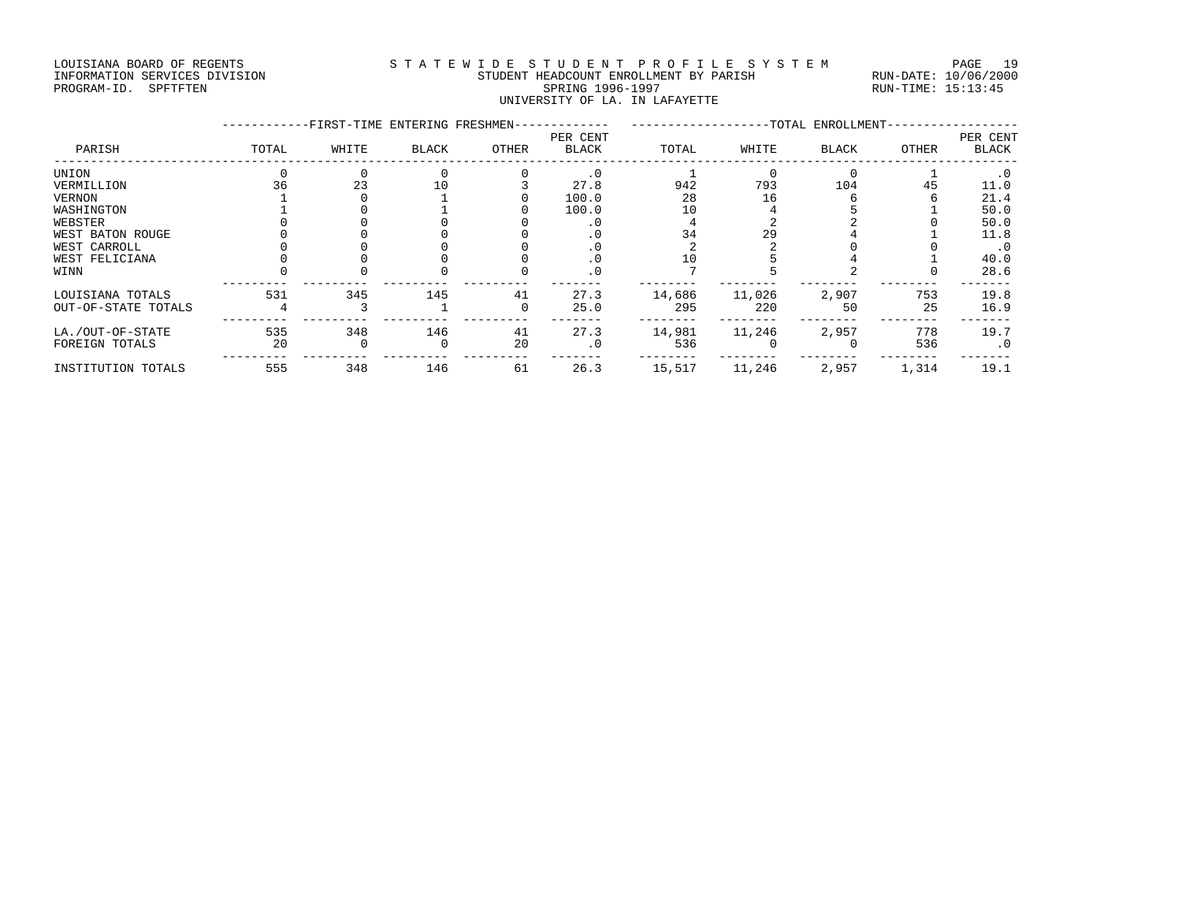LOUISIANA BOARD OF REGENTS
INFORMATION SERVICES DIVISION
PROGRAM-ID. SPFTFTEN

STATEWIDE STUDENT PROFILE SYSTEM
STUDENT HEADCOUNT ENROLLMENT BY PARISH
SPRING 1996-1997
UNIVERSITY OF LA. IN LAFAYETTE

RUN-DATE: 10/06/2000
RUN-TIME: 15:13:45

| PARISH | FIRST-TIME ENTERING FRESHMEN TOTAL | WHITE | BLACK | OTHER | PER CENT BLACK | TOTAL ENROLLMENT TOTAL | WHITE | BLACK | OTHER | PER CENT BLACK |
|---|---|---|---|---|---|---|---|---|---|---|
| UNION | 0 | 0 | 0 | 0 | .0 | 1 | 0 | 0 | 1 | .0 |
| VERMILLION | 36 | 23 | 10 | 3 | 27.8 | 942 | 793 | 104 | 45 | 11.0 |
| VERNON | 1 | 0 | 1 | 0 | 100.0 | 28 | 16 | 6 | 6 | 21.4 |
| WASHINGTON | 1 | 0 | 1 | 0 | 100.0 | 10 | 4 | 5 | 1 | 50.0 |
| WEBSTER | 0 | 0 | 0 | 0 | .0 | 4 | 2 | 2 | 0 | 50.0 |
| WEST BATON ROUGE | 0 | 0 | 0 | 0 | .0 | 34 | 29 | 4 | 1 | 11.8 |
| WEST CARROLL | 0 | 0 | 0 | 0 | .0 | 2 | 2 | 0 | 0 | .0 |
| WEST FELICIANA | 0 | 0 | 0 | 0 | .0 | 10 | 5 | 4 | 1 | 40.0 |
| WINN | 0 | 0 | 0 | 0 | .0 | 7 | 5 | 2 | 0 | 28.6 |
| LOUISIANA TOTALS | 531 | 345 | 145 | 41 | 27.3 | 14,686 | 11,026 | 2,907 | 753 | 19.8 |
| OUT-OF-STATE TOTALS | 4 | 3 | 1 | 0 | 25.0 | 295 | 220 | 50 | 25 | 16.9 |
| LA./OUT-OF-STATE | 535 | 348 | 146 | 41 | 27.3 | 14,981 | 11,246 | 2,957 | 778 | 19.7 |
| FOREIGN TOTALS | 20 | 0 | 0 | 20 | .0 | 536 | 0 | 0 | 536 | .0 |
| INSTITUTION TOTALS | 555 | 348 | 146 | 61 | 26.3 | 15,517 | 11,246 | 2,957 | 1,314 | 19.1 |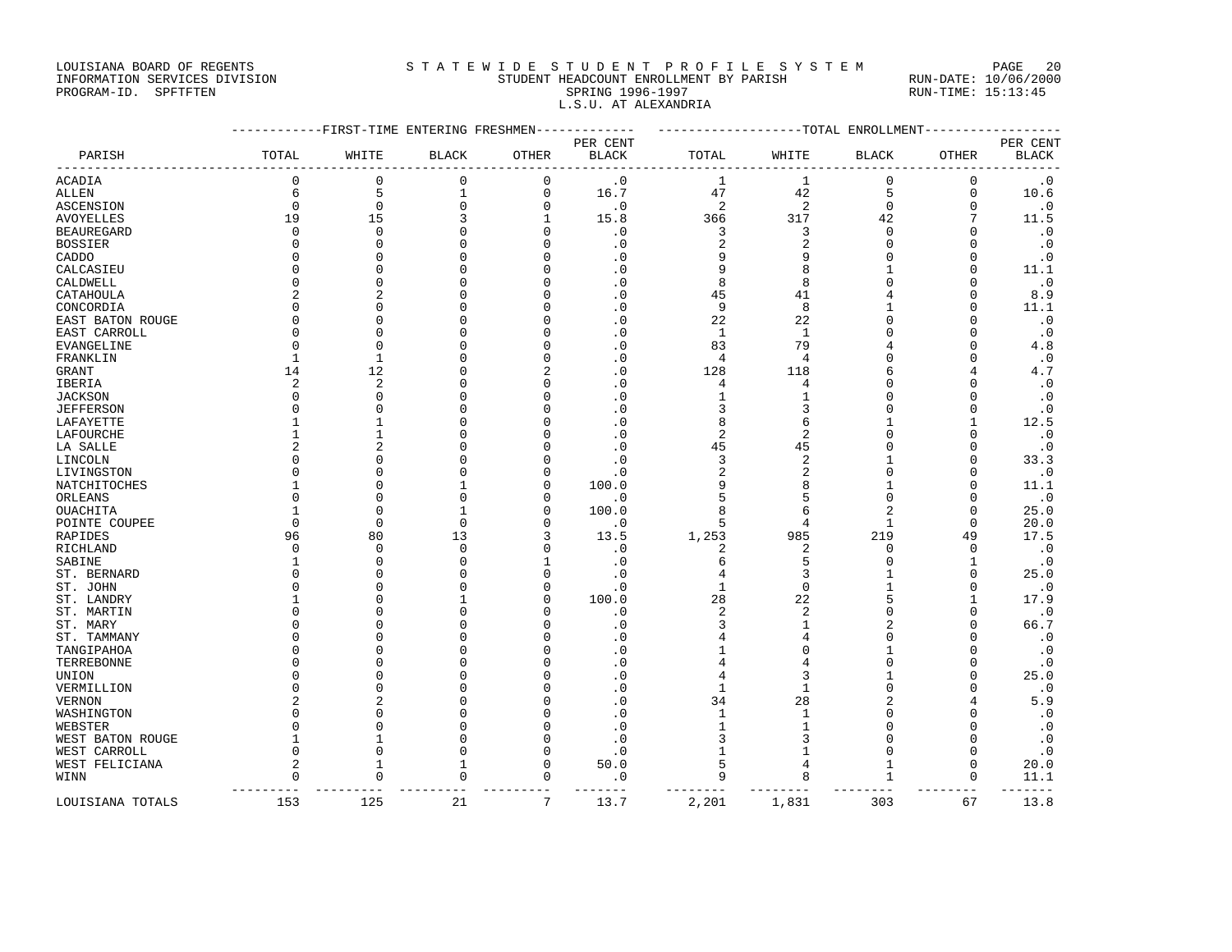LOUISIANA BOARD OF REGENTS
INFORMATION SERVICES DIVISION
PROGRAM-ID. SPFTFTEN

STATEWIDE STUDENT PROFILE SYSTEM
STUDENT HEADCOUNT ENROLLMENT BY PARISH
SPRING 1996-1997
L.S.U. AT ALEXANDRIA

RUN-DATE: 10/06/2000
RUN-TIME: 15:13:45

| PARISH | FIRST-TIME ENTERING FRESHMEN | | | | | TOTAL ENROLLMENT | | | | |
|---|---|---|---|---|---|---|---|---|---|---|
| | TOTAL | WHITE | BLACK | OTHER | PER CENT BLACK | TOTAL | WHITE | BLACK | OTHER | PER CENT BLACK |
| ACADIA | 0 | 0 | 0 | 0 | .0 | 1 | 1 | 0 | 0 | .0 |
| ALLEN | 6 | 5 | 1 | 0 | 16.7 | 47 | 42 | 5 | 0 | 10.6 |
| ASCENSION | 0 | 0 | 0 | 0 | .0 | 2 | 2 | 0 | 0 | .0 |
| AVOYELLES | 19 | 15 | 3 | 1 | 15.8 | 366 | 317 | 42 | 7 | 11.5 |
| BEAUREGARD | 0 | 0 | 0 | 0 | .0 | 3 | 3 | 0 | 0 | .0 |
| BOSSIER | 0 | 0 | 0 | 0 | .0 | 2 | 2 | 0 | 0 | .0 |
| CADDO | 0 | 0 | 0 | 0 | .0 | 9 | 9 | 0 | 0 | .0 |
| CALCASIEU | 0 | 0 | 0 | 0 | .0 | 9 | 8 | 1 | 0 | 11.1 |
| CALDWELL | 0 | 0 | 0 | 0 | .0 | 8 | 8 | 0 | 0 | .0 |
| CATAHOULA | 2 | 2 | 0 | 0 | .0 | 45 | 41 | 4 | 0 | 8.9 |
| CONCORDIA | 0 | 0 | 0 | 0 | .0 | 9 | 8 | 1 | 0 | 11.1 |
| EAST BATON ROUGE | 0 | 0 | 0 | 0 | .0 | 22 | 22 | 0 | 0 | .0 |
| EAST CARROLL | 0 | 0 | 0 | 0 | .0 | 1 | 1 | 0 | 0 | .0 |
| EVANGELINE | 0 | 0 | 0 | 0 | .0 | 83 | 79 | 4 | 0 | 4.8 |
| FRANKLIN | 1 | 1 | 0 | 0 | .0 | 4 | 4 | 0 | 0 | .0 |
| GRANT | 14 | 12 | 0 | 2 | .0 | 128 | 118 | 6 | 4 | 4.7 |
| IBERIA | 2 | 2 | 0 | 0 | .0 | 4 | 4 | 0 | 0 | .0 |
| JACKSON | 0 | 0 | 0 | 0 | .0 | 1 | 1 | 0 | 0 | .0 |
| JEFFERSON | 0 | 0 | 0 | 0 | .0 | 3 | 3 | 0 | 0 | .0 |
| LAFAYETTE | 1 | 1 | 0 | 0 | .0 | 8 | 6 | 1 | 1 | 12.5 |
| LAFOURCHE | 1 | 1 | 0 | 0 | .0 | 2 | 2 | 0 | 0 | .0 |
| LA SALLE | 2 | 2 | 0 | 0 | .0 | 45 | 45 | 0 | 0 | .0 |
| LINCOLN | 0 | 0 | 0 | 0 | .0 | 3 | 2 | 1 | 0 | 33.3 |
| LIVINGSTON | 0 | 0 | 0 | 0 | .0 | 2 | 2 | 0 | 0 | .0 |
| NATCHITOCHES | 1 | 0 | 1 | 0 | 100.0 | 9 | 8 | 1 | 0 | 11.1 |
| ORLEANS | 0 | 0 | 0 | 0 | .0 | 5 | 5 | 0 | 0 | .0 |
| OUACHITA | 1 | 0 | 1 | 0 | 100.0 | 8 | 6 | 2 | 0 | 25.0 |
| POINTE COUPEE | 0 | 0 | 0 | 0 | .0 | 5 | 4 | 1 | 0 | 20.0 |
| RAPIDES | 96 | 80 | 13 | 3 | 13.5 | 1,253 | 985 | 219 | 49 | 17.5 |
| RICHLAND | 0 | 0 | 0 | 0 | .0 | 2 | 2 | 0 | 0 | .0 |
| SABINE | 1 | 0 | 0 | 1 | .0 | 6 | 5 | 0 | 1 | .0 |
| ST. BERNARD | 0 | 0 | 0 | 0 | .0 | 4 | 3 | 1 | 0 | 25.0 |
| ST. JOHN | 0 | 0 | 0 | 0 | .0 | 1 | 0 | 1 | 0 | .0 |
| ST. LANDRY | 1 | 0 | 1 | 0 | 100.0 | 28 | 22 | 5 | 1 | 17.9 |
| ST. MARTIN | 0 | 0 | 0 | 0 | .0 | 2 | 2 | 0 | 0 | .0 |
| ST. MARY | 0 | 0 | 0 | 0 | .0 | 3 | 1 | 2 | 0 | 66.7 |
| ST. TAMMANY | 0 | 0 | 0 | 0 | .0 | 4 | 4 | 0 | 0 | .0 |
| TANGIPAHOA | 0 | 0 | 0 | 0 | .0 | 1 | 0 | 1 | 0 | .0 |
| TERREBONNE | 0 | 0 | 0 | 0 | .0 | 4 | 4 | 0 | 0 | .0 |
| UNION | 0 | 0 | 0 | 0 | .0 | 4 | 3 | 1 | 0 | 25.0 |
| VERMILLION | 0 | 0 | 0 | 0 | .0 | 1 | 1 | 0 | 0 | .0 |
| VERNON | 2 | 2 | 0 | 0 | .0 | 34 | 28 | 2 | 4 | 5.9 |
| WASHINGTON | 0 | 0 | 0 | 0 | .0 | 1 | 1 | 0 | 0 | .0 |
| WEBSTER | 0 | 0 | 0 | 0 | .0 | 1 | 1 | 0 | 0 | .0 |
| WEST BATON ROUGE | 1 | 1 | 0 | 0 | .0 | 3 | 3 | 0 | 0 | .0 |
| WEST CARROLL | 0 | 0 | 0 | 0 | .0 | 1 | 1 | 0 | 0 | .0 |
| WEST FELICIANA | 2 | 1 | 1 | 0 | 50.0 | 5 | 4 | 1 | 0 | 20.0 |
| WINN | 0 | 0 | 0 | 0 | .0 | 9 | 8 | 1 | 0 | 11.1 |
| LOUISIANA TOTALS | 153 | 125 | 21 | 7 | 13.7 | 2,201 | 1,831 | 303 | 67 | 13.8 |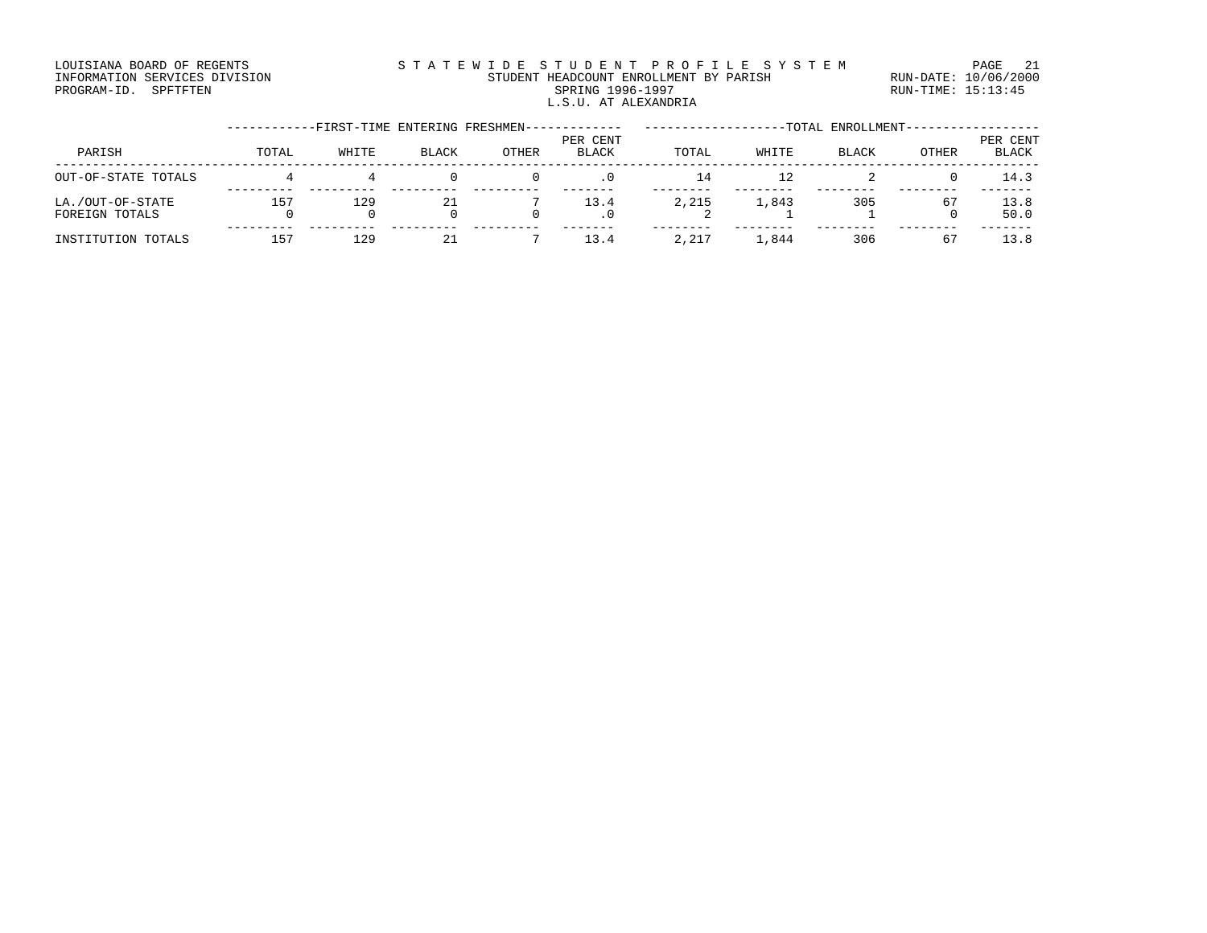LOUISIANA BOARD OF REGENTS
INFORMATION SERVICES DIVISION
PROGRAM-ID. SPFTFTEN

STATEWIDE STUDENT PROFILE SYSTEM
STUDENT HEADCOUNT ENROLLMENT BY PARISH
SPRING 1996-1997
L.S.U. AT ALEXANDRIA

RUN-DATE: 10/06/2000
RUN-TIME: 15:13:45

| PARISH | FIRST-TIME ENTERING FRESHMEN | | | | | TOTAL ENROLLMENT | | | | |
|---|---|---|---|---|---|---|---|---|---|---|
| | TOTAL | WHITE | BLACK | OTHER | PER CENT BLACK | TOTAL | WHITE | BLACK | OTHER | PER CENT BLACK |
| OUT-OF-STATE TOTALS | 4 | 4 | 0 | 0 | .0 | 14 | 12 | 2 | 0 | 14.3 |
| LA./OUT-OF-STATE | 157 | 129 | 21 | 7 | 13.4 | 2,215 | 1,843 | 305 | 67 | 13.8 |
| FOREIGN TOTALS | 0 | 0 | 0 | 0 | .0 | 2 | 1 | 1 | 0 | 50.0 |
| INSTITUTION TOTALS | 157 | 129 | 21 | 7 | 13.4 | 2,217 | 1,844 | 306 | 67 | 13.8 |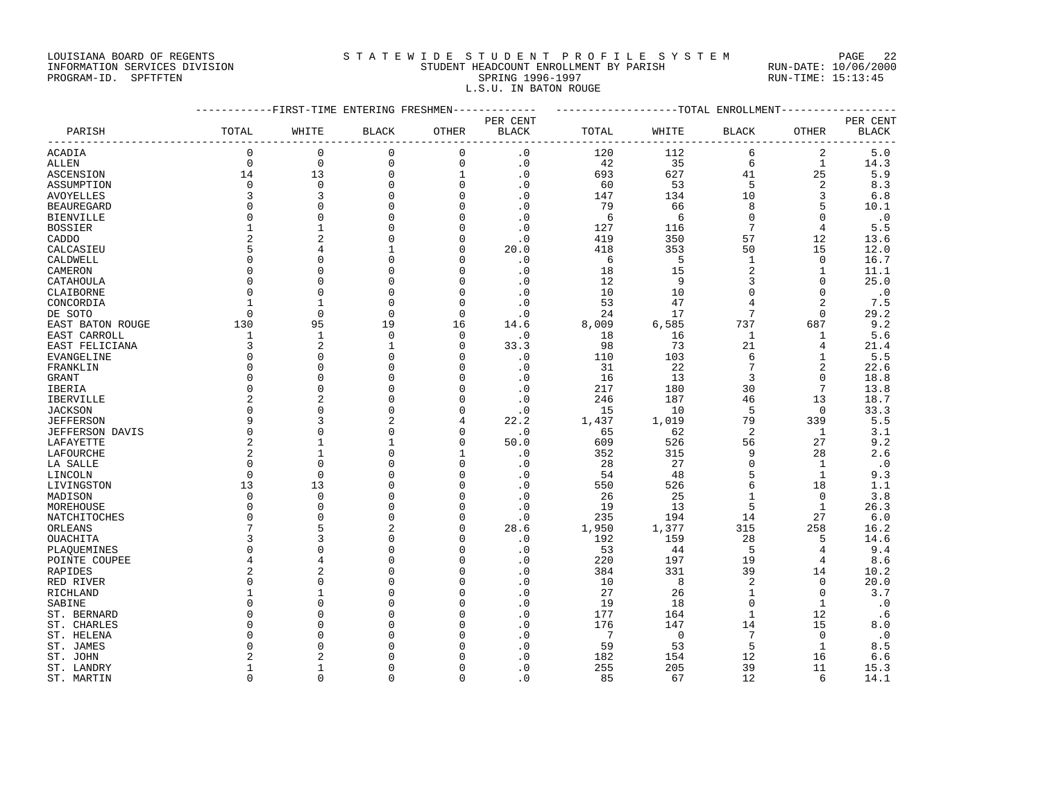LOUISIANA BOARD OF REGENTS
INFORMATION SERVICES DIVISION
PROGRAM-ID. SPFTFTEN

# S T A T E W I D E S T U D E N T P R O F I L E S Y S T E M

STUDENT HEADCOUNT ENROLLMENT BY PARISH
SPRING 1996-1997
L.S.U. IN BATON ROUGE

RUN-DATE: 10/06/2000
RUN-TIME: 15:13:45

| PARISH | FIRST-TIME ENTERING FRESHMEN TOTAL | WHITE | BLACK | OTHER | PER CENT BLACK | TOTAL ENROLLMENT TOTAL | WHITE | BLACK | OTHER | PER CENT BLACK |
|---|---|---|---|---|---|---|---|---|---|---|
| ACADIA | 0 | 0 | 0 | 0 | .0 | 120 | 112 | 6 | 2 | 5.0 |
| ALLEN | 0 | 0 | 0 | 0 | .0 | 42 | 35 | 6 | 1 | 14.3 |
| ASCENSION | 14 | 13 | 0 | 1 | .0 | 693 | 627 | 41 | 25 | 5.9 |
| ASSUMPTION | 0 | 0 | 0 | 0 | .0 | 60 | 53 | 5 | 2 | 8.3 |
| AVOYELLES | 3 | 3 | 0 | 0 | .0 | 147 | 134 | 10 | 3 | 6.8 |
| BEAUREGARD | 0 | 0 | 0 | 0 | .0 | 79 | 66 | 8 | 5 | 10.1 |
| BIENVILLE | 0 | 0 | 0 | 0 | .0 | 6 | 6 | 0 | 0 | .0 |
| BOSSIER | 1 | 1 | 0 | 0 | .0 | 127 | 116 | 7 | 4 | 5.5 |
| CADDO | 2 | 2 | 0 | 0 | .0 | 419 | 350 | 57 | 12 | 13.6 |
| CALCASIEU | 5 | 4 | 1 | 0 | 20.0 | 418 | 353 | 50 | 15 | 12.0 |
| CALDWELL | 0 | 0 | 0 | 0 | .0 | 6 | 5 | 1 | 0 | 16.7 |
| CAMERON | 0 | 0 | 0 | 0 | .0 | 18 | 15 | 2 | 1 | 11.1 |
| CATAHOULA | 0 | 0 | 0 | 0 | .0 | 12 | 9 | 3 | 0 | 25.0 |
| CLAIBORNE | 0 | 0 | 0 | 0 | .0 | 10 | 10 | 0 | 0 | .0 |
| CONCORDIA | 1 | 1 | 0 | 0 | .0 | 53 | 47 | 4 | 2 | 7.5 |
| DE SOTO | 0 | 0 | 0 | 0 | .0 | 24 | 17 | 7 | 0 | 29.2 |
| EAST BATON ROUGE | 130 | 95 | 19 | 16 | 14.6 | 8,009 | 6,585 | 737 | 687 | 9.2 |
| EAST CARROLL | 1 | 1 | 0 | 0 | .0 | 18 | 16 | 1 | 1 | 5.6 |
| EAST FELICIANA | 3 | 2 | 1 | 0 | 33.3 | 98 | 73 | 21 | 4 | 21.4 |
| EVANGELINE | 0 | 0 | 0 | 0 | .0 | 110 | 103 | 6 | 1 | 5.5 |
| FRANKLIN | 0 | 0 | 0 | 0 | .0 | 31 | 22 | 7 | 2 | 22.6 |
| GRANT | 0 | 0 | 0 | 0 | .0 | 16 | 13 | 3 | 0 | 18.8 |
| IBERIA | 0 | 0 | 0 | 0 | .0 | 217 | 180 | 30 | 7 | 13.8 |
| IBERVILLE | 2 | 2 | 0 | 0 | .0 | 246 | 187 | 46 | 13 | 18.7 |
| JACKSON | 0 | 0 | 0 | 0 | .0 | 15 | 10 | 5 | 0 | 33.3 |
| JEFFERSON | 9 | 3 | 2 | 4 | 22.2 | 1,437 | 1,019 | 79 | 339 | 5.5 |
| JEFFERSON DAVIS | 0 | 0 | 0 | 0 | .0 | 65 | 62 | 2 | 1 | 3.1 |
| LAFAYETTE | 2 | 1 | 1 | 0 | 50.0 | 609 | 526 | 56 | 27 | 9.2 |
| LAFOURCHE | 2 | 1 | 0 | 1 | .0 | 352 | 315 | 9 | 28 | 2.6 |
| LA SALLE | 0 | 0 | 0 | 0 | .0 | 28 | 27 | 0 | 1 | .0 |
| LINCOLN | 0 | 0 | 0 | 0 | .0 | 54 | 48 | 5 | 1 | 9.3 |
| LIVINGSTON | 13 | 13 | 0 | 0 | .0 | 550 | 526 | 6 | 18 | 1.1 |
| MADISON | 0 | 0 | 0 | 0 | .0 | 26 | 25 | 1 | 0 | 3.8 |
| MOREHOUSE | 0 | 0 | 0 | 0 | .0 | 19 | 13 | 5 | 1 | 26.3 |
| NATCHITOCHES | 0 | 0 | 0 | 0 | .0 | 235 | 194 | 14 | 27 | 6.0 |
| ORLEANS | 7 | 5 | 2 | 0 | 28.6 | 1,950 | 1,377 | 315 | 258 | 16.2 |
| OUACHITA | 3 | 3 | 0 | 0 | .0 | 192 | 159 | 28 | 5 | 14.6 |
| PLAQUEMINES | 0 | 0 | 0 | 0 | .0 | 53 | 44 | 5 | 4 | 9.4 |
| POINTE COUPEE | 4 | 4 | 0 | 0 | .0 | 220 | 197 | 19 | 4 | 8.6 |
| RAPIDES | 2 | 2 | 0 | 0 | .0 | 384 | 331 | 39 | 14 | 10.2 |
| RED RIVER | 0 | 0 | 0 | 0 | .0 | 10 | 8 | 2 | 0 | 20.0 |
| RICHLAND | 1 | 1 | 0 | 0 | .0 | 27 | 26 | 1 | 0 | 3.7 |
| SABINE | 0 | 0 | 0 | 0 | .0 | 19 | 18 | 0 | 1 | .0 |
| ST. BERNARD | 0 | 0 | 0 | 0 | .0 | 177 | 164 | 1 | 12 | .6 |
| ST. CHARLES | 0 | 0 | 0 | 0 | .0 | 176 | 147 | 14 | 15 | 8.0 |
| ST. HELENA | 0 | 0 | 0 | 0 | .0 | 7 | 0 | 7 | 0 | .0 |
| ST. JAMES | 0 | 0 | 0 | 0 | .0 | 59 | 53 | 5 | 1 | 8.5 |
| ST. JOHN | 2 | 2 | 0 | 0 | .0 | 182 | 154 | 12 | 16 | 6.6 |
| ST. LANDRY | 1 | 1 | 0 | 0 | .0 | 255 | 205 | 39 | 11 | 15.3 |
| ST. MARTIN | 0 | 0 | 0 | 0 | .0 | 85 | 67 | 12 | 6 | 14.1 |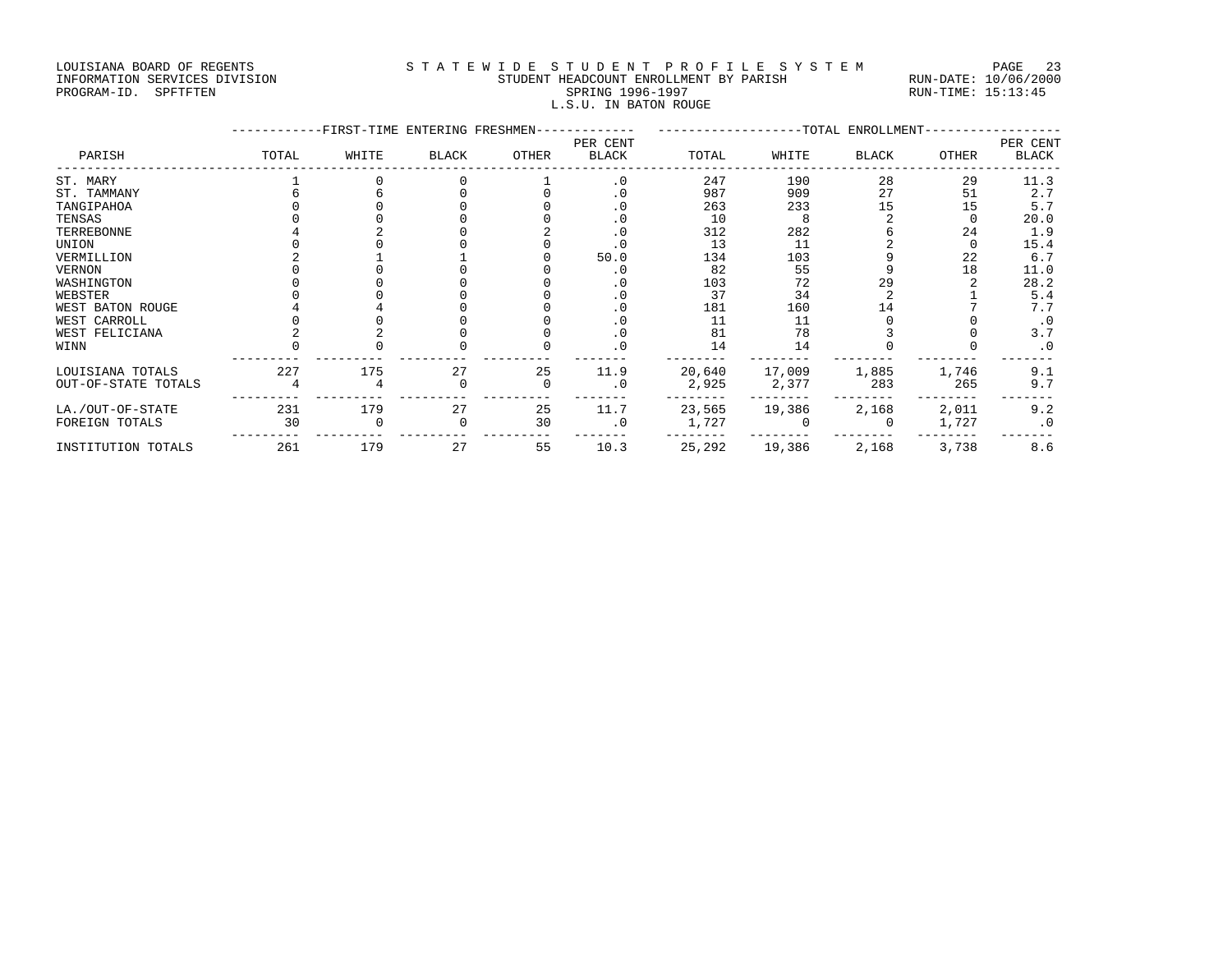LOUISIANA BOARD OF REGENTS
INFORMATION SERVICES DIVISION
PROGRAM-ID. SPFTFTEN

STATEWIDE STUDENT PROFILE SYSTEM
STUDENT HEADCOUNT ENROLLMENT BY PARISH
SPRING 1996-1997
L.S.U. IN BATON ROUGE

RUN-DATE: 10/06/2000
RUN-TIME: 15:13:45

| PARISH | FIRST-TIME ENTERING FRESHMEN | | | | | TOTAL ENROLLMENT | | | | |
|---|---|---|---|---|---|---|---|---|---|---|
| | TOTAL | WHITE | BLACK | OTHER | PER CENT BLACK | TOTAL | WHITE | BLACK | OTHER | PER CENT BLACK |
| ST. MARY | 1 | 0 | 0 | 1 | .0 | 247 | 190 | 28 | 29 | 11.3 |
| ST. TAMMANY | 6 | 6 | 0 | 0 | .0 | 987 | 909 | 27 | 51 | 2.7 |
| TANGIPAHOA | 0 | 0 | 0 | 0 | .0 | 263 | 233 | 15 | 15 | 5.7 |
| TENSAS | 0 | 0 | 0 | 0 | .0 | 10 | 8 | 2 | 0 | 20.0 |
| TERREBONNE | 4 | 2 | 0 | 2 | .0 | 312 | 282 | 6 | 24 | 1.9 |
| UNION | 0 | 0 | 0 | 0 | .0 | 13 | 11 | 2 | 0 | 15.4 |
| VERMILLION | 2 | 1 | 1 | 0 | 50.0 | 134 | 103 | 9 | 22 | 6.7 |
| VERNON | 0 | 0 | 0 | 0 | .0 | 82 | 55 | 9 | 18 | 11.0 |
| WASHINGTON | 0 | 0 | 0 | 0 | .0 | 103 | 72 | 29 | 2 | 28.2 |
| WEBSTER | 0 | 0 | 0 | 0 | .0 | 37 | 34 | 2 | 1 | 5.4 |
| WEST BATON ROUGE | 4 | 4 | 0 | 0 | .0 | 181 | 160 | 14 | 7 | 7.7 |
| WEST CARROLL | 0 | 0 | 0 | 0 | .0 | 11 | 11 | 0 | 0 | .0 |
| WEST FELICIANA | 2 | 2 | 0 | 0 | .0 | 81 | 78 | 3 | 0 | 3.7 |
| WINN | 0 | 0 | 0 | 0 | .0 | 14 | 14 | 0 | 0 | .0 |
| LOUISIANA TOTALS | 227 | 175 | 27 | 25 | 11.9 | 20,640 | 17,009 | 1,885 | 1,746 | 9.1 |
| OUT-OF-STATE TOTALS | 4 | 4 | 0 | 0 | .0 | 2,925 | 2,377 | 283 | 265 | 9.7 |
| LA./OUT-OF-STATE | 231 | 179 | 27 | 25 | 11.7 | 23,565 | 19,386 | 2,168 | 2,011 | 9.2 |
| FOREIGN TOTALS | 30 | 0 | 0 | 30 | .0 | 1,727 | 0 | 0 | 1,727 | .0 |
| INSTITUTION TOTALS | 261 | 179 | 27 | 55 | 10.3 | 25,292 | 19,386 | 2,168 | 3,738 | 8.6 |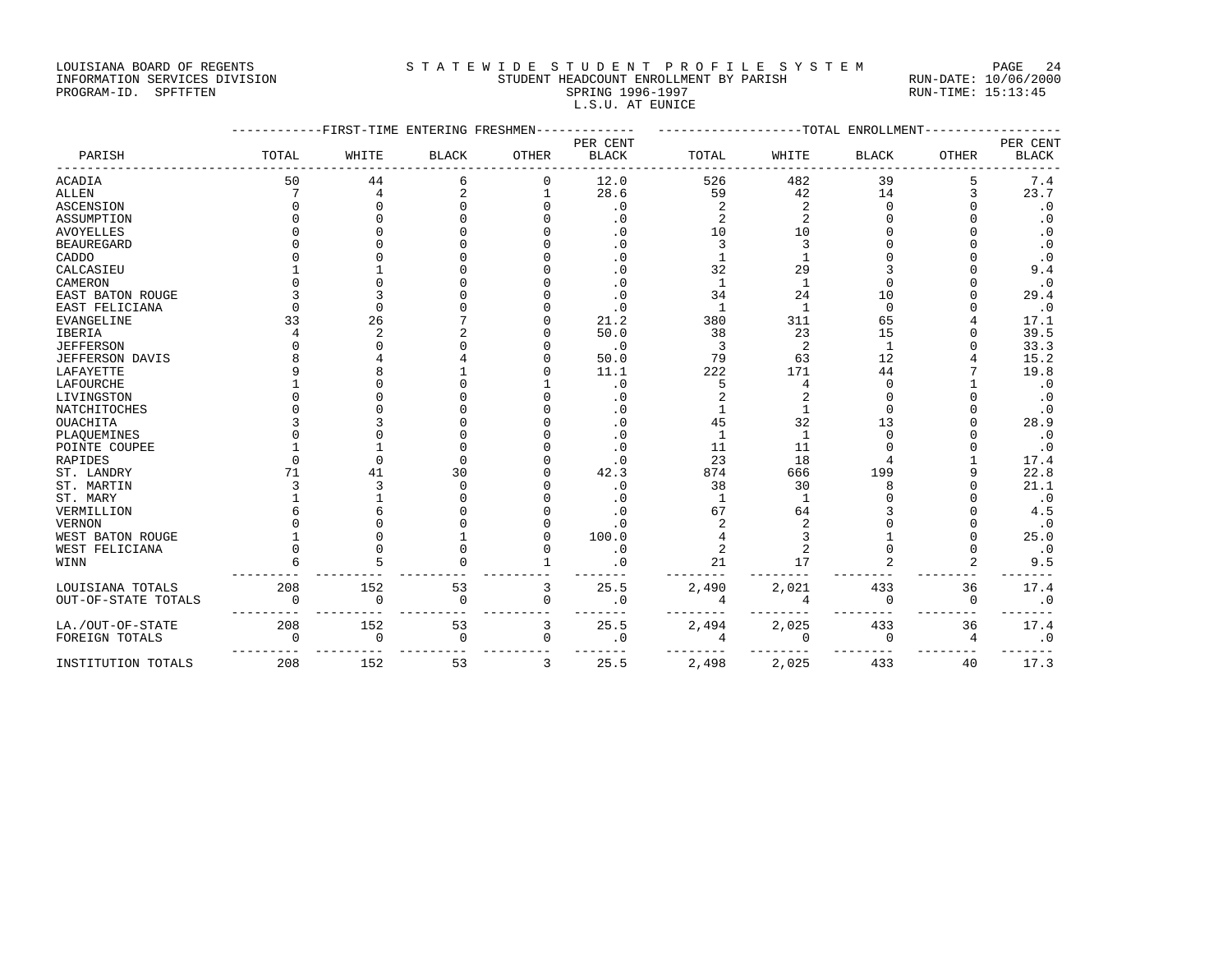LOUISIANA BOARD OF REGENTS
INFORMATION SERVICES DIVISION
PROGRAM-ID. SPFTFTEN

STATEWIDE STUDENT PROFILE SYSTEM
STUDENT HEADCOUNT ENROLLMENT BY PARISH
SPRING 1996-1997
L.S.U. AT EUNICE

RUN-DATE: 10/06/2000
RUN-TIME: 15:13:45

| PARISH | FIRST-TIME ENTERING FRESHMEN | | | | | TOTAL ENROLLMENT | | | | |
|---|---|---|---|---|---|---|---|---|---|---|
| | TOTAL | WHITE | BLACK | OTHER | PER CENT BLACK | TOTAL | WHITE | BLACK | OTHER | PER CENT BLACK |
| ACADIA | 50 | 44 | 6 | 0 | 12.0 | 526 | 482 | 39 | 5 | 7.4 |
| ALLEN | 7 | 4 | 2 | 1 | 28.6 | 59 | 42 | 14 | 3 | 23.7 |
| ASCENSION | 0 | 0 | 0 | 0 | .0 | 2 | 2 | 0 | 0 | .0 |
| ASSUMPTION | 0 | 0 | 0 | 0 | .0 | 2 | 2 | 0 | 0 | .0 |
| AVOYELLES | 0 | 0 | 0 | 0 | .0 | 10 | 10 | 0 | 0 | .0 |
| BEAUREGARD | 0 | 0 | 0 | 0 | .0 | 3 | 3 | 0 | 0 | .0 |
| CADDO | 0 | 0 | 0 | 0 | .0 | 1 | 1 | 0 | 0 | .0 |
| CALCASIEU | 1 | 1 | 0 | 0 | .0 | 32 | 29 | 3 | 0 | 9.4 |
| CAMERON | 0 | 0 | 0 | 0 | .0 | 1 | 1 | 0 | 0 | .0 |
| EAST BATON ROUGE | 3 | 3 | 0 | 0 | .0 | 34 | 24 | 10 | 0 | 29.4 |
| EAST FELICIANA | 0 | 0 | 0 | 0 | .0 | 1 | 1 | 0 | 0 | .0 |
| EVANGELINE | 33 | 26 | 7 | 0 | 21.2 | 380 | 311 | 65 | 4 | 17.1 |
| IBERIA | 4 | 2 | 2 | 0 | 50.0 | 38 | 23 | 15 | 0 | 39.5 |
| JEFFERSON | 0 | 0 | 0 | 0 | .0 | 3 | 2 | 1 | 0 | 33.3 |
| JEFFERSON DAVIS | 8 | 4 | 4 | 0 | 50.0 | 79 | 63 | 12 | 4 | 15.2 |
| LAFAYETTE | 9 | 8 | 1 | 0 | 11.1 | 222 | 171 | 44 | 7 | 19.8 |
| LAFOURCHE | 1 | 0 | 0 | 1 | .0 | 5 | 4 | 0 | 1 | .0 |
| LIVINGSTON | 0 | 0 | 0 | 0 | .0 | 2 | 2 | 0 | 0 | .0 |
| NATCHITOCHES | 0 | 0 | 0 | 0 | .0 | 1 | 1 | 0 | 0 | .0 |
| OUACHITA | 3 | 3 | 0 | 0 | .0 | 45 | 32 | 13 | 0 | 28.9 |
| PLAQUEMINES | 0 | 0 | 0 | 0 | .0 | 1 | 1 | 0 | 0 | .0 |
| POINTE COUPEE | 1 | 1 | 0 | 0 | .0 | 11 | 11 | 0 | 0 | .0 |
| RAPIDES | 0 | 0 | 0 | 0 | .0 | 23 | 18 | 4 | 1 | 17.4 |
| ST. LANDRY | 71 | 41 | 30 | 0 | 42.3 | 874 | 666 | 199 | 9 | 22.8 |
| ST. MARTIN | 3 | 3 | 0 | 0 | .0 | 38 | 30 | 8 | 0 | 21.1 |
| ST. MARY | 1 | 1 | 0 | 0 | .0 | 1 | 1 | 0 | 0 | .0 |
| VERMILLION | 6 | 6 | 0 | 0 | .0 | 67 | 64 | 3 | 0 | 4.5 |
| VERNON | 0 | 0 | 0 | 0 | .0 | 2 | 2 | 0 | 0 | .0 |
| WEST BATON ROUGE | 1 | 0 | 1 | 0 | 100.0 | 4 | 3 | 1 | 0 | 25.0 |
| WEST FELICIANA | 0 | 0 | 0 | 0 | .0 | 2 | 2 | 0 | 0 | .0 |
| WINN | 6 | 5 | 0 | 1 | .0 | 21 | 17 | 2 | 2 | 9.5 |
| LOUISIANA TOTALS | 208 | 152 | 53 | 3 | 25.5 | 2,490 | 2,021 | 433 | 36 | 17.4 |
| OUT-OF-STATE TOTALS | 0 | 0 | 0 | 0 | .0 | 4 | 4 | 0 | 0 | .0 |
| LA./OUT-OF-STATE | 208 | 152 | 53 | 3 | 25.5 | 2,494 | 2,025 | 433 | 36 | 17.4 |
| FOREIGN TOTALS | 0 | 0 | 0 | 0 | .0 | 4 | 0 | 0 | 4 | .0 |
| INSTITUTION TOTALS | 208 | 152 | 53 | 3 | 25.5 | 2,498 | 2,025 | 433 | 40 | 17.3 |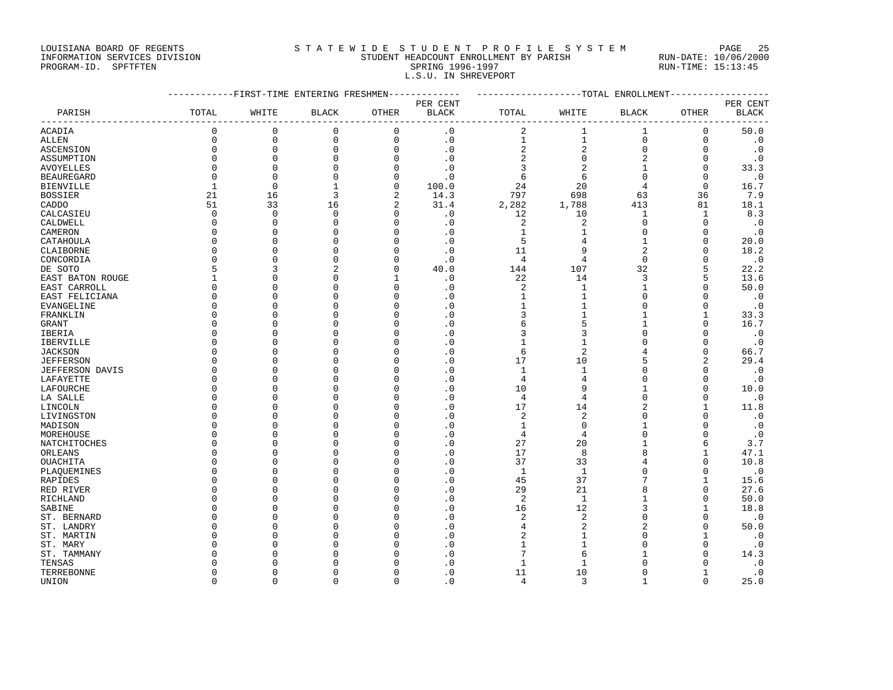LOUISIANA BOARD OF REGENTS
INFORMATION SERVICES DIVISION
PROGRAM-ID. SPFTFTEN

# STATEWIDE STUDENT PROFILE SYSTEM

STUDENT HEADCOUNT ENROLLMENT BY PARISH
SPRING 1996-1997
L.S.U. IN SHREVEPORT

RUN-DATE: 10/06/2000
RUN-TIME: 15:13:45

| PARISH | FIRST-TIME ENTERING FRESHMEN TOTAL | WHITE | BLACK | OTHER | PER CENT BLACK | TOTAL ENROLLMENT TOTAL | WHITE | BLACK | OTHER | PER CENT BLACK |
|---|---|---|---|---|---|---|---|---|---|---|
| ACADIA | 0 | 0 | 0 | 0 | .0 | 2 | 1 | 1 | 0 | 50.0 |
| ALLEN | 0 | 0 | 0 | 0 | .0 | 1 | 1 | 0 | 0 | .0 |
| ASCENSION | 0 | 0 | 0 | 0 | .0 | 2 | 2 | 0 | 0 | .0 |
| ASSUMPTION | 0 | 0 | 0 | 0 | .0 | 2 | 0 | 2 | 0 | .0 |
| AVOYELLES | 0 | 0 | 0 | 0 | .0 | 3 | 2 | 1 | 0 | 33.3 |
| BEAUREGARD | 0 | 0 | 0 | 0 | .0 | 6 | 6 | 0 | 0 | .0 |
| BIENVILLE | 1 | 0 | 1 | 0 | 100.0 | 24 | 20 | 4 | 0 | 16.7 |
| BOSSIER | 21 | 16 | 3 | 2 | 14.3 | 797 | 698 | 63 | 36 | 7.9 |
| CADDO | 51 | 33 | 16 | 2 | 31.4 | 2,282 | 1,788 | 413 | 81 | 18.1 |
| CALCASIEU | 0 | 0 | 0 | 0 | .0 | 12 | 10 | 1 | 1 | 8.3 |
| CALDWELL | 0 | 0 | 0 | 0 | .0 | 2 | 2 | 0 | 0 | .0 |
| CAMERON | 0 | 0 | 0 | 0 | .0 | 1 | 1 | 0 | 0 | .0 |
| CATAHOULA | 0 | 0 | 0 | 0 | .0 | 5 | 4 | 1 | 0 | 20.0 |
| CLAIBORNE | 0 | 0 | 0 | 0 | .0 | 11 | 9 | 2 | 0 | 18.2 |
| CONCORDIA | 0 | 0 | 0 | 0 | .0 | 4 | 4 | 0 | 0 | .0 |
| DE SOTO | 5 | 3 | 2 | 0 | 40.0 | 144 | 107 | 32 | 5 | 22.2 |
| EAST BATON ROUGE | 1 | 0 | 0 | 1 | .0 | 22 | 14 | 3 | 5 | 13.6 |
| EAST CARROLL | 0 | 0 | 0 | 0 | .0 | 2 | 1 | 1 | 0 | 50.0 |
| EAST FELICIANA | 0 | 0 | 0 | 0 | .0 | 1 | 1 | 0 | 0 | .0 |
| EVANGELINE | 0 | 0 | 0 | 0 | .0 | 1 | 1 | 0 | 0 | .0 |
| FRANKLIN | 0 | 0 | 0 | 0 | .0 | 3 | 1 | 1 | 1 | 33.3 |
| GRANT | 0 | 0 | 0 | 0 | .0 | 6 | 5 | 1 | 0 | 16.7 |
| IBERIA | 0 | 0 | 0 | 0 | .0 | 3 | 3 | 0 | 0 | .0 |
| IBERVILLE | 0 | 0 | 0 | 0 | .0 | 1 | 1 | 0 | 0 | .0 |
| JACKSON | 0 | 0 | 0 | 0 | .0 | 6 | 2 | 4 | 0 | 66.7 |
| JEFFERSON | 0 | 0 | 0 | 0 | .0 | 17 | 10 | 5 | 2 | 29.4 |
| JEFFERSON DAVIS | 0 | 0 | 0 | 0 | .0 | 1 | 1 | 0 | 0 | .0 |
| LAFAYETTE | 0 | 0 | 0 | 0 | .0 | 4 | 4 | 0 | 0 | .0 |
| LAFOURCHE | 0 | 0 | 0 | 0 | .0 | 10 | 9 | 1 | 0 | 10.0 |
| LA SALLE | 0 | 0 | 0 | 0 | .0 | 4 | 4 | 0 | 0 | .0 |
| LINCOLN | 0 | 0 | 0 | 0 | .0 | 17 | 14 | 2 | 1 | 11.8 |
| LIVINGSTON | 0 | 0 | 0 | 0 | .0 | 2 | 2 | 0 | 0 | .0 |
| MADISON | 0 | 0 | 0 | 0 | .0 | 1 | 0 | 1 | 0 | .0 |
| MOREHOUSE | 0 | 0 | 0 | 0 | .0 | 4 | 4 | 0 | 0 | .0 |
| NATCHITOCHES | 0 | 0 | 0 | 0 | .0 | 27 | 20 | 1 | 6 | 3.7 |
| ORLEANS | 0 | 0 | 0 | 0 | .0 | 17 | 8 | 8 | 1 | 47.1 |
| OUACHITA | 0 | 0 | 0 | 0 | .0 | 37 | 33 | 4 | 0 | 10.8 |
| PLAQUEMINES | 0 | 0 | 0 | 0 | .0 | 1 | 1 | 0 | 0 | .0 |
| RAPIDES | 0 | 0 | 0 | 0 | .0 | 45 | 37 | 7 | 1 | 15.6 |
| RED RIVER | 0 | 0 | 0 | 0 | .0 | 29 | 21 | 8 | 0 | 27.6 |
| RICHLAND | 0 | 0 | 0 | 0 | .0 | 2 | 1 | 1 | 0 | 50.0 |
| SABINE | 0 | 0 | 0 | 0 | .0 | 16 | 12 | 3 | 1 | 18.8 |
| ST. BERNARD | 0 | 0 | 0 | 0 | .0 | 2 | 2 | 0 | 0 | .0 |
| ST. LANDRY | 0 | 0 | 0 | 0 | .0 | 4 | 2 | 2 | 0 | 50.0 |
| ST. MARTIN | 0 | 0 | 0 | 0 | .0 | 2 | 1 | 0 | 1 | .0 |
| ST. MARY | 0 | 0 | 0 | 0 | .0 | 1 | 1 | 0 | 0 | .0 |
| ST. TAMMANY | 0 | 0 | 0 | 0 | .0 | 7 | 6 | 1 | 0 | 14.3 |
| TENSAS | 0 | 0 | 0 | 0 | .0 | 1 | 1 | 0 | 0 | .0 |
| TERREBONNE | 0 | 0 | 0 | 0 | .0 | 11 | 10 | 0 | 1 | .0 |
| UNION | 0 | 0 | 0 | 0 | .0 | 4 | 3 | 1 | 0 | 25.0 |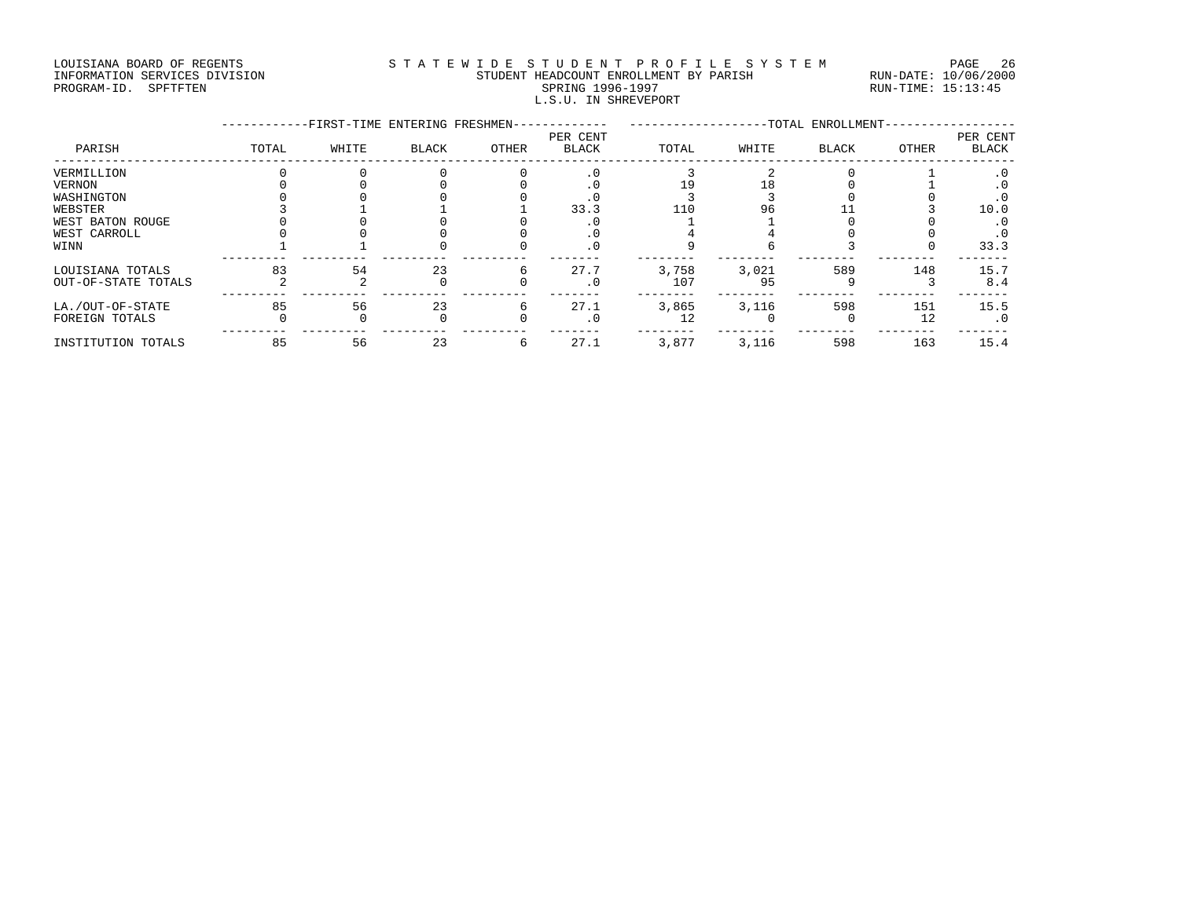LOUISIANA BOARD OF REGENTS
INFORMATION SERVICES DIVISION
PROGRAM-ID. SPFTFTEN

# STATEWIDE STUDENT PROFILE SYSTEM
## STUDENT HEADCOUNT ENROLLMENT BY PARISH
### SPRING 1996-1997
### L.S.U. IN SHREVEPORT

RUN-DATE: 10/06/2000
RUN-TIME: 15:13:45

| PARISH | FIRST-TIME ENTERING FRESHMEN TOTAL | WHITE | BLACK | OTHER | PER CENT BLACK | TOTAL ENROLLMENT TOTAL | WHITE | BLACK | OTHER | PER CENT BLACK |
|---|---|---|---|---|---|---|---|---|---|---|
| VERMILLION | 0 | 0 | 0 | 0 | .0 | 3 | 2 | 0 | 1 | .0 |
| VERNON | 0 | 0 | 0 | 0 | .0 | 19 | 18 | 0 | 1 | .0 |
| WASHINGTON | 0 | 0 | 0 | 0 | .0 | 3 | 3 | 0 | 0 | .0 |
| WEBSTER | 3 | 1 | 1 | 1 | 33.3 | 110 | 96 | 11 | 3 | 10.0 |
| WEST BATON ROUGE | 0 | 0 | 0 | 0 | .0 | 1 | 1 | 0 | 0 | .0 |
| WEST CARROLL | 0 | 0 | 0 | 0 | .0 | 4 | 4 | 0 | 0 | .0 |
| WINN | 1 | 1 | 0 | 0 | .0 | 9 | 6 | 3 | 0 | 33.3 |
| LOUISIANA TOTALS | 83 | 54 | 23 | 6 | 27.7 | 3,758 | 3,021 | 589 | 148 | 15.7 |
| OUT-OF-STATE TOTALS | 2 | 2 | 0 | 0 | .0 | 107 | 95 | 9 | 3 | 8.4 |
| LA./OUT-OF-STATE | 85 | 56 | 23 | 6 | 27.1 | 3,865 | 3,116 | 598 | 151 | 15.5 |
| FOREIGN TOTALS | 0 | 0 | 0 | 0 | .0 | 12 | 0 | 0 | 12 | .0 |
| INSTITUTION TOTALS | 85 | 56 | 23 | 6 | 27.1 | 3,877 | 3,116 | 598 | 163 | 15.4 |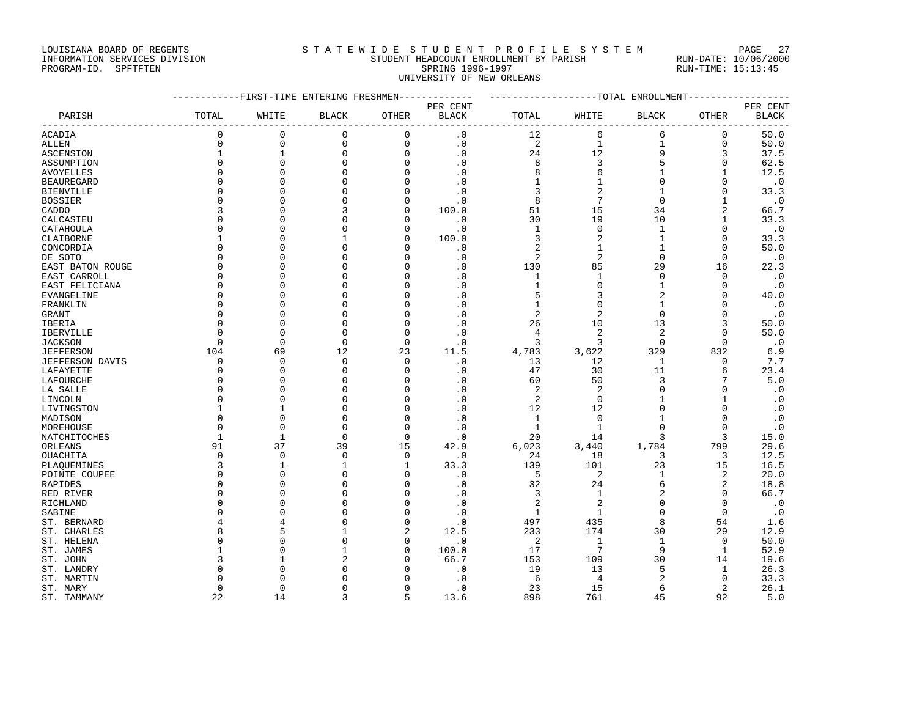LOUISIANA BOARD OF REGENTS
INFORMATION SERVICES DIVISION
PROGRAM-ID. SPFTFTEN

STATEWIDE STUDENT PROFILE SYSTEM
STUDENT HEADCOUNT ENROLLMENT BY PARISH
SPRING 1996-1997
UNIVERSITY OF NEW ORLEANS

RUN-DATE: 10/06/2000
RUN-TIME: 15:13:45

| PARISH | FIRST-TIME ENTERING FRESHMEN | | | | | TOTAL ENROLLMENT | | | | |
|---|---|---|---|---|---|---|---|---|---|---|
| | TOTAL | WHITE | BLACK | OTHER | PER CENT BLACK | TOTAL | WHITE | BLACK | OTHER | PER CENT BLACK |
| ACADIA | 0 | 0 | 0 | 0 | .0 | 12 | 6 | 6 | 0 | 50.0 |
| ALLEN | 0 | 0 | 0 | 0 | .0 | 2 | 1 | 1 | 0 | 50.0 |
| ASCENSION | 1 | 1 | 0 | 0 | .0 | 24 | 12 | 9 | 3 | 37.5 |
| ASSUMPTION | 0 | 0 | 0 | 0 | .0 | 8 | 3 | 5 | 0 | 62.5 |
| AVOYELLES | 0 | 0 | 0 | 0 | .0 | 8 | 6 | 1 | 1 | 12.5 |
| BEAUREGARD | 0 | 0 | 0 | 0 | .0 | 1 | 1 | 0 | 0 | .0 |
| BIENVILLE | 0 | 0 | 0 | 0 | .0 | 3 | 2 | 1 | 0 | 33.3 |
| BOSSIER | 0 | 0 | 0 | 0 | .0 | 8 | 7 | 0 | 1 | .0 |
| CADDO | 3 | 0 | 3 | 0 | 100.0 | 51 | 15 | 34 | 2 | 66.7 |
| CALCASIEU | 0 | 0 | 0 | 0 | .0 | 30 | 19 | 10 | 1 | 33.3 |
| CATAHOULA | 0 | 0 | 0 | 0 | .0 | 1 | 0 | 1 | 0 | .0 |
| CLAIBORNE | 1 | 0 | 1 | 0 | 100.0 | 3 | 2 | 1 | 0 | 33.3 |
| CONCORDIA | 0 | 0 | 0 | 0 | .0 | 2 | 1 | 1 | 0 | 50.0 |
| DE SOTO | 0 | 0 | 0 | 0 | .0 | 2 | 2 | 0 | 0 | .0 |
| EAST BATON ROUGE | 0 | 0 | 0 | 0 | .0 | 130 | 85 | 29 | 16 | 22.3 |
| EAST CARROLL | 0 | 0 | 0 | 0 | .0 | 1 | 1 | 0 | 0 | .0 |
| EAST FELICIANA | 0 | 0 | 0 | 0 | .0 | 1 | 0 | 1 | 0 | .0 |
| EVANGELINE | 0 | 0 | 0 | 0 | .0 | 5 | 3 | 2 | 0 | 40.0 |
| FRANKLIN | 0 | 0 | 0 | 0 | .0 | 1 | 0 | 1 | 0 | .0 |
| GRANT | 0 | 0 | 0 | 0 | .0 | 2 | 2 | 0 | 0 | .0 |
| IBERIA | 0 | 0 | 0 | 0 | .0 | 26 | 10 | 13 | 3 | 50.0 |
| IBERVILLE | 0 | 0 | 0 | 0 | .0 | 4 | 2 | 2 | 0 | 50.0 |
| JACKSON | 0 | 0 | 0 | 0 | .0 | 3 | 3 | 0 | 0 | .0 |
| JEFFERSON | 104 | 69 | 12 | 23 | 11.5 | 4,783 | 3,622 | 329 | 832 | 6.9 |
| JEFFERSON DAVIS | 0 | 0 | 0 | 0 | .0 | 13 | 12 | 1 | 0 | 7.7 |
| LAFAYETTE | 0 | 0 | 0 | 0 | .0 | 47 | 30 | 11 | 6 | 23.4 |
| LAFOURCHE | 0 | 0 | 0 | 0 | .0 | 60 | 50 | 3 | 7 | 5.0 |
| LA SALLE | 0 | 0 | 0 | 0 | .0 | 2 | 2 | 0 | 0 | .0 |
| LINCOLN | 0 | 0 | 0 | 0 | .0 | 2 | 0 | 1 | 1 | .0 |
| LIVINGSTON | 1 | 1 | 0 | 0 | .0 | 12 | 12 | 0 | 0 | .0 |
| MADISON | 0 | 0 | 0 | 0 | .0 | 1 | 0 | 1 | 0 | .0 |
| MOREHOUSE | 0 | 0 | 0 | 0 | .0 | 1 | 1 | 0 | 0 | .0 |
| NATCHITOCHES | 1 | 1 | 0 | 0 | .0 | 20 | 14 | 3 | 3 | 15.0 |
| ORLEANS | 91 | 37 | 39 | 15 | 42.9 | 6,023 | 3,440 | 1,784 | 799 | 29.6 |
| OUACHITA | 0 | 0 | 0 | 0 | .0 | 24 | 18 | 3 | 3 | 12.5 |
| PLAQUEMINES | 3 | 1 | 1 | 1 | 33.3 | 139 | 101 | 23 | 15 | 16.5 |
| POINTE COUPEE | 0 | 0 | 0 | 0 | .0 | 5 | 2 | 1 | 2 | 20.0 |
| RAPIDES | 0 | 0 | 0 | 0 | .0 | 32 | 24 | 6 | 2 | 18.8 |
| RED RIVER | 0 | 0 | 0 | 0 | .0 | 3 | 1 | 2 | 0 | 66.7 |
| RICHLAND | 0 | 0 | 0 | 0 | .0 | 2 | 2 | 0 | 0 | .0 |
| SABINE | 0 | 0 | 0 | 0 | .0 | 1 | 1 | 0 | 0 | .0 |
| ST. BERNARD | 4 | 4 | 0 | 0 | .0 | 497 | 435 | 8 | 54 | 1.6 |
| ST. CHARLES | 8 | 5 | 1 | 2 | 12.5 | 233 | 174 | 30 | 29 | 12.9 |
| ST. HELENA | 0 | 0 | 0 | 0 | .0 | 2 | 1 | 1 | 0 | 50.0 |
| ST. JAMES | 1 | 0 | 1 | 0 | 100.0 | 17 | 7 | 9 | 1 | 52.9 |
| ST. JOHN | 3 | 1 | 2 | 0 | 66.7 | 153 | 109 | 30 | 14 | 19.6 |
| ST. LANDRY | 0 | 0 | 0 | 0 | .0 | 19 | 13 | 5 | 1 | 26.3 |
| ST. MARTIN | 0 | 0 | 0 | 0 | .0 | 6 | 4 | 2 | 0 | 33.3 |
| ST. MARY | 0 | 0 | 0 | 0 | .0 | 23 | 15 | 6 | 2 | 26.1 |
| ST. TAMMANY | 22 | 14 | 3 | 5 | 13.6 | 898 | 761 | 45 | 92 | 5.0 |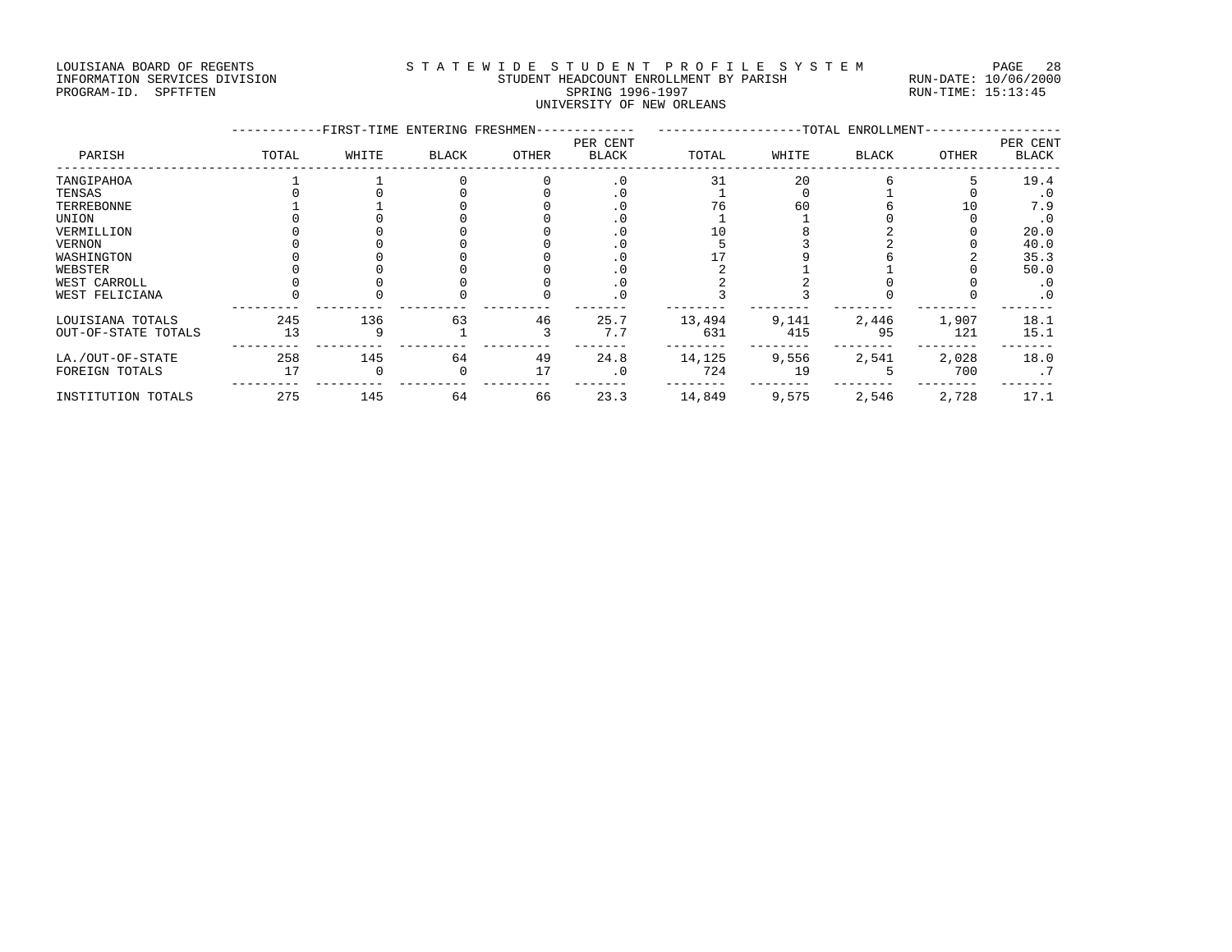LOUISIANA BOARD OF REGENTS
INFORMATION SERVICES DIVISION
PROGRAM-ID. SPFTFTEN

# STATEWIDE STUDENT PROFILE SYSTEM
## STUDENT HEADCOUNT ENROLLMENT BY PARISH
### SPRING 1996-1997
### UNIVERSITY OF NEW ORLEANS

RUN-DATE: 10/06/2000
RUN-TIME: 15:13:45

| PARISH | FIRST-TIME ENTERING FRESHMEN TOTAL | WHITE | BLACK | OTHER | PER CENT BLACK | TOTAL ENROLLMENT TOTAL | WHITE | BLACK | OTHER | PER CENT BLACK |
|---|---|---|---|---|---|---|---|---|---|---|
| TANGIPAHOA | 1 | 1 | 0 | 0 | .0 | 31 | 20 | 6 | 5 | 19.4 |
| TENSAS | 0 | 0 | 0 | 0 | .0 | 1 | 0 | 1 | 0 | .0 |
| TERREBONNE | 1 | 1 | 0 | 0 | .0 | 76 | 60 | 6 | 10 | 7.9 |
| UNION | 0 | 0 | 0 | 0 | .0 | 1 | 1 | 0 | 0 | .0 |
| VERMILLION | 0 | 0 | 0 | 0 | .0 | 10 | 8 | 2 | 0 | 20.0 |
| VERNON | 0 | 0 | 0 | 0 | .0 | 5 | 3 | 2 | 0 | 40.0 |
| WASHINGTON | 0 | 0 | 0 | 0 | .0 | 17 | 9 | 6 | 2 | 35.3 |
| WEBSTER | 0 | 0 | 0 | 0 | .0 | 2 | 1 | 1 | 0 | 50.0 |
| WEST CARROLL | 0 | 0 | 0 | 0 | .0 | 2 | 2 | 0 | 0 | .0 |
| WEST FELICIANA | 0 | 0 | 0 | 0 | .0 | 3 | 3 | 0 | 0 | .0 |
| LOUISIANA TOTALS | 245 | 136 | 63 | 46 | 25.7 | 13,494 | 9,141 | 2,446 | 1,907 | 18.1 |
| OUT-OF-STATE TOTALS | 13 | 9 | 1 | 3 | 7.7 | 631 | 415 | 95 | 121 | 15.1 |
| LA./OUT-OF-STATE | 258 | 145 | 64 | 49 | 24.8 | 14,125 | 9,556 | 2,541 | 2,028 | 18.0 |
| FOREIGN TOTALS | 17 | 0 | 0 | 17 | .0 | 724 | 19 | 5 | 700 | .7 |
| INSTITUTION TOTALS | 275 | 145 | 64 | 66 | 23.3 | 14,849 | 9,575 | 2,546 | 2,728 | 17.1 |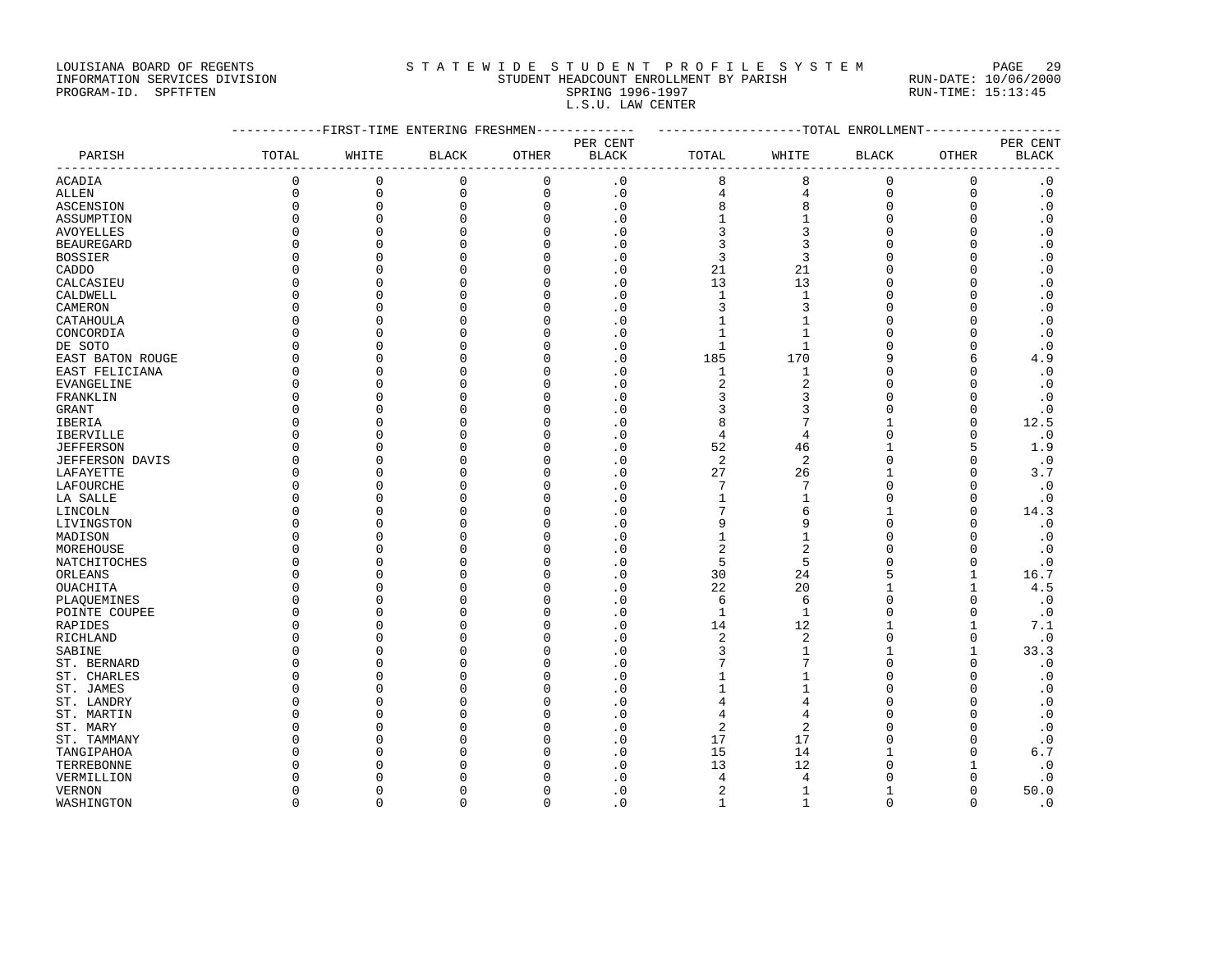LOUISIANA BOARD OF REGENTS
INFORMATION SERVICES DIVISION
PROGRAM-ID. SPFTFTEN

S T A T E W I D E S T U D E N T P R O F I L E S Y S T E M
STUDENT HEADCOUNT ENROLLMENT BY PARISH
SPRING 1996-1997
L.S.U. LAW CENTER

RUN-DATE: 10/06/2000
RUN-TIME: 15:13:45

| | FIRST-TIME ENTERING FRESHMEN | | | | | TOTAL ENROLLMENT | | | | |
|---|---|---|---|---|---|---|---|---|---|---|
| PARISH | TOTAL | WHITE | BLACK | OTHER | PER CENT BLACK | TOTAL | WHITE | BLACK | OTHER | PER CENT BLACK |
| ACADIA | 0 | 0 | 0 | 0 | .0 | 8 | 8 | 0 | 0 | .0 |
| ALLEN | 0 | 0 | 0 | 0 | .0 | 4 | 4 | 0 | 0 | .0 |
| ASCENSION | 0 | 0 | 0 | 0 | .0 | 8 | 8 | 0 | 0 | .0 |
| ASSUMPTION | 0 | 0 | 0 | 0 | .0 | 1 | 1 | 0 | 0 | .0 |
| AVOYELLES | 0 | 0 | 0 | 0 | .0 | 3 | 3 | 0 | 0 | .0 |
| BEAUREGARD | 0 | 0 | 0 | 0 | .0 | 3 | 3 | 0 | 0 | .0 |
| BOSSIER | 0 | 0 | 0 | 0 | .0 | 3 | 3 | 0 | 0 | .0 |
| CADDO | 0 | 0 | 0 | 0 | .0 | 21 | 21 | 0 | 0 | .0 |
| CALCASIEU | 0 | 0 | 0 | 0 | .0 | 13 | 13 | 0 | 0 | .0 |
| CALDWELL | 0 | 0 | 0 | 0 | .0 | 1 | 1 | 0 | 0 | .0 |
| CAMERON | 0 | 0 | 0 | 0 | .0 | 3 | 3 | 0 | 0 | .0 |
| CATAHOULA | 0 | 0 | 0 | 0 | .0 | 1 | 1 | 0 | 0 | .0 |
| CONCORDIA | 0 | 0 | 0 | 0 | .0 | 1 | 1 | 0 | 0 | .0 |
| DE SOTO | 0 | 0 | 0 | 0 | .0 | 1 | 1 | 0 | 0 | .0 |
| EAST BATON ROUGE | 0 | 0 | 0 | 0 | .0 | 185 | 170 | 9 | 6 | 4.9 |
| EAST FELICIANA | 0 | 0 | 0 | 0 | .0 | 1 | 1 | 0 | 0 | .0 |
| EVANGELINE | 0 | 0 | 0 | 0 | .0 | 2 | 2 | 0 | 0 | .0 |
| FRANKLIN | 0 | 0 | 0 | 0 | .0 | 3 | 3 | 0 | 0 | .0 |
| GRANT | 0 | 0 | 0 | 0 | .0 | 3 | 3 | 0 | 0 | .0 |
| IBERIA | 0 | 0 | 0 | 0 | .0 | 8 | 7 | 1 | 0 | 12.5 |
| IBERVILLE | 0 | 0 | 0 | 0 | .0 | 4 | 4 | 0 | 0 | .0 |
| JEFFERSON | 0 | 0 | 0 | 0 | .0 | 52 | 46 | 1 | 5 | 1.9 |
| JEFFERSON DAVIS | 0 | 0 | 0 | 0 | .0 | 2 | 2 | 0 | 0 | .0 |
| LAFAYETTE | 0 | 0 | 0 | 0 | .0 | 27 | 26 | 1 | 0 | 3.7 |
| LAFOURCHE | 0 | 0 | 0 | 0 | .0 | 7 | 7 | 0 | 0 | .0 |
| LA SALLE | 0 | 0 | 0 | 0 | .0 | 1 | 1 | 0 | 0 | .0 |
| LINCOLN | 0 | 0 | 0 | 0 | .0 | 7 | 6 | 1 | 0 | 14.3 |
| LIVINGSTON | 0 | 0 | 0 | 0 | .0 | 9 | 9 | 0 | 0 | .0 |
| MADISON | 0 | 0 | 0 | 0 | .0 | 1 | 1 | 0 | 0 | .0 |
| MOREHOUSE | 0 | 0 | 0 | 0 | .0 | 2 | 2 | 0 | 0 | .0 |
| NATCHITOCHES | 0 | 0 | 0 | 0 | .0 | 5 | 5 | 0 | 0 | .0 |
| ORLEANS | 0 | 0 | 0 | 0 | .0 | 30 | 24 | 5 | 1 | 16.7 |
| OUACHITA | 0 | 0 | 0 | 0 | .0 | 22 | 20 | 1 | 1 | 4.5 |
| PLAQUEMINES | 0 | 0 | 0 | 0 | .0 | 6 | 6 | 0 | 0 | .0 |
| POINTE COUPEE | 0 | 0 | 0 | 0 | .0 | 1 | 1 | 0 | 0 | .0 |
| RAPIDES | 0 | 0 | 0 | 0 | .0 | 14 | 12 | 1 | 1 | 7.1 |
| RICHLAND | 0 | 0 | 0 | 0 | .0 | 2 | 2 | 0 | 0 | .0 |
| SABINE | 0 | 0 | 0 | 0 | .0 | 3 | 1 | 1 | 1 | 33.3 |
| ST. BERNARD | 0 | 0 | 0 | 0 | .0 | 7 | 7 | 0 | 0 | .0 |
| ST. CHARLES | 0 | 0 | 0 | 0 | .0 | 1 | 1 | 0 | 0 | .0 |
| ST. JAMES | 0 | 0 | 0 | 0 | .0 | 1 | 1 | 0 | 0 | .0 |
| ST. LANDRY | 0 | 0 | 0 | 0 | .0 | 4 | 4 | 0 | 0 | .0 |
| ST. MARTIN | 0 | 0 | 0 | 0 | .0 | 4 | 4 | 0 | 0 | .0 |
| ST. MARY | 0 | 0 | 0 | 0 | .0 | 2 | 2 | 0 | 0 | .0 |
| ST. TAMMANY | 0 | 0 | 0 | 0 | .0 | 17 | 17 | 0 | 0 | .0 |
| TANGIPAHOA | 0 | 0 | 0 | 0 | .0 | 15 | 14 | 1 | 0 | 6.7 |
| TERREBONNE | 0 | 0 | 0 | 0 | .0 | 13 | 12 | 0 | 1 | .0 |
| VERMILLION | 0 | 0 | 0 | 0 | .0 | 4 | 4 | 0 | 0 | .0 |
| VERNON | 0 | 0 | 0 | 0 | .0 | 2 | 1 | 1 | 0 | 50.0 |
| WASHINGTON | 0 | 0 | 0 | 0 | .0 | 1 | 1 | 0 | 0 | .0 |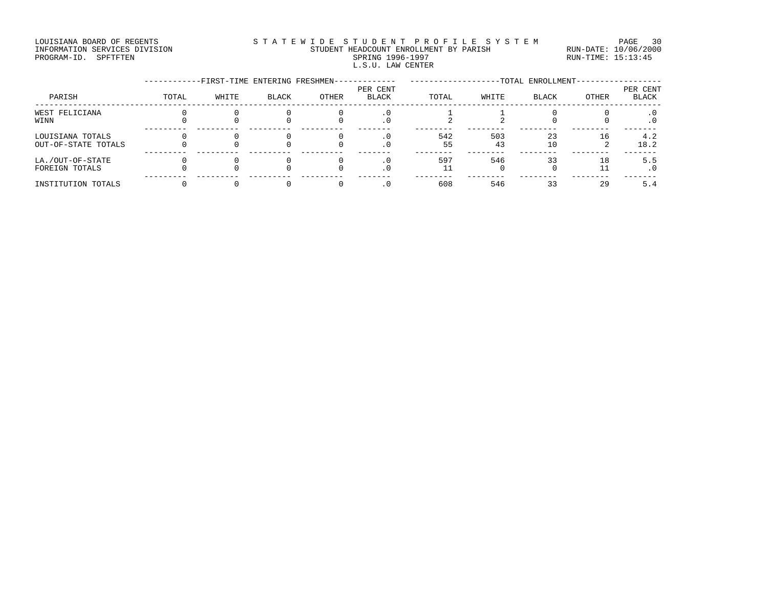LOUISIANA BOARD OF REGENTS
INFORMATION SERVICES DIVISION
PROGRAM-ID. SPFTFTEN

STATEWIDE STUDENT PROFILE SYSTEM
STUDENT HEADCOUNT ENROLLMENT BY PARISH
SPRING 1996-1997
L.S.U. LAW CENTER

RUN-DATE: 10/06/2000
RUN-TIME: 15:13:45

| PARISH | FIRST-TIME ENTERING FRESHMEN | | | | | TOTAL ENROLLMENT | | | | |
|---|---|---|---|---|---|---|---|---|---|---|
| | TOTAL | WHITE | BLACK | OTHER | PER CENT BLACK | TOTAL | WHITE | BLACK | OTHER | PER CENT BLACK |
| WEST FELICIANA | 0 | 0 | 0 | 0 | .0 | 1 | 1 | 0 | 0 | .0 |
| WINN | 0 | 0 | 0 | 0 | .0 | 2 | 2 | 0 | 0 | .0 |
| LOUISIANA TOTALS | 0 | 0 | 0 | 0 | .0 | 542 | 503 | 23 | 16 | 4.2 |
| OUT-OF-STATE TOTALS | 0 | 0 | 0 | 0 | .0 | 55 | 43 | 10 | 2 | 18.2 |
| LA./OUT-OF-STATE | 0 | 0 | 0 | 0 | .0 | 597 | 546 | 33 | 18 | 5.5 |
| FOREIGN TOTALS | 0 | 0 | 0 | 0 | .0 | 11 | 0 | 0 | 11 | .0 |
| INSTITUTION TOTALS | 0 | 0 | 0 | 0 | .0 | 608 | 546 | 33 | 29 | 5.4 |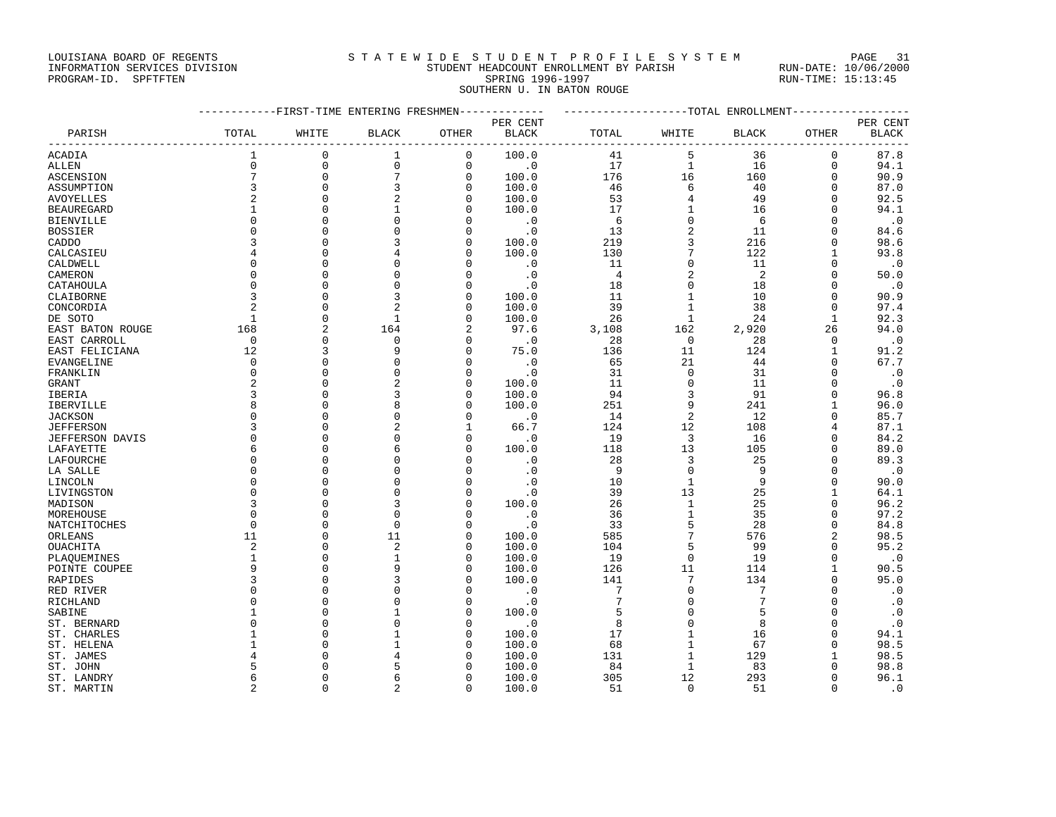LOUISIANA BOARD OF REGENTS
INFORMATION SERVICES DIVISION
PROGRAM-ID. SPFTFTEN

STATEWIDE STUDENT PROFILE SYSTEM
STUDENT HEADCOUNT ENROLLMENT BY PARISH
SPRING 1996-1997
SOUTHERN U. IN BATON ROUGE

RUN-DATE: 10/06/2000
RUN-TIME: 15:13:45

| PARISH | FIRST-TIME ENTERING FRESHMEN | | | | | TOTAL ENROLLMENT | | | | |
|---|---|---|---|---|---|---|---|---|---|---|
| | TOTAL | WHITE | BLACK | OTHER | PER CENT BLACK | TOTAL | WHITE | BLACK | OTHER | PER CENT BLACK |
| ACADIA | 1 | 0 | 1 | 0 | 100.0 | 41 | 5 | 36 | 0 | 87.8 |
| ALLEN | 0 | 0 | 0 | 0 | .0 | 17 | 1 | 16 | 0 | 94.1 |
| ASCENSION | 7 | 0 | 7 | 0 | 100.0 | 176 | 16 | 160 | 0 | 90.9 |
| ASSUMPTION | 3 | 0 | 3 | 0 | 100.0 | 46 | 6 | 40 | 0 | 87.0 |
| AVOYELLES | 2 | 0 | 2 | 0 | 100.0 | 53 | 4 | 49 | 0 | 92.5 |
| BEAUREGARD | 1 | 0 | 1 | 0 | 100.0 | 17 | 1 | 16 | 0 | 94.1 |
| BIENVILLE | 0 | 0 | 0 | 0 | .0 | 6 | 0 | 6 | 0 | .0 |
| BOSSIER | 0 | 0 | 0 | 0 | .0 | 13 | 2 | 11 | 0 | 84.6 |
| CADDO | 3 | 0 | 3 | 0 | 100.0 | 219 | 3 | 216 | 0 | 98.6 |
| CALCASIEU | 4 | 0 | 4 | 0 | 100.0 | 130 | 7 | 122 | 1 | 93.8 |
| CALDWELL | 0 | 0 | 0 | 0 | .0 | 11 | 0 | 11 | 0 | .0 |
| CAMERON | 0 | 0 | 0 | 0 | .0 | 4 | 2 | 2 | 0 | 50.0 |
| CATAHOULA | 0 | 0 | 0 | 0 | .0 | 18 | 0 | 18 | 0 | .0 |
| CLAIBORNE | 3 | 0 | 3 | 0 | 100.0 | 11 | 1 | 10 | 0 | 90.9 |
| CONCORDIA | 2 | 0 | 2 | 0 | 100.0 | 39 | 1 | 38 | 0 | 97.4 |
| DE SOTO | 1 | 0 | 1 | 0 | 100.0 | 26 | 1 | 24 | 1 | 92.3 |
| EAST BATON ROUGE | 168 | 2 | 164 | 2 | 97.6 | 3,108 | 162 | 2,920 | 26 | 94.0 |
| EAST CARROLL | 0 | 0 | 0 | 0 | .0 | 28 | 0 | 28 | 0 | .0 |
| EAST FELICIANA | 12 | 3 | 9 | 0 | 75.0 | 136 | 11 | 124 | 1 | 91.2 |
| EVANGELINE | 0 | 0 | 0 | 0 | .0 | 65 | 21 | 44 | 0 | 67.7 |
| FRANKLIN | 0 | 0 | 0 | 0 | .0 | 31 | 0 | 31 | 0 | .0 |
| GRANT | 2 | 0 | 2 | 0 | 100.0 | 11 | 0 | 11 | 0 | .0 |
| IBERIA | 3 | 0 | 3 | 0 | 100.0 | 94 | 3 | 91 | 0 | 96.8 |
| IBERVILLE | 8 | 0 | 8 | 0 | 100.0 | 251 | 9 | 241 | 1 | 96.0 |
| JACKSON | 0 | 0 | 0 | 0 | .0 | 14 | 2 | 12 | 0 | 85.7 |
| JEFFERSON | 3 | 0 | 2 | 1 | 66.7 | 124 | 12 | 108 | 4 | 87.1 |
| JEFFERSON DAVIS | 0 | 0 | 0 | 0 | .0 | 19 | 3 | 16 | 0 | 84.2 |
| LAFAYETTE | 6 | 0 | 6 | 0 | 100.0 | 118 | 13 | 105 | 0 | 89.0 |
| LAFOURCHE | 0 | 0 | 0 | 0 | .0 | 28 | 3 | 25 | 0 | 89.3 |
| LA SALLE | 0 | 0 | 0 | 0 | .0 | 9 | 0 | 9 | 0 | .0 |
| LINCOLN | 0 | 0 | 0 | 0 | .0 | 10 | 1 | 9 | 0 | 90.0 |
| LIVINGSTON | 0 | 0 | 0 | 0 | .0 | 39 | 13 | 25 | 1 | 64.1 |
| MADISON | 3 | 0 | 3 | 0 | 100.0 | 26 | 1 | 25 | 0 | 96.2 |
| MOREHOUSE | 0 | 0 | 0 | 0 | .0 | 36 | 1 | 35 | 0 | 97.2 |
| NATCHITOCHES | 0 | 0 | 0 | 0 | .0 | 33 | 5 | 28 | 0 | 84.8 |
| ORLEANS | 11 | 0 | 11 | 0 | 100.0 | 585 | 7 | 576 | 2 | 98.5 |
| OUACHITA | 2 | 0 | 2 | 0 | 100.0 | 104 | 5 | 99 | 0 | 95.2 |
| PLAQUEMINES | 1 | 0 | 1 | 0 | 100.0 | 19 | 0 | 19 | 0 | .0 |
| POINTE COUPEE | 9 | 0 | 9 | 0 | 100.0 | 126 | 11 | 114 | 1 | 90.5 |
| RAPIDES | 3 | 0 | 3 | 0 | 100.0 | 141 | 7 | 134 | 0 | 95.0 |
| RED RIVER | 0 | 0 | 0 | 0 | .0 | 7 | 0 | 7 | 0 | .0 |
| RICHLAND | 0 | 0 | 0 | 0 | .0 | 7 | 0 | 7 | 0 | .0 |
| SABINE | 1 | 0 | 1 | 0 | 100.0 | 5 | 0 | 5 | 0 | .0 |
| ST. BERNARD | 0 | 0 | 0 | 0 | .0 | 8 | 0 | 8 | 0 | .0 |
| ST. CHARLES | 1 | 0 | 1 | 0 | 100.0 | 17 | 1 | 16 | 0 | 94.1 |
| ST. HELENA | 1 | 0 | 1 | 0 | 100.0 | 68 | 1 | 67 | 0 | 98.5 |
| ST. JAMES | 4 | 0 | 4 | 0 | 100.0 | 131 | 1 | 129 | 1 | 98.5 |
| ST. JOHN | 5 | 0 | 5 | 0 | 100.0 | 84 | 1 | 83 | 0 | 98.8 |
| ST. LANDRY | 6 | 0 | 6 | 0 | 100.0 | 305 | 12 | 293 | 0 | 96.1 |
| ST. MARTIN | 2 | 0 | 2 | 0 | 100.0 | 51 | 0 | 51 | 0 | .0 |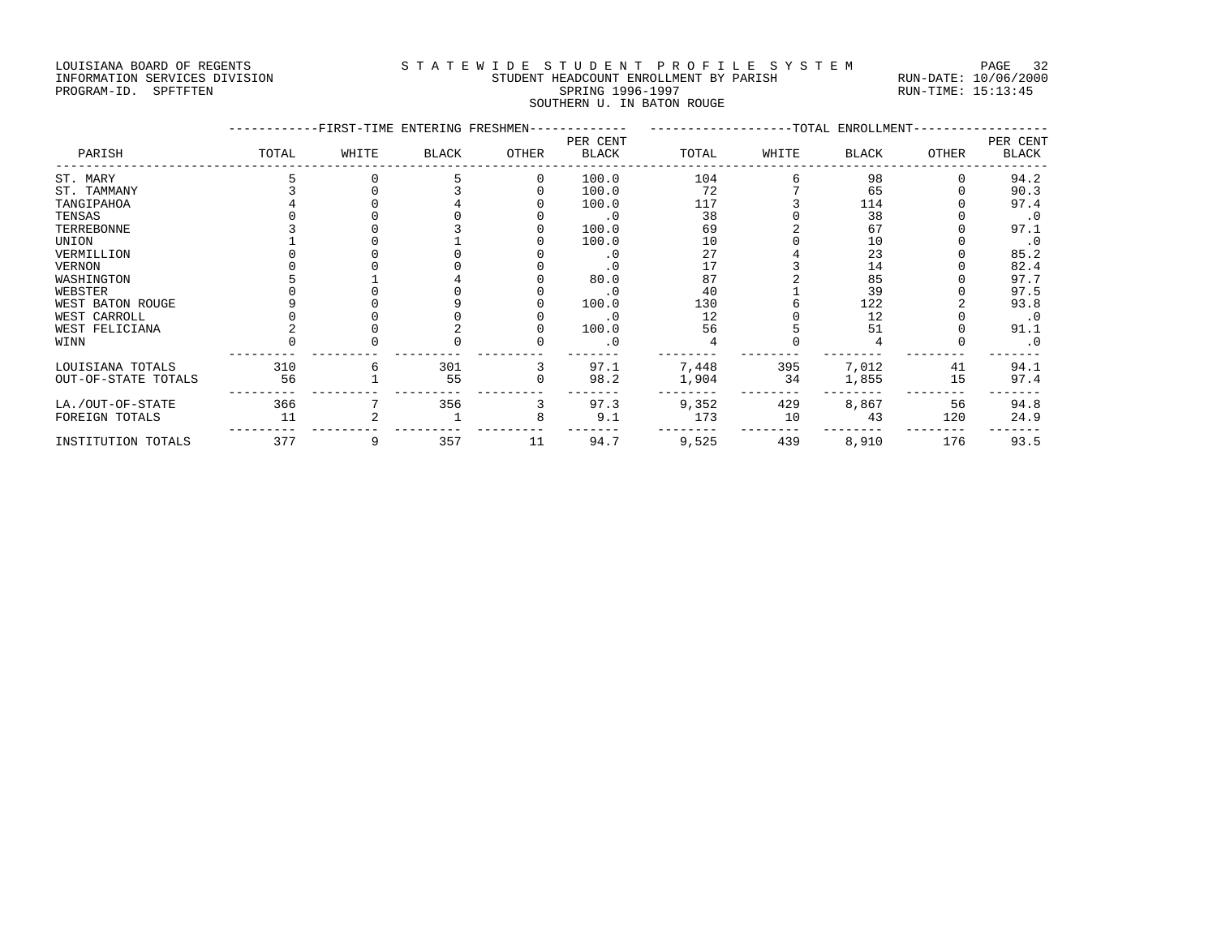LOUISIANA BOARD OF REGENTS
INFORMATION SERVICES DIVISION
PROGRAM-ID. SPFTFTEN

# STATEWIDE STUDENT PROFILE SYSTEM

## STUDENT HEADCOUNT ENROLLMENT BY PARISH

SPRING 1996-1997

SOUTHERN U. IN BATON ROUGE

RUN-DATE: 10/06/2000
RUN-TIME: 15:13:45

| | FIRST-TIME ENTERING FRESHMEN | | | | | TOTAL ENROLLMENT | | | | |
|---|---|---|---|---|---|---|---|---|---|---|
| PARISH | TOTAL | WHITE | BLACK | OTHER | PER CENT BLACK | TOTAL | WHITE | BLACK | OTHER | PER CENT BLACK |
| ST. MARY | 5 | 0 | 5 | 0 | 100.0 | 104 | 6 | 98 | 0 | 94.2 |
| ST. TAMMANY | 3 | 0 | 3 | 0 | 100.0 | 72 | 7 | 65 | 0 | 90.3 |
| TANGIPAHOA | 4 | 0 | 4 | 0 | 100.0 | 117 | 3 | 114 | 0 | 97.4 |
| TENSAS | 0 | 0 | 0 | 0 | .0 | 38 | 0 | 38 | 0 | .0 |
| TERREBONNE | 3 | 0 | 3 | 0 | 100.0 | 69 | 2 | 67 | 0 | 97.1 |
| UNION | 1 | 0 | 1 | 0 | 100.0 | 10 | 0 | 10 | 0 | .0 |
| VERMILLION | 0 | 0 | 0 | 0 | .0 | 27 | 4 | 23 | 0 | 85.2 |
| VERNON | 0 | 0 | 0 | 0 | .0 | 17 | 3 | 14 | 0 | 82.4 |
| WASHINGTON | 5 | 1 | 4 | 0 | 80.0 | 87 | 2 | 85 | 0 | 97.7 |
| WEBSTER | 0 | 0 | 0 | 0 | .0 | 40 | 1 | 39 | 0 | 97.5 |
| WEST BATON ROUGE | 9 | 0 | 9 | 0 | 100.0 | 130 | 6 | 122 | 2 | 93.8 |
| WEST CARROLL | 0 | 0 | 0 | 0 | .0 | 12 | 0 | 12 | 0 | .0 |
| WEST FELICIANA | 2 | 0 | 2 | 0 | 100.0 | 56 | 5 | 51 | 0 | 91.1 |
| WINN | 0 | 0 | 0 | 0 | .0 | 4 | 0 | 4 | 0 | .0 |
| LOUISIANA TOTALS | 310 | 6 | 301 | 3 | 97.1 | 7,448 | 395 | 7,012 | 41 | 94.1 |
| OUT-OF-STATE TOTALS | 56 | 1 | 55 | 0 | 98.2 | 1,904 | 34 | 1,855 | 15 | 97.4 |
| LA./OUT-OF-STATE | 366 | 7 | 356 | 3 | 97.3 | 9,352 | 429 | 8,867 | 56 | 94.8 |
| FOREIGN TOTALS | 11 | 2 | 1 | 8 | 9.1 | 173 | 10 | 43 | 120 | 24.9 |
| INSTITUTION TOTALS | 377 | 9 | 357 | 11 | 94.7 | 9,525 | 439 | 8,910 | 176 | 93.5 |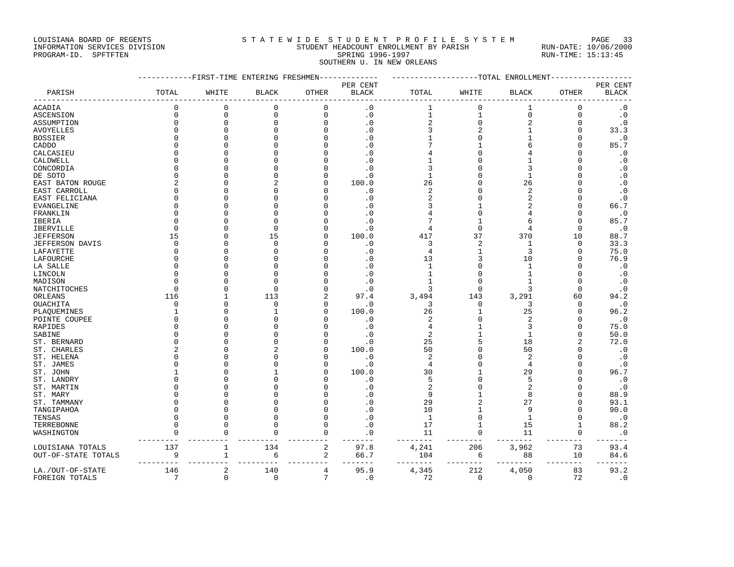LOUISIANA BOARD OF REGENTS
INFORMATION SERVICES DIVISION
PROGRAM-ID. SPFTFTEN

S T A T E W I D E   S T U D E N T   P R O F I L E   S Y S T E M
STUDENT HEADCOUNT ENROLLMENT BY PARISH
SPRING 1996-1997
SOUTHERN U. IN NEW ORLEANS

RUN-DATE: 10/06/2000
RUN-TIME: 15:13:45

| PARISH | FIRST-TIME ENTERING FRESHMEN TOTAL | WHITE | BLACK | OTHER | PER CENT BLACK | TOTAL ENROLLMENT TOTAL | WHITE | BLACK | OTHER | PER CENT BLACK |
|---|---|---|---|---|---|---|---|---|---|---|
| ACADIA | 0 | 0 | 0 | 0 | .0 | 1 | 0 | 1 | 0 | .0 |
| ASCENSION | 0 | 0 | 0 | 0 | .0 | 1 | 1 | 0 | 0 | .0 |
| ASSUMPTION | 0 | 0 | 0 | 0 | .0 | 2 | 0 | 2 | 0 | .0 |
| AVOYELLES | 0 | 0 | 0 | 0 | .0 | 3 | 2 | 1 | 0 | 33.3 |
| BOSSIER | 0 | 0 | 0 | 0 | .0 | 1 | 0 | 1 | 0 | .0 |
| CADDO | 0 | 0 | 0 | 0 | .0 | 7 | 1 | 6 | 0 | 85.7 |
| CALCASIEU | 0 | 0 | 0 | 0 | .0 | 4 | 0 | 4 | 0 | .0 |
| CALDWELL | 0 | 0 | 0 | 0 | .0 | 1 | 0 | 1 | 0 | .0 |
| CONCORDIA | 0 | 0 | 0 | 0 | .0 | 3 | 0 | 3 | 0 | .0 |
| DE SOTO | 0 | 0 | 0 | 0 | .0 | 1 | 0 | 1 | 0 | .0 |
| EAST BATON ROUGE | 2 | 0 | 2 | 0 | 100.0 | 26 | 0 | 26 | 0 | .0 |
| EAST CARROLL | 0 | 0 | 0 | 0 | .0 | 2 | 0 | 2 | 0 | .0 |
| EAST FELICIANA | 0 | 0 | 0 | 0 | .0 | 2 | 0 | 2 | 0 | .0 |
| EVANGELINE | 0 | 0 | 0 | 0 | .0 | 3 | 1 | 2 | 0 | 66.7 |
| FRANKLIN | 0 | 0 | 0 | 0 | .0 | 4 | 0 | 4 | 0 | .0 |
| IBERIA | 0 | 0 | 0 | 0 | .0 | 7 | 1 | 6 | 0 | 85.7 |
| IBERVILLE | 0 | 0 | 0 | 0 | .0 | 4 | 0 | 4 | 0 | .0 |
| JEFFERSON | 15 | 0 | 15 | 0 | 100.0 | 417 | 37 | 370 | 10 | 88.7 |
| JEFFERSON DAVIS | 0 | 0 | 0 | 0 | .0 | 3 | 2 | 1 | 0 | 33.3 |
| LAFAYETTE | 0 | 0 | 0 | 0 | .0 | 4 | 1 | 3 | 0 | 75.0 |
| LAFOURCHE | 0 | 0 | 0 | 0 | .0 | 13 | 3 | 10 | 0 | 76.9 |
| LA SALLE | 0 | 0 | 0 | 0 | .0 | 1 | 0 | 1 | 0 | .0 |
| LINCOLN | 0 | 0 | 0 | 0 | .0 | 1 | 0 | 1 | 0 | .0 |
| MADISON | 0 | 0 | 0 | 0 | .0 | 1 | 0 | 1 | 0 | .0 |
| NATCHITOCHES | 0 | 0 | 0 | 0 | .0 | 3 | 0 | 3 | 0 | .0 |
| ORLEANS | 116 | 1 | 113 | 2 | 97.4 | 3,494 | 143 | 3,291 | 60 | 94.2 |
| OUACHITA | 0 | 0 | 0 | 0 | .0 | 3 | 0 | 3 | 0 | .0 |
| PLAQUEMINES | 1 | 0 | 1 | 0 | 100.0 | 26 | 1 | 25 | 0 | 96.2 |
| POINTE COUPEE | 0 | 0 | 0 | 0 | .0 | 2 | 0 | 2 | 0 | .0 |
| RAPIDES | 0 | 0 | 0 | 0 | .0 | 4 | 1 | 3 | 0 | 75.0 |
| SABINE | 0 | 0 | 0 | 0 | .0 | 2 | 1 | 1 | 0 | 50.0 |
| ST. BERNARD | 0 | 0 | 0 | 0 | .0 | 25 | 5 | 18 | 2 | 72.0 |
| ST. CHARLES | 2 | 0 | 2 | 0 | 100.0 | 50 | 0 | 50 | 0 | .0 |
| ST. HELENA | 0 | 0 | 0 | 0 | .0 | 2 | 0 | 2 | 0 | .0 |
| ST. JAMES | 0 | 0 | 0 | 0 | .0 | 4 | 0 | 4 | 0 | .0 |
| ST. JOHN | 1 | 0 | 1 | 0 | 100.0 | 30 | 1 | 29 | 0 | 96.7 |
| ST. LANDRY | 0 | 0 | 0 | 0 | .0 | 5 | 0 | 5 | 0 | .0 |
| ST. MARTIN | 0 | 0 | 0 | 0 | .0 | 2 | 0 | 2 | 0 | .0 |
| ST. MARY | 0 | 0 | 0 | 0 | .0 | 9 | 1 | 8 | 0 | 88.9 |
| ST. TAMMANY | 0 | 0 | 0 | 0 | .0 | 29 | 2 | 27 | 0 | 93.1 |
| TANGIPAHOA | 0 | 0 | 0 | 0 | .0 | 10 | 1 | 9 | 0 | 90.0 |
| TENSAS | 0 | 0 | 0 | 0 | .0 | 1 | 0 | 1 | 0 | .0 |
| TERREBONNE | 0 | 0 | 0 | 0 | .0 | 17 | 1 | 15 | 1 | 88.2 |
| WASHINGTON | 0 | 0 | 0 | 0 | .0 | 11 | 0 | 11 | 0 | .0 |
| LOUISIANA TOTALS | 137 | 1 | 134 | 2 | 97.8 | 4,241 | 206 | 3,962 | 73 | 93.4 |
| OUT-OF-STATE TOTALS | 9 | 1 | 6 | 2 | 66.7 | 104 | 6 | 88 | 10 | 84.6 |
| LA./OUT-OF-STATE | 146 | 2 | 140 | 4 | 95.9 | 4,345 | 212 | 4,050 | 83 | 93.2 |
| FOREIGN TOTALS | 7 | 0 | 0 | 7 | .0 | 72 | 0 | 0 | 72 | .0 |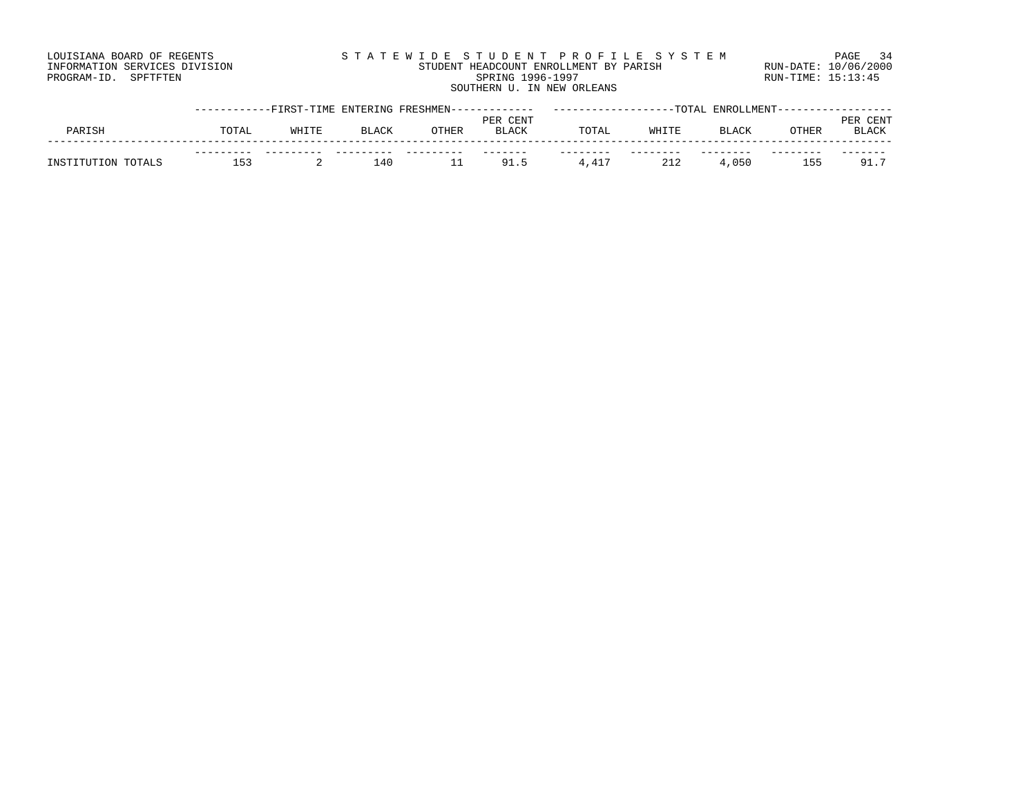LOUISIANA BOARD OF REGENTS
INFORMATION SERVICES DIVISION
PROGRAM-ID. SPFTFTEN

STATEWIDE STUDENT PROFILE SYSTEM
STUDENT HEADCOUNT ENROLLMENT BY PARISH
SPRING 1996-1997
SOUTHERN U. IN NEW ORLEANS

RUN-DATE: 10/06/2000
RUN-TIME: 15:13:45

| | FIRST-TIME ENTERING FRESHMEN | | | | | TOTAL ENROLLMENT | | | | |
|---|---|---|---|---|---|---|---|---|---|---|
| PARISH | TOTAL | WHITE | BLACK | OTHER | PER CENT BLACK | TOTAL | WHITE | BLACK | OTHER | PER CENT BLACK |
| INSTITUTION TOTALS | 153 | 2 | 140 | 11 | 91.5 | 4,417 | 212 | 4,050 | 155 | 91.7 |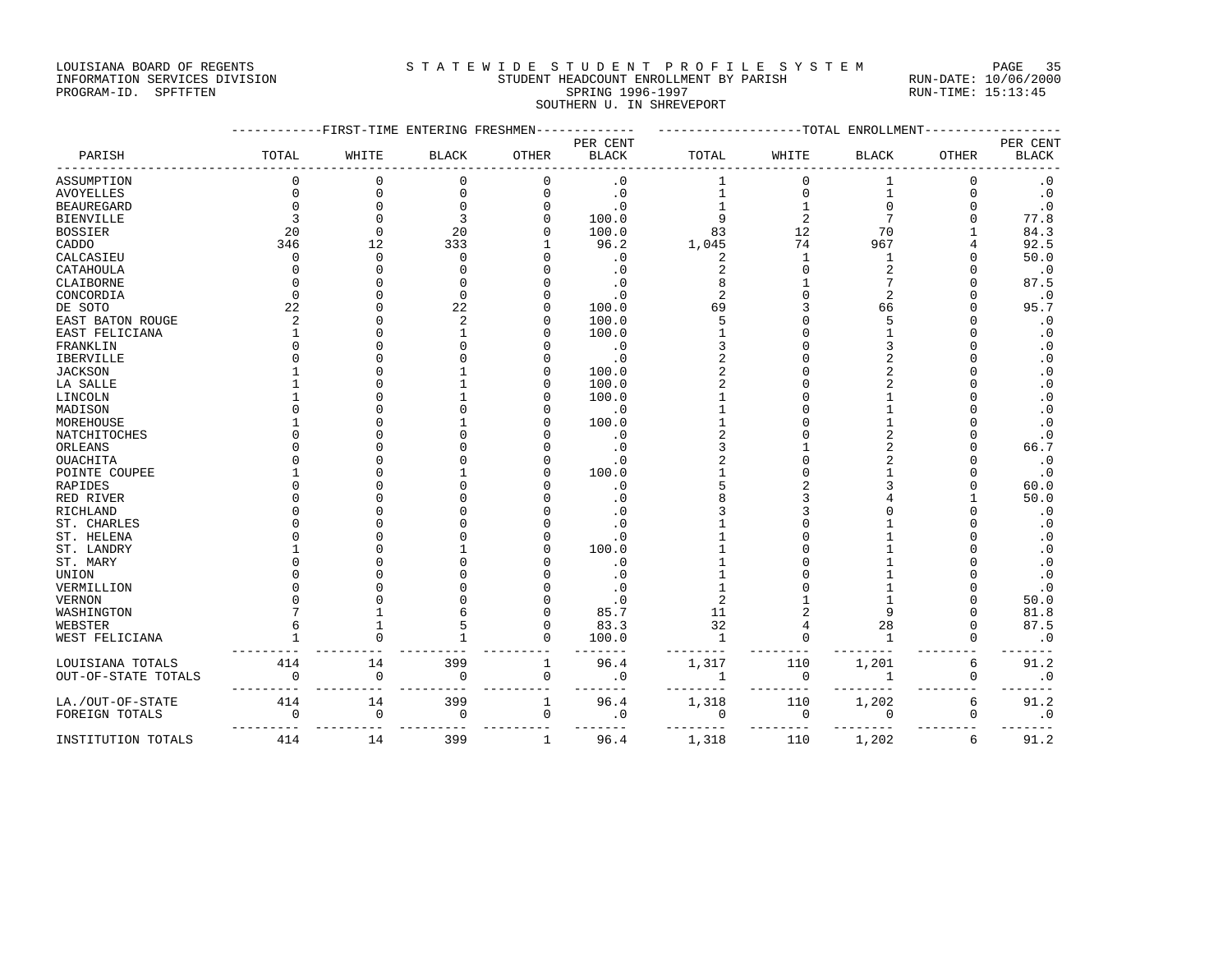LOUISIANA BOARD OF REGENTS
INFORMATION SERVICES DIVISION
PROGRAM-ID. SPFTFTEN

STATEWIDE STUDENT PROFILE SYSTEM
STUDENT HEADCOUNT ENROLLMENT BY PARISH
SPRING 1996-1997
SOUTHERN U. IN SHREVEPORT

RUN-DATE: 10/06/2000
RUN-TIME: 15:13:45

| PARISH | FIRST-TIME ENTERING FRESHMEN TOTAL | WHITE | BLACK | OTHER | PER CENT BLACK | TOTAL ENROLLMENT TOTAL | WHITE | BLACK | OTHER | PER CENT BLACK |
|---|---|---|---|---|---|---|---|---|---|---|
| ASSUMPTION | 0 | 0 | 0 | 0 | .0 | 1 | 0 | 1 | 0 | .0 |
| AVOYELLES | 0 | 0 | 0 | 0 | .0 | 1 | 0 | 1 | 0 | .0 |
| BEAUREGARD | 0 | 0 | 0 | 0 | .0 | 1 | 1 | 0 | 0 | .0 |
| BIENVILLE | 3 | 0 | 3 | 0 | 100.0 | 9 | 2 | 7 | 0 | 77.8 |
| BOSSIER | 20 | 0 | 20 | 0 | 100.0 | 83 | 12 | 70 | 1 | 84.3 |
| CADDO | 346 | 12 | 333 | 1 | 96.2 | 1,045 | 74 | 967 | 4 | 92.5 |
| CALCASIEU | 0 | 0 | 0 | 0 | .0 | 2 | 1 | 1 | 0 | 50.0 |
| CATAHOULA | 0 | 0 | 0 | 0 | .0 | 2 | 0 | 2 | 0 | .0 |
| CLAIBORNE | 0 | 0 | 0 | 0 | .0 | 8 | 1 | 7 | 0 | 87.5 |
| CONCORDIA | 0 | 0 | 0 | 0 | .0 | 2 | 0 | 2 | 0 | .0 |
| DE SOTO | 22 | 0 | 22 | 0 | 100.0 | 69 | 3 | 66 | 0 | 95.7 |
| EAST BATON ROUGE | 2 | 0 | 2 | 0 | 100.0 | 5 | 0 | 5 | 0 | .0 |
| EAST FELICIANA | 1 | 0 | 1 | 0 | 100.0 | 1 | 0 | 1 | 0 | .0 |
| FRANKLIN | 0 | 0 | 0 | 0 | .0 | 3 | 0 | 3 | 0 | .0 |
| IBERVILLE | 0 | 0 | 0 | 0 | .0 | 2 | 0 | 2 | 0 | .0 |
| JACKSON | 1 | 0 | 1 | 0 | 100.0 | 2 | 0 | 2 | 0 | .0 |
| LA SALLE | 1 | 0 | 1 | 0 | 100.0 | 2 | 0 | 2 | 0 | .0 |
| LINCOLN | 1 | 0 | 1 | 0 | 100.0 | 1 | 0 | 1 | 0 | .0 |
| MADISON | 0 | 0 | 0 | 0 | .0 | 1 | 0 | 1 | 0 | .0 |
| MOREHOUSE | 1 | 0 | 1 | 0 | 100.0 | 1 | 0 | 1 | 0 | .0 |
| NATCHITOCHES | 0 | 0 | 0 | 0 | .0 | 2 | 0 | 2 | 0 | .0 |
| ORLEANS | 0 | 0 | 0 | 0 | .0 | 3 | 1 | 2 | 0 | 66.7 |
| OUACHITA | 0 | 0 | 0 | 0 | .0 | 2 | 0 | 2 | 0 | .0 |
| POINTE COUPEE | 1 | 0 | 1 | 0 | 100.0 | 1 | 0 | 1 | 0 | .0 |
| RAPIDES | 0 | 0 | 0 | 0 | .0 | 5 | 2 | 3 | 0 | 60.0 |
| RED RIVER | 0 | 0 | 0 | 0 | .0 | 8 | 3 | 4 | 1 | 50.0 |
| RICHLAND | 0 | 0 | 0 | 0 | .0 | 3 | 3 | 0 | 0 | .0 |
| ST. CHARLES | 0 | 0 | 0 | 0 | .0 | 1 | 0 | 1 | 0 | .0 |
| ST. HELENA | 0 | 0 | 0 | 0 | .0 | 1 | 0 | 1 | 0 | .0 |
| ST. LANDRY | 1 | 0 | 1 | 0 | 100.0 | 1 | 0 | 1 | 0 | .0 |
| ST. MARY | 0 | 0 | 0 | 0 | .0 | 1 | 0 | 1 | 0 | .0 |
| UNION | 0 | 0 | 0 | 0 | .0 | 1 | 0 | 1 | 0 | .0 |
| VERMILLION | 0 | 0 | 0 | 0 | .0 | 1 | 0 | 1 | 0 | .0 |
| VERNON | 0 | 0 | 0 | 0 | .0 | 2 | 1 | 1 | 0 | 50.0 |
| WASHINGTON | 7 | 1 | 6 | 0 | 85.7 | 11 | 2 | 9 | 0 | 81.8 |
| WEBSTER | 6 | 1 | 5 | 0 | 83.3 | 32 | 4 | 28 | 0 | 87.5 |
| WEST FELICIANA | 1 | 0 | 1 | 0 | 100.0 | 1 | 0 | 1 | 0 | .0 |
| LOUISIANA TOTALS | 414 | 14 | 399 | 1 | 96.4 | 1,317 | 110 | 1,201 | 6 | 91.2 |
| OUT-OF-STATE TOTALS | 0 | 0 | 0 | 0 | .0 | 1 | 0 | 1 | 0 | .0 |
| LA./OUT-OF-STATE | 414 | 14 | 399 | 1 | 96.4 | 1,318 | 110 | 1,202 | 6 | 91.2 |
| FOREIGN TOTALS | 0 | 0 | 0 | 0 | .0 | 0 | 0 | 0 | 0 | .0 |
| INSTITUTION TOTALS | 414 | 14 | 399 | 1 | 96.4 | 1,318 | 110 | 1,202 | 6 | 91.2 |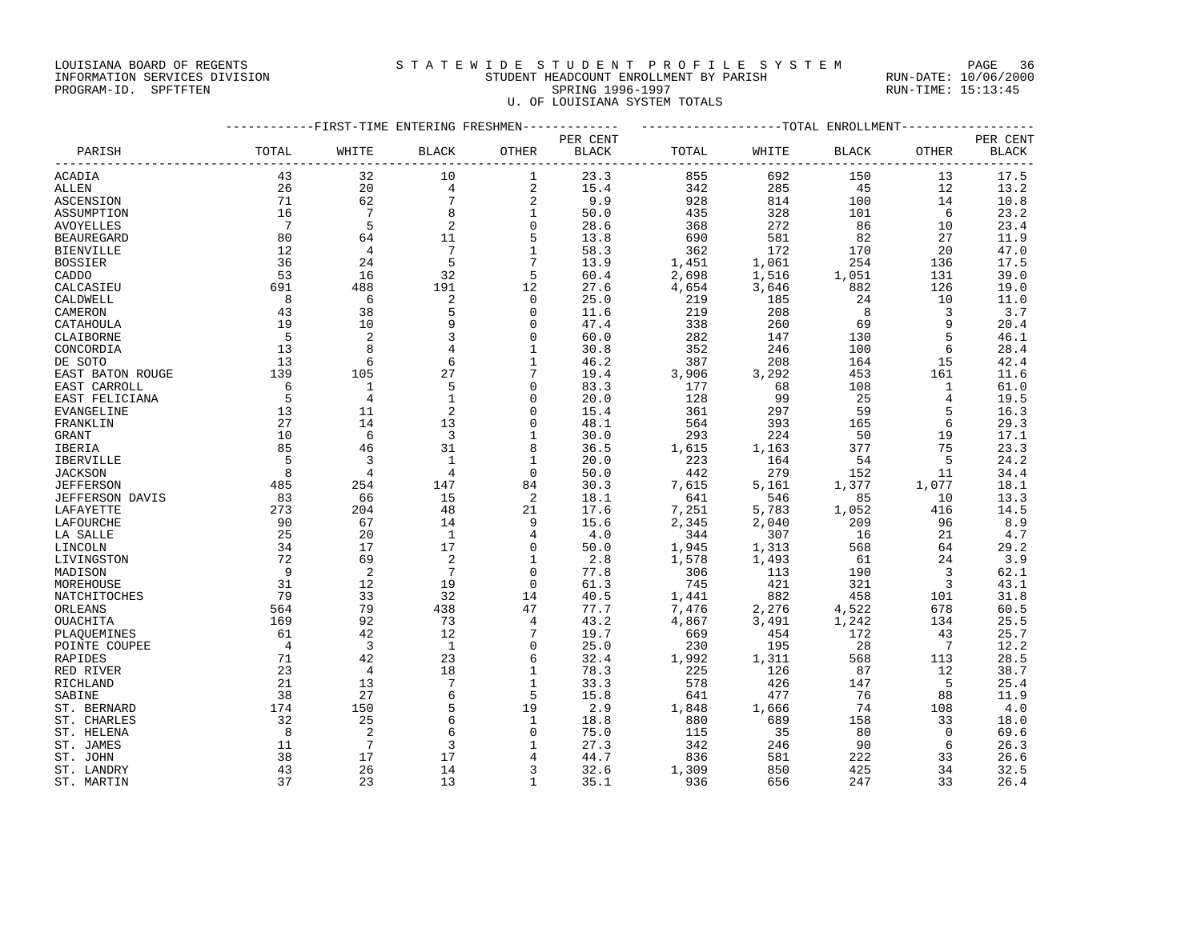LOUISIANA BOARD OF REGENTS
INFORMATION SERVICES DIVISION
PROGRAM-ID. SPFTFTEN

# S T A T E W I D E  S T U D E N T  P R O F I L E  S Y S T E M

STUDENT HEADCOUNT ENROLLMENT BY PARISH
SPRING 1996-1997
U. OF LOUISIANA SYSTEM TOTALS

RUN-DATE: 10/06/2000
RUN-TIME: 15:13:45

| | FIRST-TIME ENTERING FRESHMEN | | | | | TOTAL ENROLLMENT | | | | |
|---|---|---|---|---|---|---|---|---|---|---|
| PARISH | TOTAL | WHITE | BLACK | OTHER | PER CENT BLACK | TOTAL | WHITE | BLACK | OTHER | PER CENT BLACK |
| ACADIA | 43 | 32 | 10 | 1 | 23.3 | 855 | 692 | 150 | 13 | 17.5 |
| ALLEN | 26 | 20 | 4 | 2 | 15.4 | 342 | 285 | 45 | 12 | 13.2 |
| ASCENSION | 71 | 62 | 7 | 2 | 9.9 | 928 | 814 | 100 | 14 | 10.8 |
| ASSUMPTION | 16 | 7 | 8 | 1 | 50.0 | 435 | 328 | 101 | 6 | 23.2 |
| AVOYELLES | 7 | 5 | 2 | 0 | 28.6 | 368 | 272 | 86 | 10 | 23.4 |
| BEAUREGARD | 80 | 64 | 11 | 5 | 13.8 | 690 | 581 | 82 | 27 | 11.9 |
| BIENVILLE | 12 | 4 | 7 | 1 | 58.3 | 362 | 172 | 170 | 20 | 47.0 |
| BOSSIER | 36 | 24 | 5 | 7 | 13.9 | 1,451 | 1,061 | 254 | 136 | 17.5 |
| CADDO | 53 | 16 | 32 | 5 | 60.4 | 2,698 | 1,516 | 1,051 | 131 | 39.0 |
| CALCASIEU | 691 | 488 | 191 | 12 | 27.6 | 4,654 | 3,646 | 882 | 126 | 19.0 |
| CALDWELL | 8 | 6 | 2 | 0 | 25.0 | 219 | 185 | 24 | 10 | 11.0 |
| CAMERON | 43 | 38 | 5 | 0 | 11.6 | 219 | 208 | 8 | 3 | 3.7 |
| CATAHOULA | 19 | 10 | 9 | 0 | 47.4 | 338 | 260 | 69 | 9 | 20.4 |
| CLAIBORNE | 5 | 2 | 3 | 0 | 60.0 | 282 | 147 | 130 | 5 | 46.1 |
| CONCORDIA | 13 | 8 | 4 | 1 | 30.8 | 352 | 246 | 100 | 6 | 28.4 |
| DE SOTO | 13 | 6 | 6 | 1 | 46.2 | 387 | 208 | 164 | 15 | 42.4 |
| EAST BATON ROUGE | 139 | 105 | 27 | 7 | 19.4 | 3,906 | 3,292 | 453 | 161 | 11.6 |
| EAST CARROLL | 6 | 1 | 5 | 0 | 83.3 | 177 | 68 | 108 | 1 | 61.0 |
| EAST FELICIANA | 5 | 4 | 1 | 0 | 20.0 | 128 | 99 | 25 | 4 | 19.5 |
| EVANGELINE | 13 | 11 | 2 | 0 | 15.4 | 361 | 297 | 59 | 5 | 16.3 |
| FRANKLIN | 27 | 14 | 13 | 0 | 48.1 | 564 | 393 | 165 | 6 | 29.3 |
| GRANT | 10 | 6 | 3 | 1 | 30.0 | 293 | 224 | 50 | 19 | 17.1 |
| IBERIA | 85 | 46 | 31 | 8 | 36.5 | 1,615 | 1,163 | 377 | 75 | 23.3 |
| IBERVILLE | 5 | 3 | 1 | 1 | 20.0 | 223 | 164 | 54 | 5 | 24.2 |
| JACKSON | 8 | 4 | 4 | 0 | 50.0 | 442 | 279 | 152 | 11 | 34.4 |
| JEFFERSON | 485 | 254 | 147 | 84 | 30.3 | 7,615 | 5,161 | 1,377 | 1,077 | 18.1 |
| JEFFERSON DAVIS | 83 | 66 | 15 | 2 | 18.1 | 641 | 546 | 85 | 10 | 13.3 |
| LAFAYETTE | 273 | 204 | 48 | 21 | 17.6 | 7,251 | 5,783 | 1,052 | 416 | 14.5 |
| LAFOURCHE | 90 | 67 | 14 | 9 | 15.6 | 2,345 | 2,040 | 209 | 96 | 8.9 |
| LA SALLE | 25 | 20 | 1 | 4 | 4.0 | 344 | 307 | 16 | 21 | 4.7 |
| LINCOLN | 34 | 17 | 17 | 0 | 50.0 | 1,945 | 1,313 | 568 | 64 | 29.2 |
| LIVINGSTON | 72 | 69 | 2 | 1 | 2.8 | 1,578 | 1,493 | 61 | 24 | 3.9 |
| MADISON | 9 | 2 | 7 | 0 | 77.8 | 306 | 113 | 190 | 3 | 62.1 |
| MOREHOUSE | 31 | 12 | 19 | 0 | 61.3 | 745 | 421 | 321 | 3 | 43.1 |
| NATCHITOCHES | 79 | 33 | 32 | 14 | 40.5 | 1,441 | 882 | 458 | 101 | 31.8 |
| ORLEANS | 564 | 79 | 438 | 47 | 77.7 | 7,476 | 2,276 | 4,522 | 678 | 60.5 |
| OUACHITA | 169 | 92 | 73 | 4 | 43.2 | 4,867 | 3,491 | 1,242 | 134 | 25.5 |
| PLAQUEMINES | 61 | 42 | 12 | 7 | 19.7 | 669 | 454 | 172 | 43 | 25.7 |
| POINTE COUPEE | 4 | 3 | 1 | 0 | 25.0 | 230 | 195 | 28 | 7 | 12.2 |
| RAPIDES | 71 | 42 | 23 | 6 | 32.4 | 1,992 | 1,311 | 568 | 113 | 28.5 |
| RED RIVER | 23 | 4 | 18 | 1 | 78.3 | 225 | 126 | 87 | 12 | 38.7 |
| RICHLAND | 21 | 13 | 7 | 1 | 33.3 | 578 | 426 | 147 | 5 | 25.4 |
| SABINE | 38 | 27 | 6 | 5 | 15.8 | 641 | 477 | 76 | 88 | 11.9 |
| ST. BERNARD | 174 | 150 | 5 | 19 | 2.9 | 1,848 | 1,666 | 74 | 108 | 4.0 |
| ST. CHARLES | 32 | 25 | 6 | 1 | 18.8 | 880 | 689 | 158 | 33 | 18.0 |
| ST. HELENA | 8 | 2 | 6 | 0 | 75.0 | 115 | 35 | 80 | 0 | 69.6 |
| ST. JAMES | 11 | 7 | 3 | 1 | 27.3 | 342 | 246 | 90 | 6 | 26.3 |
| ST. JOHN | 38 | 17 | 17 | 4 | 44.7 | 836 | 581 | 222 | 33 | 26.6 |
| ST. LANDRY | 43 | 26 | 14 | 3 | 32.6 | 1,309 | 850 | 425 | 34 | 32.5 |
| ST. MARTIN | 37 | 23 | 13 | 1 | 35.1 | 936 | 656 | 247 | 33 | 26.4 |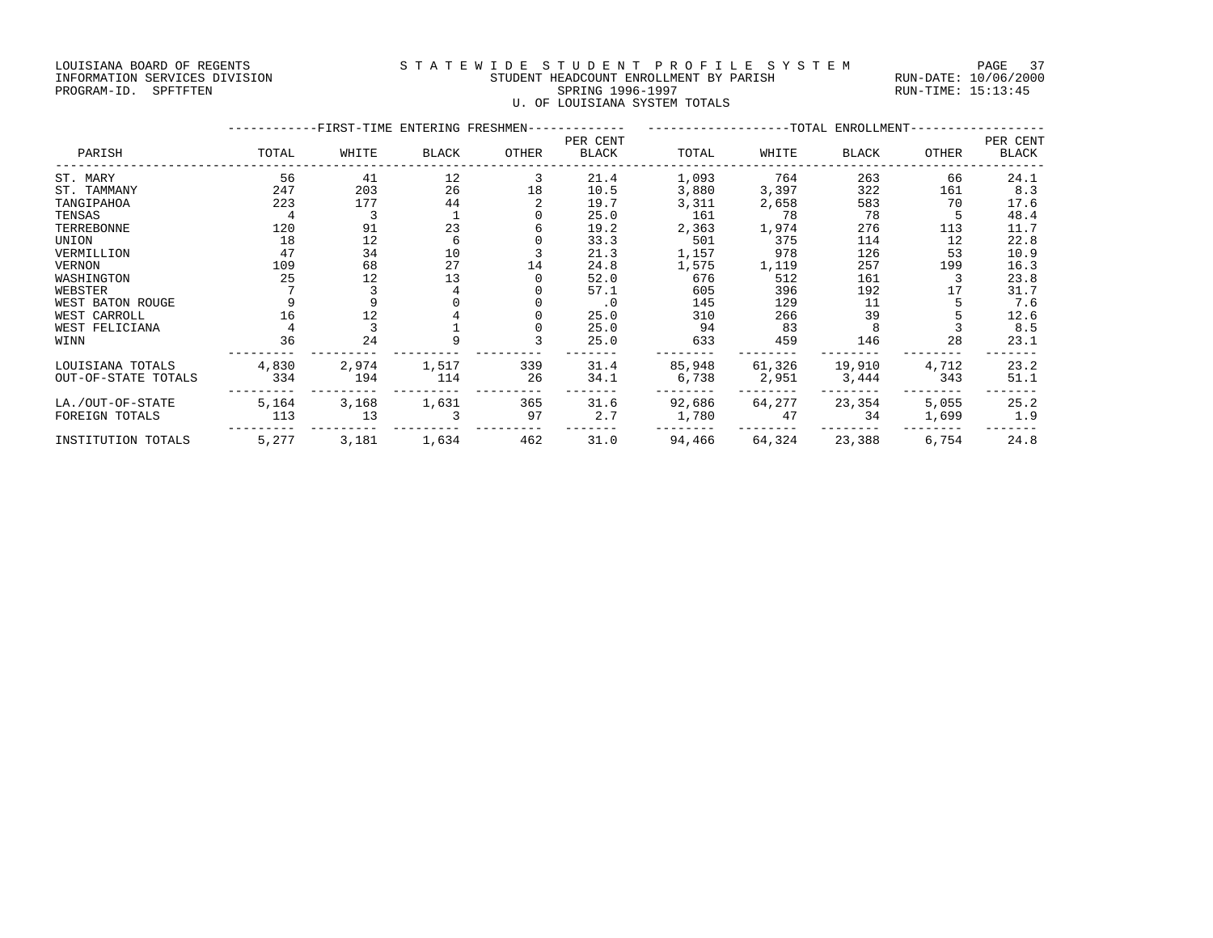LOUISIANA BOARD OF REGENTS
INFORMATION SERVICES DIVISION
PROGRAM-ID. SPFTFTEN

# STATEWIDE STUDENT PROFILE SYSTEM

STUDENT HEADCOUNT ENROLLMENT BY PARISH
SPRING 1996-1997
U. OF LOUISIANA SYSTEM TOTALS

RUN-DATE: 10/06/2000
RUN-TIME: 15:13:45

| PARISH | FIRST-TIME ENTERING FRESHMEN | | | | | TOTAL ENROLLMENT | | | | |
|---|---|---|---|---|---|---|---|---|---|---|
| | TOTAL | WHITE | BLACK | OTHER | PER CENT BLACK | TOTAL | WHITE | BLACK | OTHER | PER CENT BLACK |
| ST. MARY | 56 | 41 | 12 | 3 | 21.4 | 1,093 | 764 | 263 | 66 | 24.1 |
| ST. TAMMANY | 247 | 203 | 26 | 18 | 10.5 | 3,880 | 3,397 | 322 | 161 | 8.3 |
| TANGIPAHOA | 223 | 177 | 44 | 2 | 19.7 | 3,311 | 2,658 | 583 | 70 | 17.6 |
| TENSAS | 4 | 3 | 1 | 0 | 25.0 | 161 | 78 | 78 | 5 | 48.4 |
| TERREBONNE | 120 | 91 | 23 | 6 | 19.2 | 2,363 | 1,974 | 276 | 113 | 11.7 |
| UNION | 18 | 12 | 6 | 0 | 33.3 | 501 | 375 | 114 | 12 | 22.8 |
| VERMILLION | 47 | 34 | 10 | 3 | 21.3 | 1,157 | 978 | 126 | 53 | 10.9 |
| VERNON | 109 | 68 | 27 | 14 | 24.8 | 1,575 | 1,119 | 257 | 199 | 16.3 |
| WASHINGTON | 25 | 12 | 13 | 0 | 52.0 | 676 | 512 | 161 | 3 | 23.8 |
| WEBSTER | 7 | 3 | 4 | 0 | 57.1 | 605 | 396 | 192 | 17 | 31.7 |
| WEST BATON ROUGE | 9 | 9 | 0 | 0 | .0 | 145 | 129 | 11 | 5 | 7.6 |
| WEST CARROLL | 16 | 12 | 4 | 0 | 25.0 | 310 | 266 | 39 | 5 | 12.6 |
| WEST FELICIANA | 4 | 3 | 1 | 0 | 25.0 | 94 | 83 | 8 | 3 | 8.5 |
| WINN | 36 | 24 | 9 | 3 | 25.0 | 633 | 459 | 146 | 28 | 23.1 |
| LOUISIANA TOTALS | 4,830 | 2,974 | 1,517 | 339 | 31.4 | 85,948 | 61,326 | 19,910 | 4,712 | 23.2 |
| OUT-OF-STATE TOTALS | 334 | 194 | 114 | 26 | 34.1 | 6,738 | 2,951 | 3,444 | 343 | 51.1 |
| LA./OUT-OF-STATE | 5,164 | 3,168 | 1,631 | 365 | 31.6 | 92,686 | 64,277 | 23,354 | 5,055 | 25.2 |
| FOREIGN TOTALS | 113 | 13 | 3 | 97 | 2.7 | 1,780 | 47 | 34 | 1,699 | 1.9 |
| INSTITUTION TOTALS | 5,277 | 3,181 | 1,634 | 462 | 31.0 | 94,466 | 64,324 | 23,388 | 6,754 | 24.8 |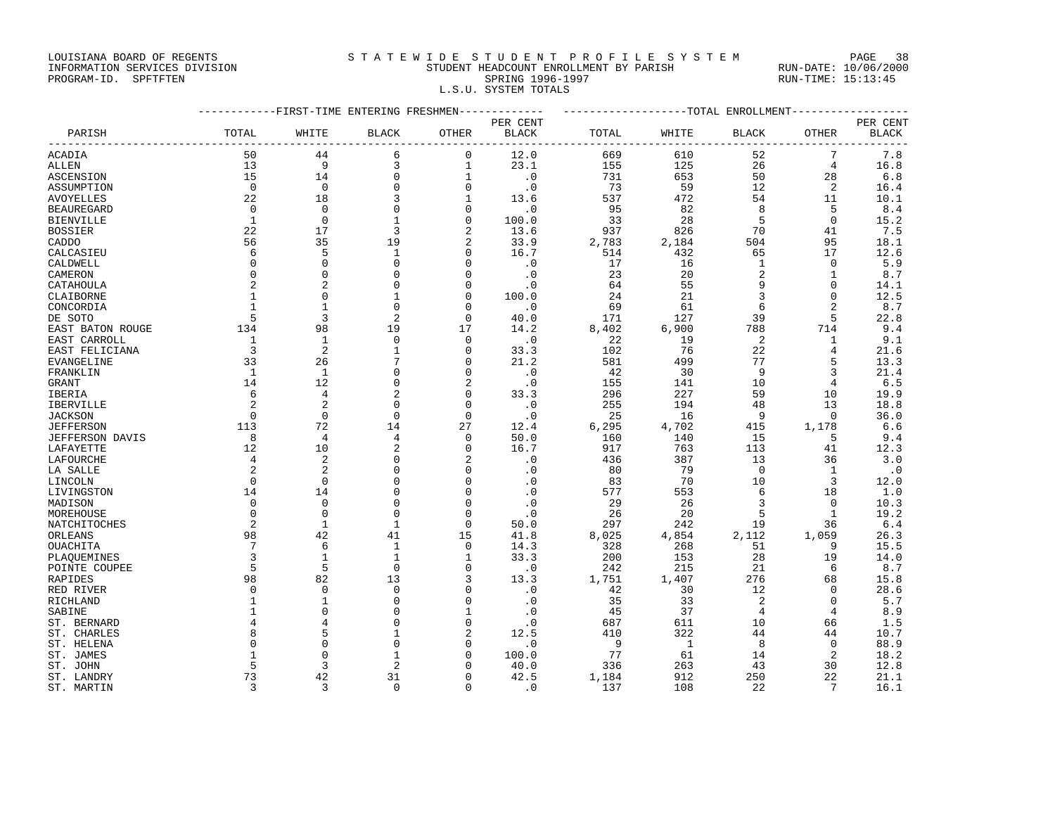LOUISIANA BOARD OF REGENTS
INFORMATION SERVICES DIVISION
PROGRAM-ID. SPFTFTEN

# S T A T E W I D E S T U D E N T P R O F I L E S Y S T E M

STUDENT HEADCOUNT ENROLLMENT BY PARISH
SPRING 1996-1997
L.S.U. SYSTEM TOTALS

RUN-DATE: 10/06/2000
RUN-TIME: 15:13:45

| | FIRST-TIME ENTERING FRESHMEN | | | | | TOTAL ENROLLMENT | | | | |
|---|---|---|---|---|---|---|---|---|---|---|
| PARISH | TOTAL | WHITE | BLACK | OTHER | PER CENT BLACK | TOTAL | WHITE | BLACK | OTHER | PER CENT BLACK |
| ACADIA | 50 | 44 | 6 | 0 | 12.0 | 669 | 610 | 52 | 7 | 7.8 |
| ALLEN | 13 | 9 | 3 | 1 | 23.1 | 155 | 125 | 26 | 4 | 16.8 |
| ASCENSION | 15 | 14 | 0 | 1 | .0 | 731 | 653 | 50 | 28 | 6.8 |
| ASSUMPTION | 0 | 0 | 0 | 0 | .0 | 73 | 59 | 12 | 2 | 16.4 |
| AVOYELLES | 22 | 18 | 3 | 1 | 13.6 | 537 | 472 | 54 | 11 | 10.1 |
| BEAUREGARD | 0 | 0 | 0 | 0 | .0 | 95 | 82 | 8 | 5 | 8.4 |
| BIENVILLE | 1 | 0 | 1 | 0 | 100.0 | 33 | 28 | 5 | 0 | 15.2 |
| BOSSIER | 22 | 17 | 3 | 2 | 13.6 | 937 | 826 | 70 | 41 | 7.5 |
| CADDO | 56 | 35 | 19 | 2 | 33.9 | 2,783 | 2,184 | 504 | 95 | 18.1 |
| CALCASIEU | 6 | 5 | 1 | 0 | 16.7 | 514 | 432 | 65 | 17 | 12.6 |
| CALDWELL | 0 | 0 | 0 | 0 | .0 | 17 | 16 | 1 | 0 | 5.9 |
| CAMERON | 0 | 0 | 0 | 0 | .0 | 23 | 20 | 2 | 1 | 8.7 |
| CATAHOULA | 2 | 2 | 0 | 0 | .0 | 64 | 55 | 9 | 0 | 14.1 |
| CLAIBORNE | 1 | 0 | 1 | 0 | 100.0 | 24 | 21 | 3 | 0 | 12.5 |
| CONCORDIA | 1 | 1 | 0 | 0 | .0 | 69 | 61 | 6 | 2 | 8.7 |
| DE SOTO | 5 | 3 | 2 | 0 | 40.0 | 171 | 127 | 39 | 5 | 22.8 |
| EAST BATON ROUGE | 134 | 98 | 19 | 17 | 14.2 | 8,402 | 6,900 | 788 | 714 | 9.4 |
| EAST CARROLL | 1 | 1 | 0 | 0 | .0 | 22 | 19 | 2 | 1 | 9.1 |
| EAST FELICIANA | 3 | 2 | 1 | 0 | 33.3 | 102 | 76 | 22 | 4 | 21.6 |
| EVANGELINE | 33 | 26 | 7 | 0 | 21.2 | 581 | 499 | 77 | 5 | 13.3 |
| FRANKLIN | 1 | 1 | 0 | 0 | .0 | 42 | 30 | 9 | 3 | 21.4 |
| GRANT | 14 | 12 | 0 | 2 | .0 | 155 | 141 | 10 | 4 | 6.5 |
| IBERIA | 6 | 4 | 2 | 0 | 33.3 | 296 | 227 | 59 | 10 | 19.9 |
| IBERVILLE | 2 | 2 | 0 | 0 | .0 | 255 | 194 | 48 | 13 | 18.8 |
| JACKSON | 0 | 0 | 0 | 0 | .0 | 25 | 16 | 9 | 0 | 36.0 |
| JEFFERSON | 113 | 72 | 14 | 27 | 12.4 | 6,295 | 4,702 | 415 | 1,178 | 6.6 |
| JEFFERSON DAVIS | 8 | 4 | 4 | 0 | 50.0 | 160 | 140 | 15 | 5 | 9.4 |
| LAFAYETTE | 12 | 10 | 2 | 0 | 16.7 | 917 | 763 | 113 | 41 | 12.3 |
| LAFOURCHE | 4 | 2 | 0 | 2 | .0 | 436 | 387 | 13 | 36 | 3.0 |
| LA SALLE | 2 | 2 | 0 | 0 | .0 | 80 | 79 | 0 | 1 | .0 |
| LINCOLN | 0 | 0 | 0 | 0 | .0 | 83 | 70 | 10 | 3 | 12.0 |
| LIVINGSTON | 14 | 14 | 0 | 0 | .0 | 577 | 553 | 6 | 18 | 1.0 |
| MADISON | 0 | 0 | 0 | 0 | .0 | 29 | 26 | 3 | 0 | 10.3 |
| MOREHOUSE | 0 | 0 | 0 | 0 | .0 | 26 | 20 | 5 | 1 | 19.2 |
| NATCHITOCHES | 2 | 1 | 1 | 0 | 50.0 | 297 | 242 | 19 | 36 | 6.4 |
| ORLEANS | 98 | 42 | 41 | 15 | 41.8 | 8,025 | 4,854 | 2,112 | 1,059 | 26.3 |
| OUACHITA | 7 | 6 | 1 | 0 | 14.3 | 328 | 268 | 51 | 9 | 15.5 |
| PLAQUEMINES | 3 | 1 | 1 | 1 | 33.3 | 200 | 153 | 28 | 19 | 14.0 |
| POINTE COUPEE | 5 | 5 | 0 | 0 | .0 | 242 | 215 | 21 | 6 | 8.7 |
| RAPIDES | 98 | 82 | 13 | 3 | 13.3 | 1,751 | 1,407 | 276 | 68 | 15.8 |
| RED RIVER | 0 | 0 | 0 | 0 | .0 | 42 | 30 | 12 | 0 | 28.6 |
| RICHLAND | 1 | 1 | 0 | 0 | .0 | 35 | 33 | 2 | 0 | 5.7 |
| SABINE | 1 | 0 | 0 | 1 | .0 | 45 | 37 | 4 | 4 | 8.9 |
| ST. BERNARD | 4 | 4 | 0 | 0 | .0 | 687 | 611 | 10 | 66 | 1.5 |
| ST. CHARLES | 8 | 5 | 1 | 2 | 12.5 | 410 | 322 | 44 | 44 | 10.7 |
| ST. HELENA | 0 | 0 | 0 | 0 | .0 | 9 | 1 | 8 | 0 | 88.9 |
| ST. JAMES | 1 | 0 | 1 | 0 | 100.0 | 77 | 61 | 14 | 2 | 18.2 |
| ST. JOHN | 5 | 3 | 2 | 0 | 40.0 | 336 | 263 | 43 | 30 | 12.8 |
| ST. LANDRY | 73 | 42 | 31 | 0 | 42.5 | 1,184 | 912 | 250 | 22 | 21.1 |
| ST. MARTIN | 3 | 3 | 0 | 0 | .0 | 137 | 108 | 22 | 7 | 16.1 |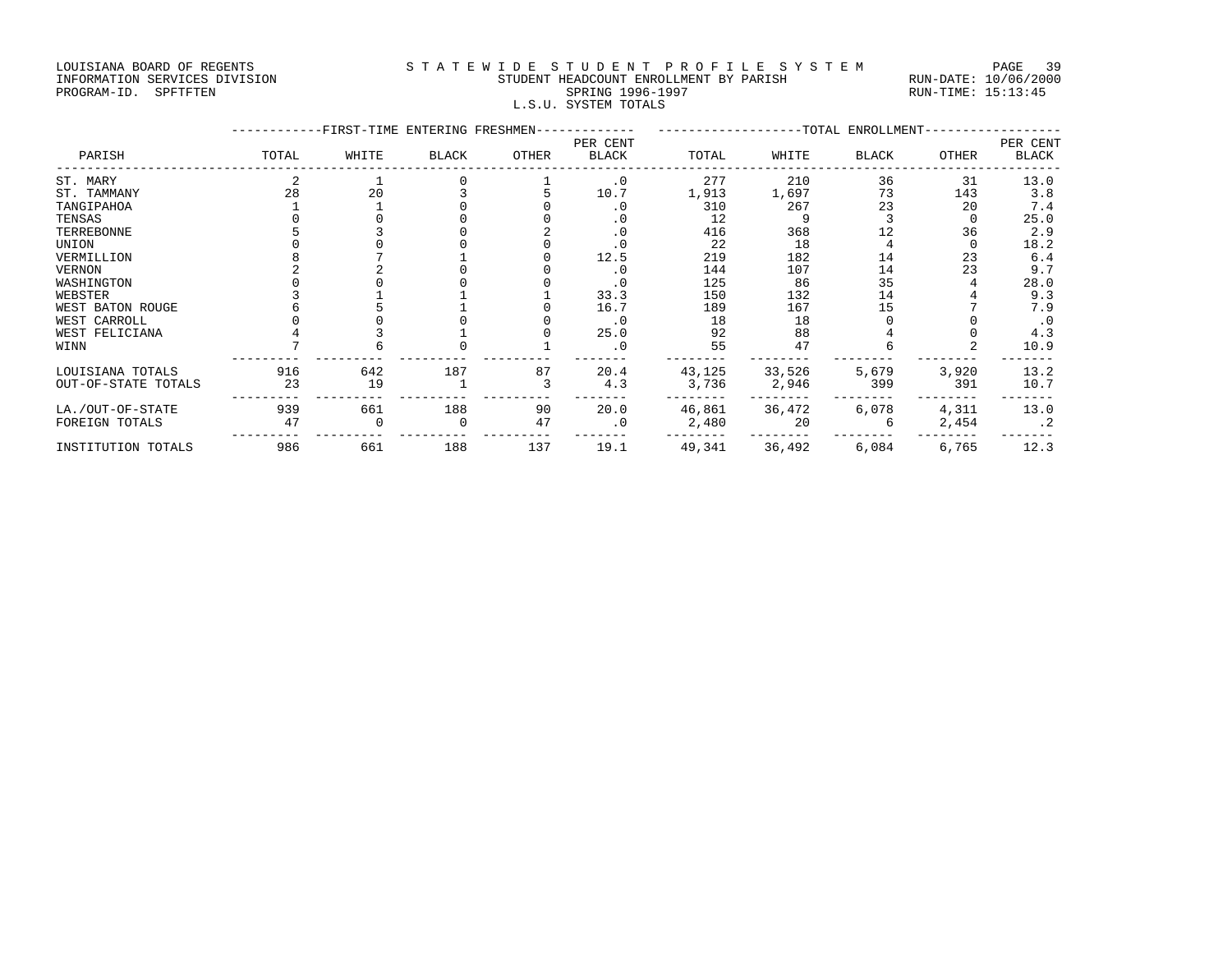LOUISIANA BOARD OF REGENTS
INFORMATION SERVICES DIVISION
PROGRAM-ID. SPFTFTEN

STATEWIDE STUDENT PROFILE SYSTEM
STUDENT HEADCOUNT ENROLLMENT BY PARISH
SPRING 1996-1997
L.S.U. SYSTEM TOTALS

RUN-DATE: 10/06/2000
RUN-TIME: 15:13:45

| PARISH | FIRST-TIME ENTERING FRESHMEN TOTAL | WHITE | BLACK | OTHER | PER CENT BLACK | TOTAL ENROLLMENT TOTAL | WHITE | BLACK | OTHER | PER CENT BLACK |
|---|---|---|---|---|---|---|---|---|---|---|
| ST. MARY | 2 | 1 | 0 | 1 | .0 | 277 | 210 | 36 | 31 | 13.0 |
| ST. TAMMANY | 28 | 20 | 3 | 5 | 10.7 | 1,913 | 1,697 | 73 | 143 | 3.8 |
| TANGIPAHOA | 1 | 1 | 0 | 0 | .0 | 310 | 267 | 23 | 20 | 7.4 |
| TENSAS | 0 | 0 | 0 | 0 | .0 | 12 | 9 | 3 | 0 | 25.0 |
| TERREBONNE | 5 | 3 | 0 | 2 | .0 | 416 | 368 | 12 | 36 | 2.9 |
| UNION | 0 | 0 | 0 | 0 | .0 | 22 | 18 | 4 | 0 | 18.2 |
| VERMILLION | 8 | 7 | 1 | 0 | 12.5 | 219 | 182 | 14 | 23 | 6.4 |
| VERNON | 2 | 2 | 0 | 0 | .0 | 144 | 107 | 14 | 23 | 9.7 |
| WASHINGTON | 0 | 0 | 0 | 0 | .0 | 125 | 86 | 35 | 4 | 28.0 |
| WEBSTER | 3 | 1 | 1 | 1 | 33.3 | 150 | 132 | 14 | 4 | 9.3 |
| WEST BATON ROUGE | 6 | 5 | 1 | 0 | 16.7 | 189 | 167 | 15 | 7 | 7.9 |
| WEST CARROLL | 0 | 0 | 0 | 0 | .0 | 18 | 18 | 0 | 0 | .0 |
| WEST FELICIANA | 4 | 3 | 1 | 0 | 25.0 | 92 | 88 | 4 | 0 | 4.3 |
| WINN | 7 | 6 | 0 | 1 | .0 | 55 | 47 | 6 | 2 | 10.9 |
| LOUISIANA TOTALS | 916 | 642 | 187 | 87 | 20.4 | 43,125 | 33,526 | 5,679 | 3,920 | 13.2 |
| OUT-OF-STATE TOTALS | 23 | 19 | 1 | 3 | 4.3 | 3,736 | 2,946 | 399 | 391 | 10.7 |
| LA./OUT-OF-STATE | 939 | 661 | 188 | 90 | 20.0 | 46,861 | 36,472 | 6,078 | 4,311 | 13.0 |
| FOREIGN TOTALS | 47 | 0 | 0 | 47 | .0 | 2,480 | 20 | 6 | 2,454 | .2 |
| INSTITUTION TOTALS | 986 | 661 | 188 | 137 | 19.1 | 49,341 | 36,492 | 6,084 | 6,765 | 12.3 |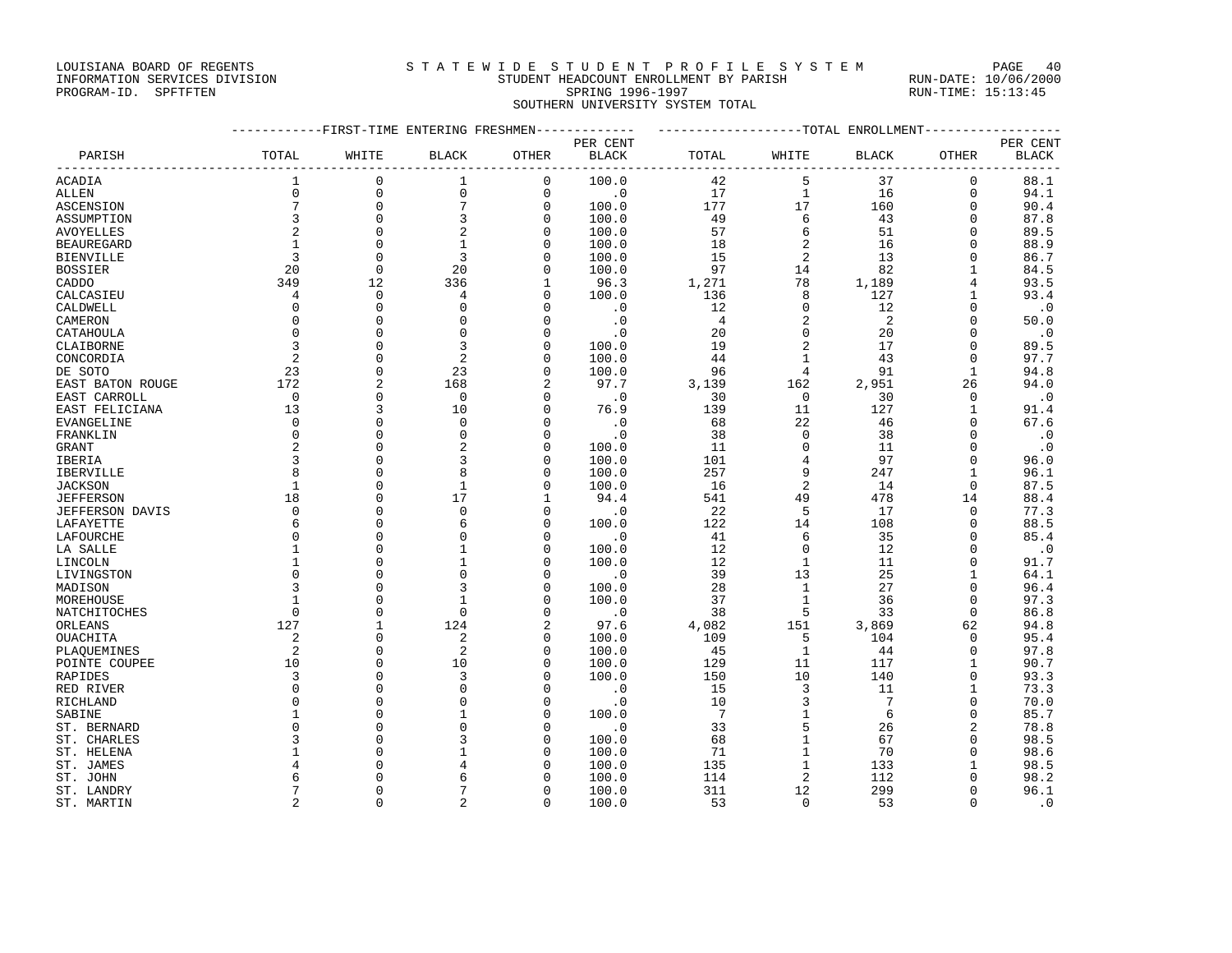LOUISIANA BOARD OF REGENTS
INFORMATION SERVICES DIVISION
PROGRAM-ID. SPFTFTEN

S T A T E W I D E S T U D E N T P R O F I L E S Y S T E M
STUDENT HEADCOUNT ENROLLMENT BY PARISH
SPRING 1996-1997
SOUTHERN UNIVERSITY SYSTEM TOTAL

RUN-DATE: 10/06/2000
RUN-TIME: 15:13:45

| PARISH | FIRST-TIME ENTERING FRESHMEN TOTAL | WHITE | BLACK | OTHER | PER CENT BLACK | TOTAL ENROLLMENT TOTAL | WHITE | BLACK | OTHER | PER CENT BLACK |
|---|---|---|---|---|---|---|---|---|---|---|
| ACADIA | 1 | 0 | 1 | 0 | 100.0 | 42 | 5 | 37 | 0 | 88.1 |
| ALLEN | 0 | 0 | 0 | 0 | .0 | 17 | 1 | 16 | 0 | 94.1 |
| ASCENSION | 7 | 0 | 7 | 0 | 100.0 | 177 | 17 | 160 | 0 | 90.4 |
| ASSUMPTION | 3 | 0 | 3 | 0 | 100.0 | 49 | 6 | 43 | 0 | 87.8 |
| AVOYELLES | 2 | 0 | 2 | 0 | 100.0 | 57 | 6 | 51 | 0 | 89.5 |
| BEAUREGARD | 1 | 0 | 1 | 0 | 100.0 | 18 | 2 | 16 | 0 | 88.9 |
| BIENVILLE | 3 | 0 | 3 | 0 | 100.0 | 15 | 2 | 13 | 0 | 86.7 |
| BOSSIER | 20 | 0 | 20 | 0 | 100.0 | 97 | 14 | 82 | 1 | 84.5 |
| CADDO | 349 | 12 | 336 | 1 | 96.3 | 1,271 | 78 | 1,189 | 4 | 93.5 |
| CALCASIEU | 4 | 0 | 4 | 0 | 100.0 | 136 | 8 | 127 | 1 | 93.4 |
| CALDWELL | 0 | 0 | 0 | 0 | .0 | 12 | 0 | 12 | 0 | .0 |
| CAMERON | 0 | 0 | 0 | 0 | .0 | 4 | 2 | 2 | 0 | 50.0 |
| CATAHOULA | 0 | 0 | 0 | 0 | .0 | 20 | 0 | 20 | 0 | .0 |
| CLAIBORNE | 3 | 0 | 3 | 0 | 100.0 | 19 | 2 | 17 | 0 | 89.5 |
| CONCORDIA | 2 | 0 | 2 | 0 | 100.0 | 44 | 1 | 43 | 0 | 97.7 |
| DE SOTO | 23 | 0 | 23 | 0 | 100.0 | 96 | 4 | 91 | 1 | 94.8 |
| EAST BATON ROUGE | 172 | 2 | 168 | 2 | 97.7 | 3,139 | 162 | 2,951 | 26 | 94.0 |
| EAST CARROLL | 0 | 0 | 0 | 0 | .0 | 30 | 0 | 30 | 0 | .0 |
| EAST FELICIANA | 13 | 3 | 10 | 0 | 76.9 | 139 | 11 | 127 | 1 | 91.4 |
| EVANGELINE | 0 | 0 | 0 | 0 | .0 | 68 | 22 | 46 | 0 | 67.6 |
| FRANKLIN | 0 | 0 | 0 | 0 | .0 | 38 | 0 | 38 | 0 | .0 |
| GRANT | 2 | 0 | 2 | 0 | 100.0 | 11 | 0 | 11 | 0 | .0 |
| IBERIA | 3 | 0 | 3 | 0 | 100.0 | 101 | 4 | 97 | 0 | 96.0 |
| IBERVILLE | 8 | 0 | 8 | 0 | 100.0 | 257 | 9 | 247 | 1 | 96.1 |
| JACKSON | 1 | 0 | 1 | 0 | 100.0 | 16 | 2 | 14 | 0 | 87.5 |
| JEFFERSON | 18 | 0 | 17 | 1 | 94.4 | 541 | 49 | 478 | 14 | 88.4 |
| JEFFERSON DAVIS | 0 | 0 | 0 | 0 | .0 | 22 | 5 | 17 | 0 | 77.3 |
| LAFAYETTE | 6 | 0 | 6 | 0 | 100.0 | 122 | 14 | 108 | 0 | 88.5 |
| LAFOURCHE | 0 | 0 | 0 | 0 | .0 | 41 | 6 | 35 | 0 | 85.4 |
| LA SALLE | 1 | 0 | 1 | 0 | 100.0 | 12 | 0 | 12 | 0 | .0 |
| LINCOLN | 1 | 0 | 1 | 0 | 100.0 | 12 | 1 | 11 | 0 | 91.7 |
| LIVINGSTON | 0 | 0 | 0 | 0 | .0 | 39 | 13 | 25 | 1 | 64.1 |
| MADISON | 3 | 0 | 3 | 0 | 100.0 | 28 | 1 | 27 | 0 | 96.4 |
| MOREHOUSE | 1 | 0 | 1 | 0 | 100.0 | 37 | 1 | 36 | 0 | 97.3 |
| NATCHITOCHES | 0 | 0 | 0 | 0 | .0 | 38 | 5 | 33 | 0 | 86.8 |
| ORLEANS | 127 | 1 | 124 | 2 | 97.6 | 4,082 | 151 | 3,869 | 62 | 94.8 |
| OUACHITA | 2 | 0 | 2 | 0 | 100.0 | 109 | 5 | 104 | 0 | 95.4 |
| PLAQUEMINES | 2 | 0 | 2 | 0 | 100.0 | 45 | 1 | 44 | 0 | 97.8 |
| POINTE COUPEE | 10 | 0 | 10 | 0 | 100.0 | 129 | 11 | 117 | 1 | 90.7 |
| RAPIDES | 3 | 0 | 3 | 0 | 100.0 | 150 | 10 | 140 | 0 | 93.3 |
| RED RIVER | 0 | 0 | 0 | 0 | .0 | 15 | 3 | 11 | 1 | 73.3 |
| RICHLAND | 0 | 0 | 0 | 0 | .0 | 10 | 3 | 7 | 0 | 70.0 |
| SABINE | 1 | 0 | 1 | 0 | 100.0 | 7 | 1 | 6 | 0 | 85.7 |
| ST. BERNARD | 0 | 0 | 0 | 0 | .0 | 33 | 5 | 26 | 2 | 78.8 |
| ST. CHARLES | 3 | 0 | 3 | 0 | 100.0 | 68 | 1 | 67 | 0 | 98.5 |
| ST. HELENA | 1 | 0 | 1 | 0 | 100.0 | 71 | 1 | 70 | 0 | 98.6 |
| ST. JAMES | 4 | 0 | 4 | 0 | 100.0 | 135 | 1 | 133 | 1 | 98.5 |
| ST. JOHN | 6 | 0 | 6 | 0 | 100.0 | 114 | 2 | 112 | 0 | 98.2 |
| ST. LANDRY | 7 | 0 | 7 | 0 | 100.0 | 311 | 12 | 299 | 0 | 96.1 |
| ST. MARTIN | 2 | 0 | 2 | 0 | 100.0 | 53 | 0 | 53 | 0 | .0 |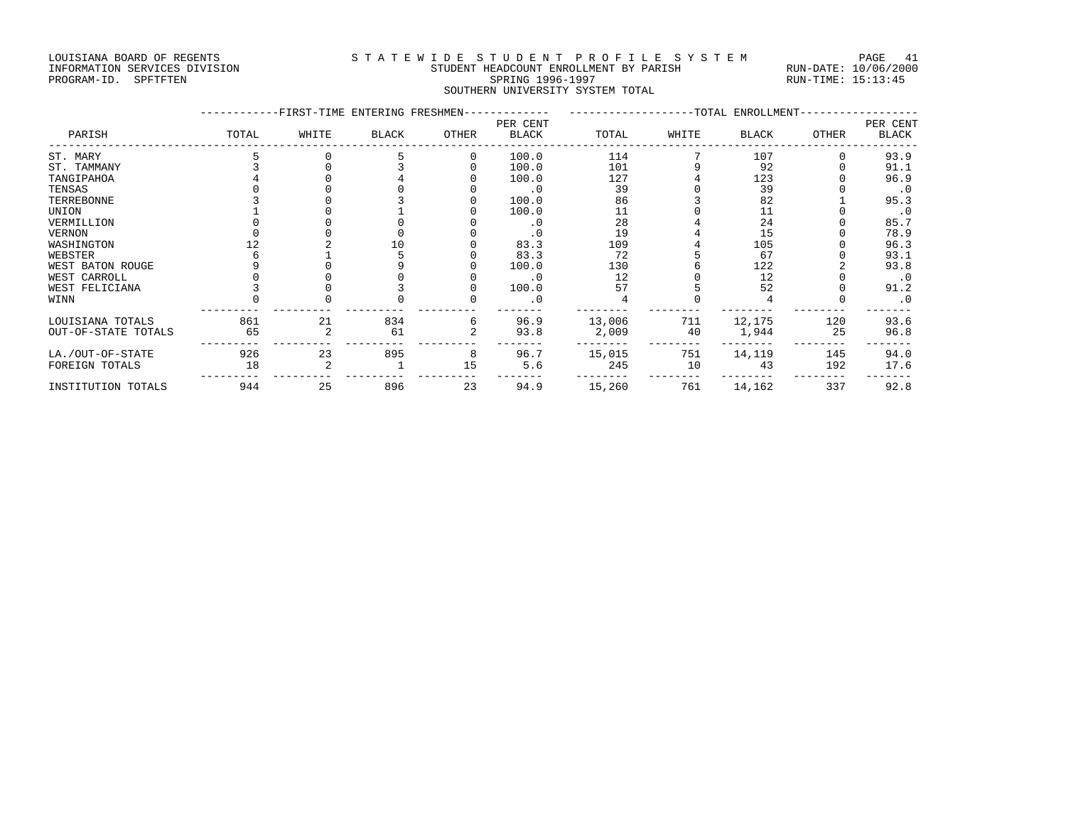LOUISIANA BOARD OF REGENTS
INFORMATION SERVICES DIVISION
PROGRAM-ID. SPFTFTEN

STATEWIDE STUDENT PROFILE SYSTEM
STUDENT HEADCOUNT ENROLLMENT BY PARISH
SPRING 1996-1997
SOUTHERN UNIVERSITY SYSTEM TOTAL

RUN-DATE: 10/06/2000
RUN-TIME: 15:13:45

| PARISH | FIRST-TIME ENTERING FRESHMEN TOTAL | WHITE | BLACK | OTHER | PER CENT BLACK | TOTAL ENROLLMENT TOTAL | WHITE | BLACK | OTHER | PER CENT BLACK |
|---|---|---|---|---|---|---|---|---|---|---|
| ST. MARY | 5 | 0 | 5 | 0 | 100.0 | 114 | 7 | 107 | 0 | 93.9 |
| ST. TAMMANY | 3 | 0 | 3 | 0 | 100.0 | 101 | 9 | 92 | 0 | 91.1 |
| TANGIPAHOA | 4 | 0 | 4 | 0 | 100.0 | 127 | 4 | 123 | 0 | 96.9 |
| TENSAS | 0 | 0 | 0 | 0 | .0 | 39 | 0 | 39 | 0 | .0 |
| TERREBONNE | 3 | 0 | 3 | 0 | 100.0 | 86 | 3 | 82 | 1 | 95.3 |
| UNION | 1 | 0 | 1 | 0 | 100.0 | 11 | 0 | 11 | 0 | .0 |
| VERMILLION | 0 | 0 | 0 | 0 | .0 | 28 | 4 | 24 | 0 | 85.7 |
| VERNON | 0 | 0 | 0 | 0 | .0 | 19 | 4 | 15 | 0 | 78.9 |
| WASHINGTON | 12 | 2 | 10 | 0 | 83.3 | 109 | 4 | 105 | 0 | 96.3 |
| WEBSTER | 6 | 1 | 5 | 0 | 83.3 | 72 | 5 | 67 | 0 | 93.1 |
| WEST BATON ROUGE | 9 | 0 | 9 | 0 | 100.0 | 130 | 6 | 122 | 2 | 93.8 |
| WEST CARROLL | 0 | 0 | 0 | 0 | .0 | 12 | 0 | 12 | 0 | .0 |
| WEST FELICIANA | 3 | 0 | 3 | 0 | 100.0 | 57 | 5 | 52 | 0 | 91.2 |
| WINN | 0 | 0 | 0 | 0 | .0 | 4 | 0 | 4 | 0 | .0 |
| LOUISIANA TOTALS | 861 | 21 | 834 | 6 | 96.9 | 13,006 | 711 | 12,175 | 120 | 93.6 |
| OUT-OF-STATE TOTALS | 65 | 2 | 61 | 2 | 93.8 | 2,009 | 40 | 1,944 | 25 | 96.8 |
| LA./OUT-OF-STATE | 926 | 23 | 895 | 8 | 96.7 | 15,015 | 751 | 14,119 | 145 | 94.0 |
| FOREIGN TOTALS | 18 | 2 | 1 | 15 | 5.6 | 245 | 10 | 43 | 192 | 17.6 |
| INSTITUTION TOTALS | 944 | 25 | 896 | 23 | 94.9 | 15,260 | 761 | 14,162 | 337 | 92.8 |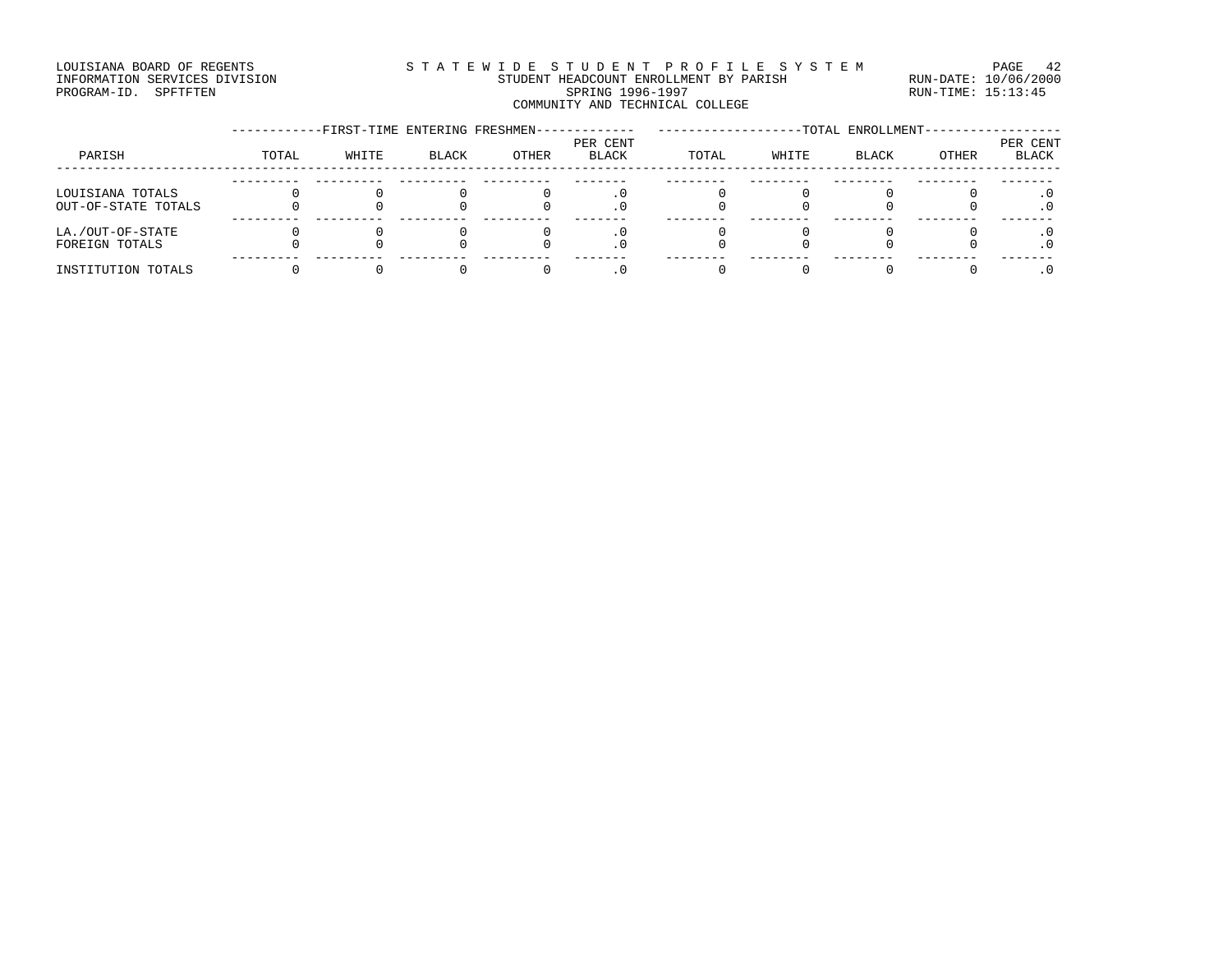LOUISIANA BOARD OF REGENTS
INFORMATION SERVICES DIVISION
PROGRAM-ID. SPFTFTEN

STATEWIDE STUDENT PROFILE SYSTEM
STUDENT HEADCOUNT ENROLLMENT BY PARISH
SPRING 1996-1997
COMMUNITY AND TECHNICAL COLLEGE

RUN-DATE: 10/06/2000
RUN-TIME: 15:13:45

| PARISH | FIRST-TIME ENTERING FRESHMEN | | | | | TOTAL ENROLLMENT | | | | |
|---|---|---|---|---|---|---|---|---|---|---|
| | TOTAL | WHITE | BLACK | OTHER | PER CENT BLACK | TOTAL | WHITE | BLACK | OTHER | PER CENT BLACK |
| LOUISIANA TOTALS | 0 | 0 | 0 | 0 | .0 | 0 | 0 | 0 | 0 | .0 |
| OUT-OF-STATE TOTALS | 0 | 0 | 0 | 0 | .0 | 0 | 0 | 0 | 0 | .0 |
| LA./OUT-OF-STATE | 0 | 0 | 0 | 0 | .0 | 0 | 0 | 0 | 0 | .0 |
| FOREIGN TOTALS | 0 | 0 | 0 | 0 | .0 | 0 | 0 | 0 | 0 | .0 |
| INSTITUTION TOTALS | 0 | 0 | 0 | 0 | .0 | 0 | 0 | 0 | 0 | .0 |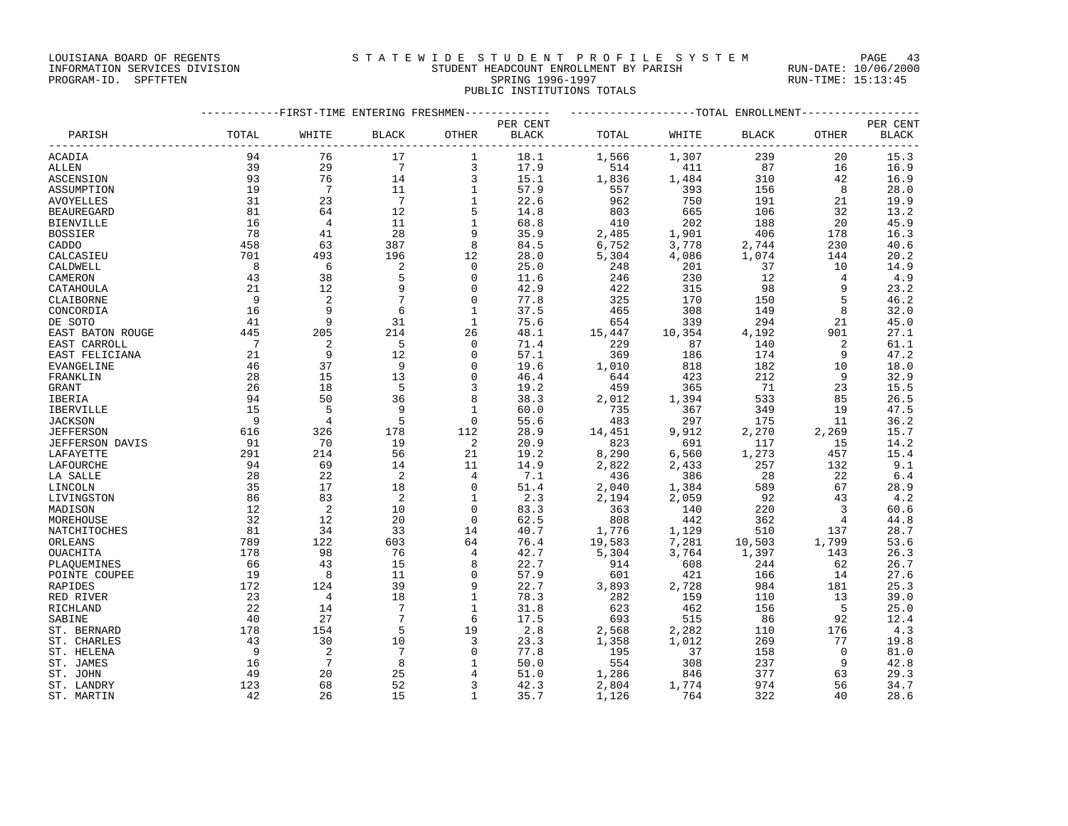LOUISIANA BOARD OF REGENTS
INFORMATION SERVICES DIVISION
PROGRAM-ID. SPFTFTEN

# STATEWIDE STUDENT PROFILE SYSTEM

## STUDENT HEADCOUNT ENROLLMENT BY PARISH

SPRING 1996-1997

PUBLIC INSTITUTIONS TOTALS

RUN-DATE: 10/06/2000
RUN-TIME: 15:13:45

| PARISH | FIRST-TIME ENTERING FRESHMEN TOTAL | WHITE | BLACK | OTHER | PER CENT BLACK | TOTAL ENROLLMENT TOTAL | WHITE | BLACK | OTHER | PER CENT BLACK |
|---|---|---|---|---|---|---|---|---|---|---|
| ACADIA | 94 | 76 | 17 | 1 | 18.1 | 1,566 | 1,307 | 239 | 20 | 15.3 |
| ALLEN | 39 | 29 | 7 | 3 | 17.9 | 514 | 411 | 87 | 16 | 16.9 |
| ASCENSION | 93 | 76 | 14 | 3 | 15.1 | 1,836 | 1,484 | 310 | 42 | 16.9 |
| ASSUMPTION | 19 | 7 | 11 | 1 | 57.9 | 557 | 393 | 156 | 8 | 28.0 |
| AVOYELLES | 31 | 23 | 7 | 1 | 22.6 | 962 | 750 | 191 | 21 | 19.9 |
| BEAUREGARD | 81 | 64 | 12 | 5 | 14.8 | 803 | 665 | 106 | 32 | 13.2 |
| BIENVILLE | 16 | 4 | 11 | 1 | 68.8 | 410 | 202 | 188 | 20 | 45.9 |
| BOSSIER | 78 | 41 | 28 | 9 | 35.9 | 2,485 | 1,901 | 406 | 178 | 16.3 |
| CADDO | 458 | 63 | 387 | 8 | 84.5 | 6,752 | 3,778 | 2,744 | 230 | 40.6 |
| CALCASIEU | 701 | 493 | 196 | 12 | 28.0 | 5,304 | 4,086 | 1,074 | 144 | 20.2 |
| CALDWELL | 8 | 6 | 2 | 0 | 25.0 | 248 | 201 | 37 | 10 | 14.9 |
| CAMERON | 43 | 38 | 5 | 0 | 11.6 | 246 | 230 | 12 | 4 | 4.9 |
| CATAHOULA | 21 | 12 | 9 | 0 | 42.9 | 422 | 315 | 98 | 9 | 23.2 |
| CLAIBORNE | 9 | 2 | 7 | 0 | 77.8 | 325 | 170 | 150 | 5 | 46.2 |
| CONCORDIA | 16 | 9 | 6 | 1 | 37.5 | 465 | 308 | 149 | 8 | 32.0 |
| DE SOTO | 41 | 9 | 31 | 1 | 75.6 | 654 | 339 | 294 | 21 | 45.0 |
| EAST BATON ROUGE | 445 | 205 | 214 | 26 | 48.1 | 15,447 | 10,354 | 4,192 | 901 | 27.1 |
| EAST CARROLL | 7 | 2 | 5 | 0 | 71.4 | 229 | 87 | 140 | 2 | 61.1 |
| EAST FELICIANA | 21 | 9 | 12 | 0 | 57.1 | 369 | 186 | 174 | 9 | 47.2 |
| EVANGELINE | 46 | 37 | 9 | 0 | 19.6 | 1,010 | 818 | 182 | 10 | 18.0 |
| FRANKLIN | 28 | 15 | 13 | 0 | 46.4 | 644 | 423 | 212 | 9 | 32.9 |
| GRANT | 26 | 18 | 5 | 3 | 19.2 | 459 | 365 | 71 | 23 | 15.5 |
| IBERIA | 94 | 50 | 36 | 8 | 38.3 | 2,012 | 1,394 | 533 | 85 | 26.5 |
| IBERVILLE | 15 | 5 | 9 | 1 | 60.0 | 735 | 367 | 349 | 19 | 47.5 |
| JACKSON | 9 | 4 | 5 | 0 | 55.6 | 483 | 297 | 175 | 11 | 36.2 |
| JEFFERSON | 616 | 326 | 178 | 112 | 28.9 | 14,451 | 9,912 | 2,270 | 2,269 | 15.7 |
| JEFFERSON DAVIS | 91 | 70 | 19 | 2 | 20.9 | 823 | 691 | 117 | 15 | 14.2 |
| LAFAYETTE | 291 | 214 | 56 | 21 | 19.2 | 8,290 | 6,560 | 1,273 | 457 | 15.4 |
| LAFOURCHE | 94 | 69 | 14 | 11 | 14.9 | 2,822 | 2,433 | 257 | 132 | 9.1 |
| LA SALLE | 28 | 22 | 2 | 4 | 7.1 | 436 | 386 | 28 | 22 | 6.4 |
| LINCOLN | 35 | 17 | 18 | 0 | 51.4 | 2,040 | 1,384 | 589 | 67 | 28.9 |
| LIVINGSTON | 86 | 83 | 2 | 1 | 2.3 | 2,194 | 2,059 | 92 | 43 | 4.2 |
| MADISON | 12 | 2 | 10 | 0 | 83.3 | 363 | 140 | 220 | 3 | 60.6 |
| MOREHOUSE | 32 | 12 | 20 | 0 | 62.5 | 808 | 442 | 362 | 4 | 44.8 |
| NATCHITOCHES | 81 | 34 | 33 | 14 | 40.7 | 1,776 | 1,129 | 510 | 137 | 28.7 |
| ORLEANS | 789 | 122 | 603 | 64 | 76.4 | 19,583 | 7,281 | 10,503 | 1,799 | 53.6 |
| OUACHITA | 178 | 98 | 76 | 4 | 42.7 | 5,304 | 3,764 | 1,397 | 143 | 26.3 |
| PLAQUEMINES | 66 | 43 | 15 | 8 | 22.7 | 914 | 608 | 244 | 62 | 26.7 |
| POINTE COUPEE | 19 | 8 | 11 | 0 | 57.9 | 601 | 421 | 166 | 14 | 27.6 |
| RAPIDES | 172 | 124 | 39 | 9 | 22.7 | 3,893 | 2,728 | 984 | 181 | 25.3 |
| RED RIVER | 23 | 4 | 18 | 1 | 78.3 | 282 | 159 | 110 | 13 | 39.0 |
| RICHLAND | 22 | 14 | 7 | 1 | 31.8 | 623 | 462 | 156 | 5 | 25.0 |
| SABINE | 40 | 27 | 7 | 6 | 17.5 | 693 | 515 | 86 | 92 | 12.4 |
| ST. BERNARD | 178 | 154 | 5 | 19 | 2.8 | 2,568 | 2,282 | 110 | 176 | 4.3 |
| ST. CHARLES | 43 | 30 | 10 | 3 | 23.3 | 1,358 | 1,012 | 269 | 77 | 19.8 |
| ST. HELENA | 9 | 2 | 7 | 0 | 77.8 | 195 | 37 | 158 | 0 | 81.0 |
| ST. JAMES | 16 | 7 | 8 | 1 | 50.0 | 554 | 308 | 237 | 9 | 42.8 |
| ST. JOHN | 49 | 20 | 25 | 4 | 51.0 | 1,286 | 846 | 377 | 63 | 29.3 |
| ST. LANDRY | 123 | 68 | 52 | 3 | 42.3 | 2,804 | 1,774 | 974 | 56 | 34.7 |
| ST. MARTIN | 42 | 26 | 15 | 1 | 35.7 | 1,126 | 764 | 322 | 40 | 28.6 |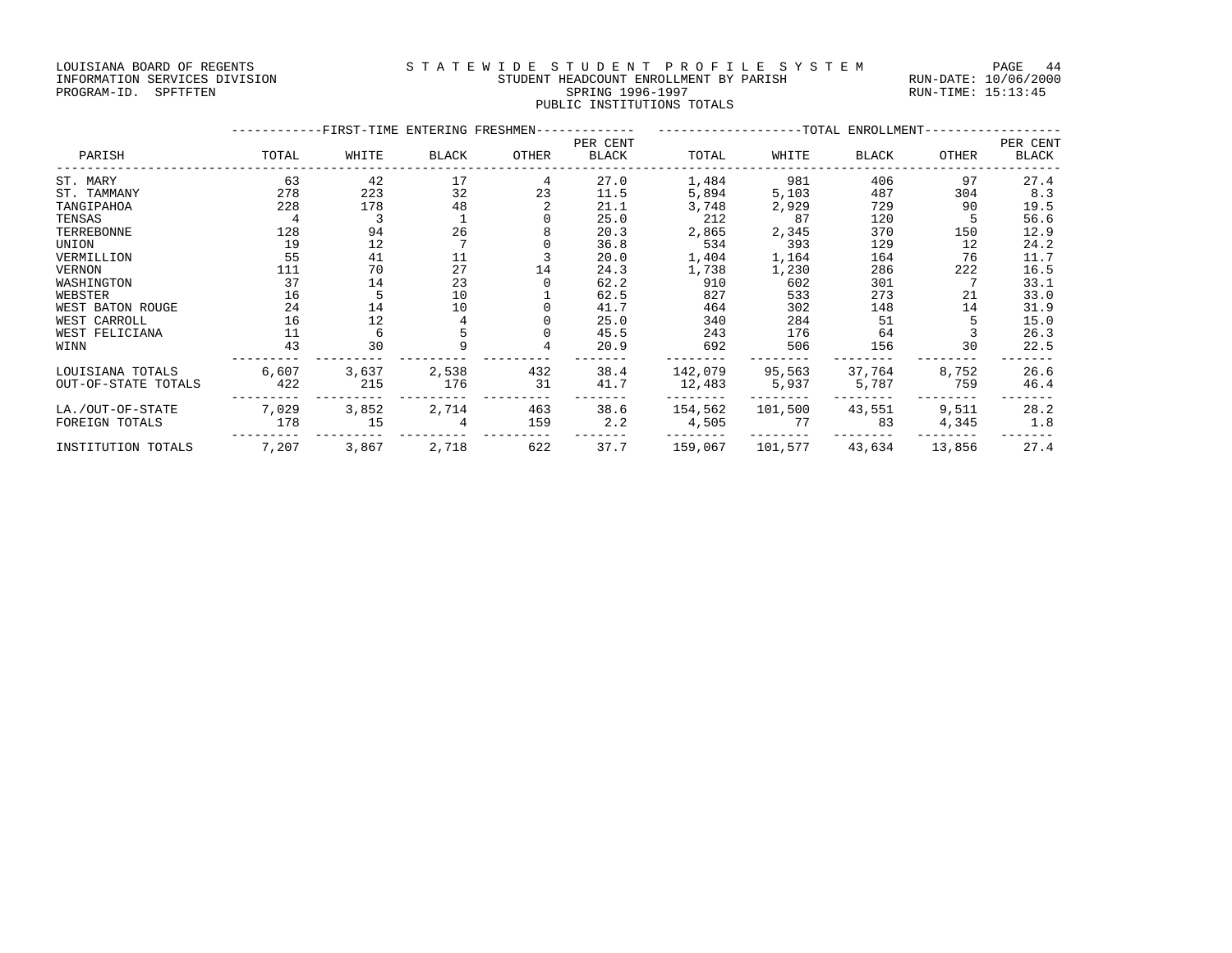LOUISIANA BOARD OF REGENTS
INFORMATION SERVICES DIVISION
PROGRAM-ID. SPFTFTEN

STATEWIDE STUDENT PROFILE SYSTEM
STUDENT HEADCOUNT ENROLLMENT BY PARISH
SPRING 1996-1997
PUBLIC INSTITUTIONS TOTALS

RUN-DATE: 10/06/2000
RUN-TIME: 15:13:45

| | FIRST-TIME ENTERING FRESHMEN | | | | | TOTAL ENROLLMENT | | | | |
|---|---|---|---|---|---|---|---|---|---|---|
| PARISH | TOTAL | WHITE | BLACK | OTHER | PER CENT BLACK | TOTAL | WHITE | BLACK | OTHER | PER CENT BLACK |
| ST. MARY | 63 | 42 | 17 | 4 | 27.0 | 1,484 | 981 | 406 | 97 | 27.4 |
| ST. TAMMANY | 278 | 223 | 32 | 23 | 11.5 | 5,894 | 5,103 | 487 | 304 | 8.3 |
| TANGIPAHOA | 228 | 178 | 48 | 2 | 21.1 | 3,748 | 2,929 | 729 | 90 | 19.5 |
| TENSAS | 4 | 3 | 1 | 0 | 25.0 | 212 | 87 | 120 | 5 | 56.6 |
| TERREBONNE | 128 | 94 | 26 | 8 | 20.3 | 2,865 | 2,345 | 370 | 150 | 12.9 |
| UNION | 19 | 12 | 7 | 0 | 36.8 | 534 | 393 | 129 | 12 | 24.2 |
| VERMILLION | 55 | 41 | 11 | 3 | 20.0 | 1,404 | 1,164 | 164 | 76 | 11.7 |
| VERNON | 111 | 70 | 27 | 14 | 24.3 | 1,738 | 1,230 | 286 | 222 | 16.5 |
| WASHINGTON | 37 | 14 | 23 | 0 | 62.2 | 910 | 602 | 301 | 7 | 33.1 |
| WEBSTER | 16 | 5 | 10 | 1 | 62.5 | 827 | 533 | 273 | 21 | 33.0 |
| WEST BATON ROUGE | 24 | 14 | 10 | 0 | 41.7 | 464 | 302 | 148 | 14 | 31.9 |
| WEST CARROLL | 16 | 12 | 4 | 0 | 25.0 | 340 | 284 | 51 | 5 | 15.0 |
| WEST FELICIANA | 11 | 6 | 5 | 0 | 45.5 | 243 | 176 | 64 | 3 | 26.3 |
| WINN | 43 | 30 | 9 | 4 | 20.9 | 692 | 506 | 156 | 30 | 22.5 |
| LOUISIANA TOTALS | 6,607 | 3,637 | 2,538 | 432 | 38.4 | 142,079 | 95,563 | 37,764 | 8,752 | 26.6 |
| OUT-OF-STATE TOTALS | 422 | 215 | 176 | 31 | 41.7 | 12,483 | 5,937 | 5,787 | 759 | 46.4 |
| LA./OUT-OF-STATE | 7,029 | 3,852 | 2,714 | 463 | 38.6 | 154,562 | 101,500 | 43,551 | 9,511 | 28.2 |
| FOREIGN TOTALS | 178 | 15 | 4 | 159 | 2.2 | 4,505 | 77 | 83 | 4,345 | 1.8 |
| INSTITUTION TOTALS | 7,207 | 3,867 | 2,718 | 622 | 37.7 | 159,067 | 101,577 | 43,634 | 13,856 | 27.4 |